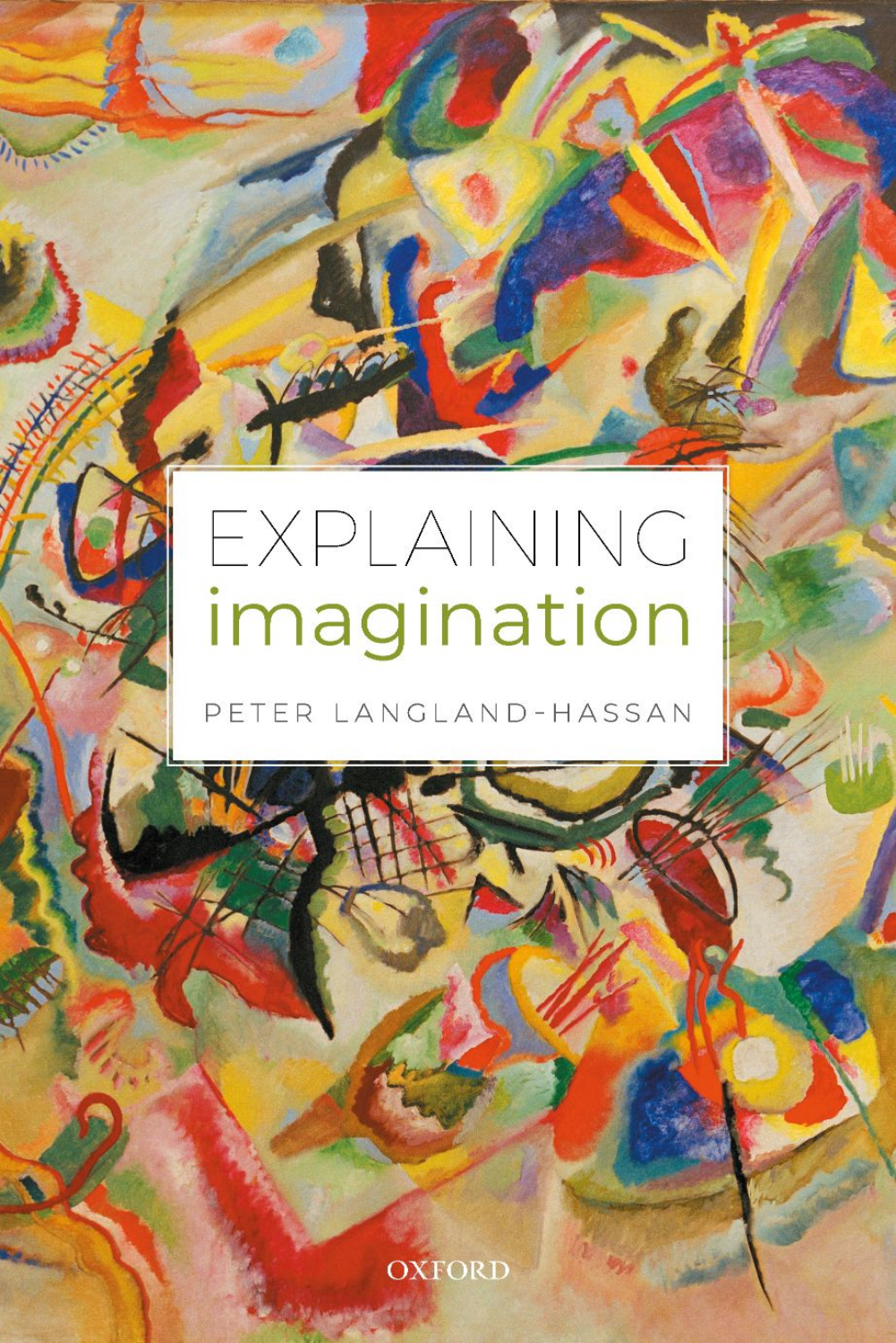# EXPLAINING imagination

PETER LANGLAND-HASSAN

OXFORD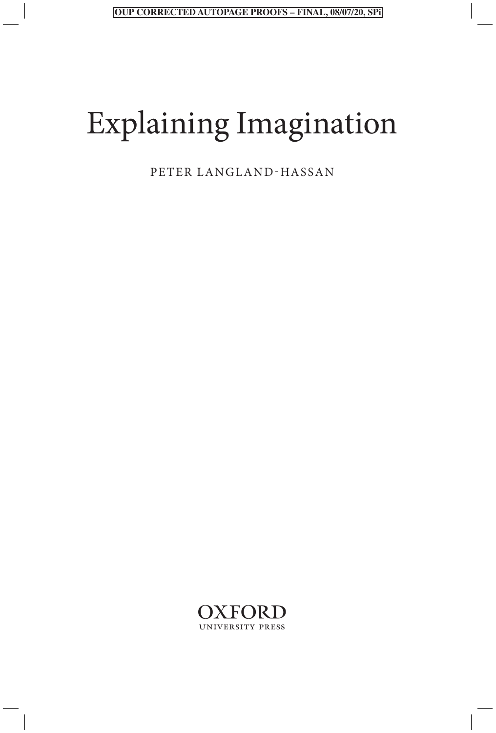# Explaining Imagination

PETER LANGLAND-HASSAN

OXFORD
UNIVERSITY PRESS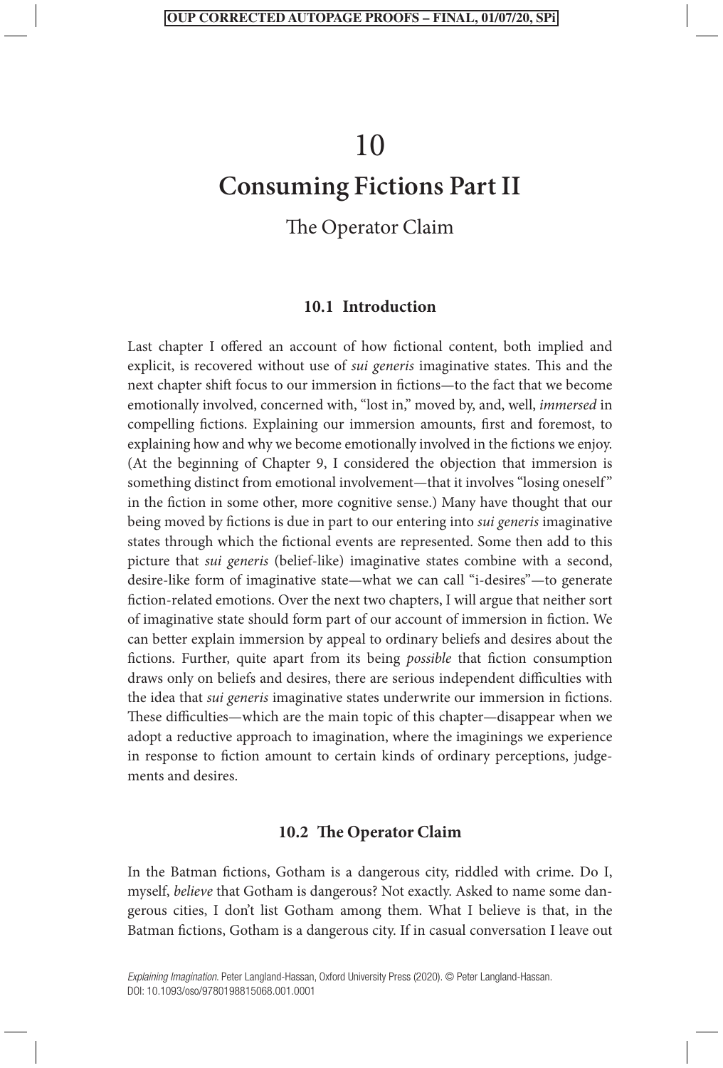# 10

# Consuming Fictions Part II

## The Operator Claim

### 10.1 Introduction

Last chapter I offered an account of how fictional content, both implied and explicit, is recovered without use of *sui generis* imaginative states. This and the next chapter shift focus to our immersion in fictions—to the fact that we become emotionally involved, concerned with, "lost in," moved by, and, well, *immersed* in compelling fictions. Explaining our immersion amounts, first and foremost, to explaining how and why we become emotionally involved in the fictions we enjoy. (At the beginning of Chapter 9, I considered the objection that immersion is something distinct from emotional involvement—that it involves "losing oneself" in the fiction in some other, more cognitive sense.) Many have thought that our being moved by fictions is due in part to our entering into *sui generis* imaginative states through which the fictional events are represented. Some then add to this picture that *sui generis* (belief-like) imaginative states combine with a second, desire-like form of imaginative state—what we can call "i-desires"—to generate fiction-related emotions. Over the next two chapters, I will argue that neither sort of imaginative state should form part of our account of immersion in fiction. We can better explain immersion by appeal to ordinary beliefs and desires about the fictions. Further, quite apart from its being *possible* that fiction consumption draws only on beliefs and desires, there are serious independent difficulties with the idea that *sui generis* imaginative states underwrite our immersion in fictions. These difficulties—which are the main topic of this chapter—disappear when we adopt a reductive approach to imagination, where the imaginings we experience in response to fiction amount to certain kinds of ordinary perceptions, judgements and desires.

### 10.2 The Operator Claim

In the Batman fictions, Gotham is a dangerous city, riddled with crime. Do I, myself, *believe* that Gotham is dangerous? Not exactly. Asked to name some dangerous cities, I don't list Gotham among them. What I believe is that, in the Batman fictions, Gotham is a dangerous city. If in casual conversation I leave out

*Explaining Imagination*. Peter Langland-Hassan, Oxford University Press (2020). © Peter Langland-Hassan. DOI: 10.1093/oso/9780198815068.001.0001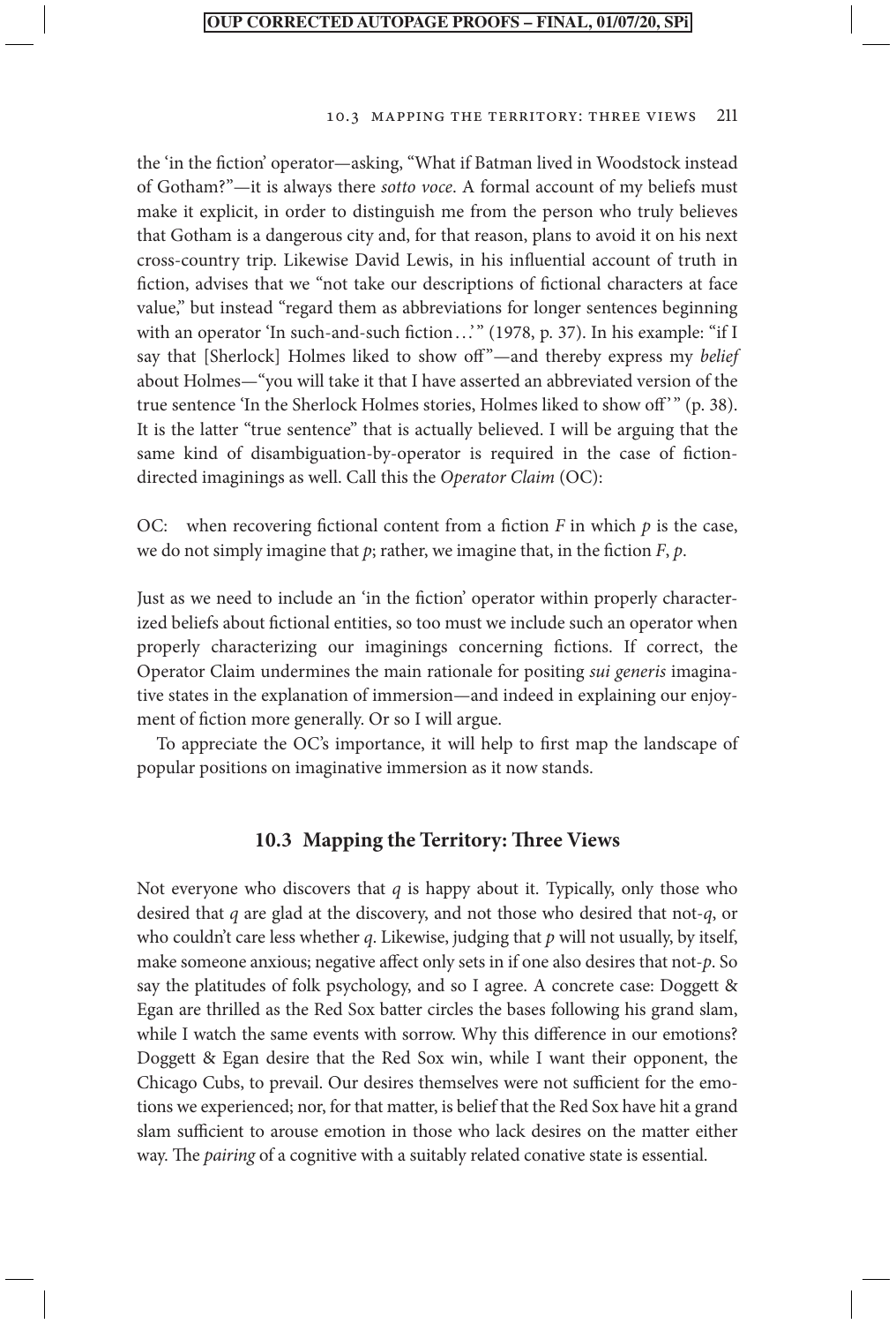the 'in the fiction' operator—asking, "What if Batman lived in Woodstock instead of Gotham?"—it is always there *sotto voce*. A formal account of my beliefs must make it explicit, in order to distinguish me from the person who truly believes that Gotham is a dangerous city and, for that reason, plans to avoid it on his next cross-country trip. Likewise David Lewis, in his influential account of truth in fiction, advises that we "not take our descriptions of fictional characters at face value," but instead "regard them as abbreviations for longer sentences beginning with an operator 'In such-and-such fiction . . .'" (1978, p. 37). In his example: "if I say that [Sherlock] Holmes liked to show off"—and thereby express my *belief* about Holmes—"you will take it that I have asserted an abbreviated version of the true sentence 'In the Sherlock Holmes stories, Holmes liked to show off'" (p. 38). It is the latter "true sentence" that is actually believed. I will be arguing that the same kind of disambiguation-by-operator is required in the case of fiction-directed imaginings as well. Call this the *Operator Claim* (OC):

OC: when recovering fictional content from a fiction *F* in which *p* is the case, we do not simply imagine that *p*; rather, we imagine that, in the fiction *F*, *p*.

Just as we need to include an 'in the fiction' operator within properly characterized beliefs about fictional entities, so too must we include such an operator when properly characterizing our imaginings concerning fictions. If correct, the Operator Claim undermines the main rationale for positing *sui generis* imaginative states in the explanation of immersion—and indeed in explaining our enjoyment of fiction more generally. Or so I will argue.

To appreciate the OC's importance, it will help to first map the landscape of popular positions on imaginative immersion as it now stands.

## 10.3 Mapping the Territory: Three Views

Not everyone who discovers that *q* is happy about it. Typically, only those who desired that *q* are glad at the discovery, and not those who desired that not-*q*, or who couldn't care less whether *q*. Likewise, judging that *p* will not usually, by itself, make someone anxious; negative affect only sets in if one also desires that not-*p*. So say the platitudes of folk psychology, and so I agree. A concrete case: Doggett & Egan are thrilled as the Red Sox batter circles the bases following his grand slam, while I watch the same events with sorrow. Why this difference in our emotions? Doggett & Egan desire that the Red Sox win, while I want their opponent, the Chicago Cubs, to prevail. Our desires themselves were not sufficient for the emotions we experienced; nor, for that matter, is belief that the Red Sox have hit a grand slam sufficient to arouse emotion in those who lack desires on the matter either way. The *pairing* of a cognitive with a suitably related conative state is essential.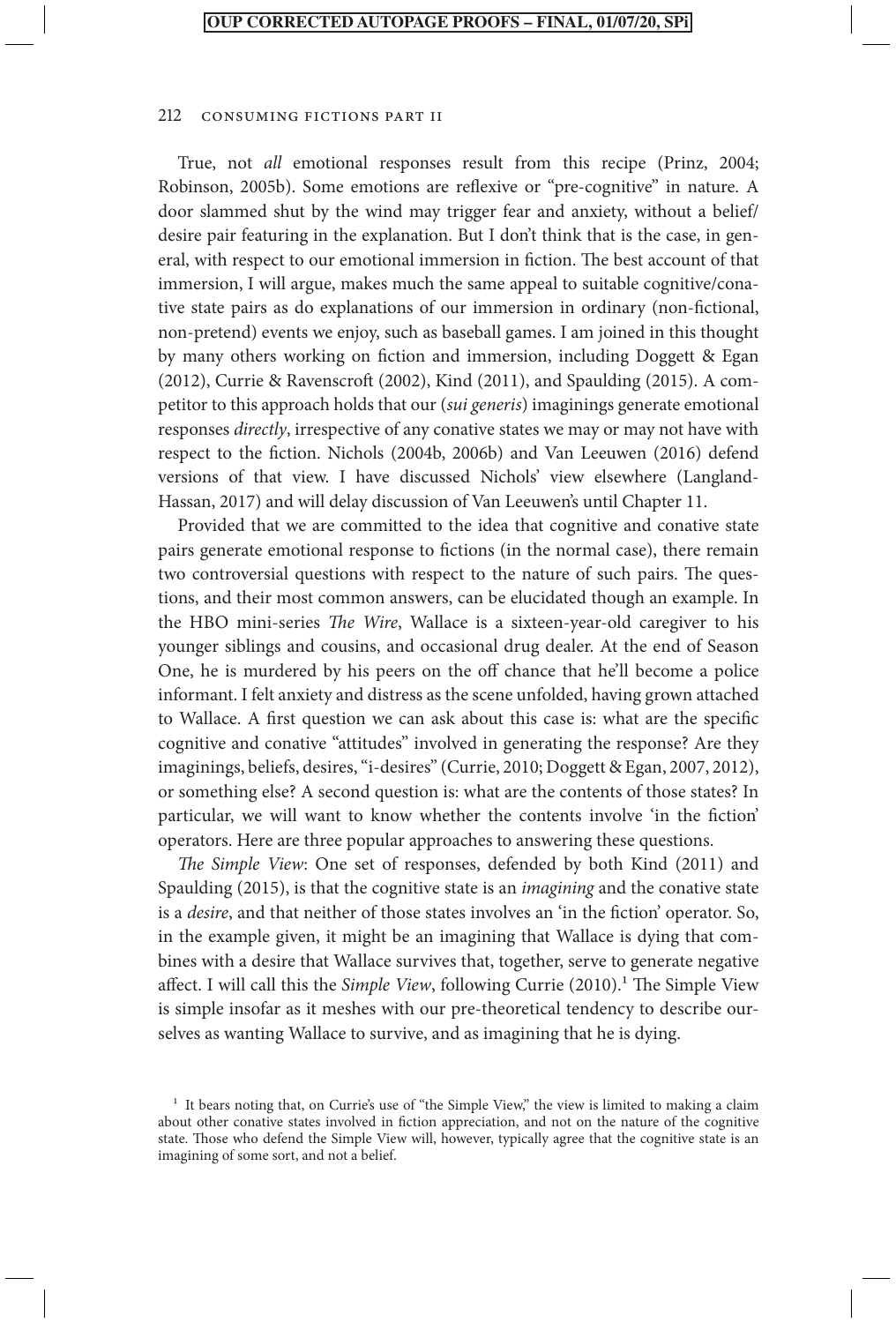True, not *all* emotional responses result from this recipe (Prinz, 2004; Robinson, 2005b). Some emotions are reflexive or "pre-cognitive" in nature. A door slammed shut by the wind may trigger fear and anxiety, without a belief/desire pair featuring in the explanation. But I don't think that is the case, in general, with respect to our emotional immersion in fiction. The best account of that immersion, I will argue, makes much the same appeal to suitable cognitive/conative state pairs as do explanations of our immersion in ordinary (non-fictional, non-pretend) events we enjoy, such as baseball games. I am joined in this thought by many others working on fiction and immersion, including Doggett & Egan (2012), Currie & Ravenscroft (2002), Kind (2011), and Spaulding (2015). A competitor to this approach holds that our (*sui generis*) imaginings generate emotional responses *directly*, irrespective of any conative states we may or may not have with respect to the fiction. Nichols (2004b, 2006b) and Van Leeuwen (2016) defend versions of that view. I have discussed Nichols' view elsewhere (Langland-Hassan, 2017) and will delay discussion of Van Leeuwen's until Chapter 11.

Provided that we are committed to the idea that cognitive and conative state pairs generate emotional response to fictions (in the normal case), there remain two controversial questions with respect to the nature of such pairs. The questions, and their most common answers, can be elucidated though an example. In the HBO mini-series *The Wire*, Wallace is a sixteen-year-old caregiver to his younger siblings and cousins, and occasional drug dealer. At the end of Season One, he is murdered by his peers on the off chance that he'll become a police informant. I felt anxiety and distress as the scene unfolded, having grown attached to Wallace. A first question we can ask about this case is: what are the specific cognitive and conative "attitudes" involved in generating the response? Are they imaginings, beliefs, desires, "i-desires" (Currie, 2010; Doggett & Egan, 2007, 2012), or something else? A second question is: what are the contents of those states? In particular, we will want to know whether the contents involve 'in the fiction' operators. Here are three popular approaches to answering these questions.

*The Simple View*: One set of responses, defended by both Kind (2011) and Spaulding (2015), is that the cognitive state is an *imagining* and the conative state is a *desire*, and that neither of those states involves an 'in the fiction' operator. So, in the example given, it might be an imagining that Wallace is dying that combines with a desire that Wallace survives that, together, serve to generate negative affect. I will call this the *Simple View*, following Currie (2010).[1] The Simple View is simple insofar as it meshes with our pre-theoretical tendency to describe ourselves as wanting Wallace to survive, and as imagining that he is dying.

[1] It bears noting that, on Currie's use of "the Simple View," the view is limited to making a claim about other conative states involved in fiction appreciation, and not on the nature of the cognitive state. Those who defend the Simple View will, however, typically agree that the cognitive state is an imagining of some sort, and not a belief.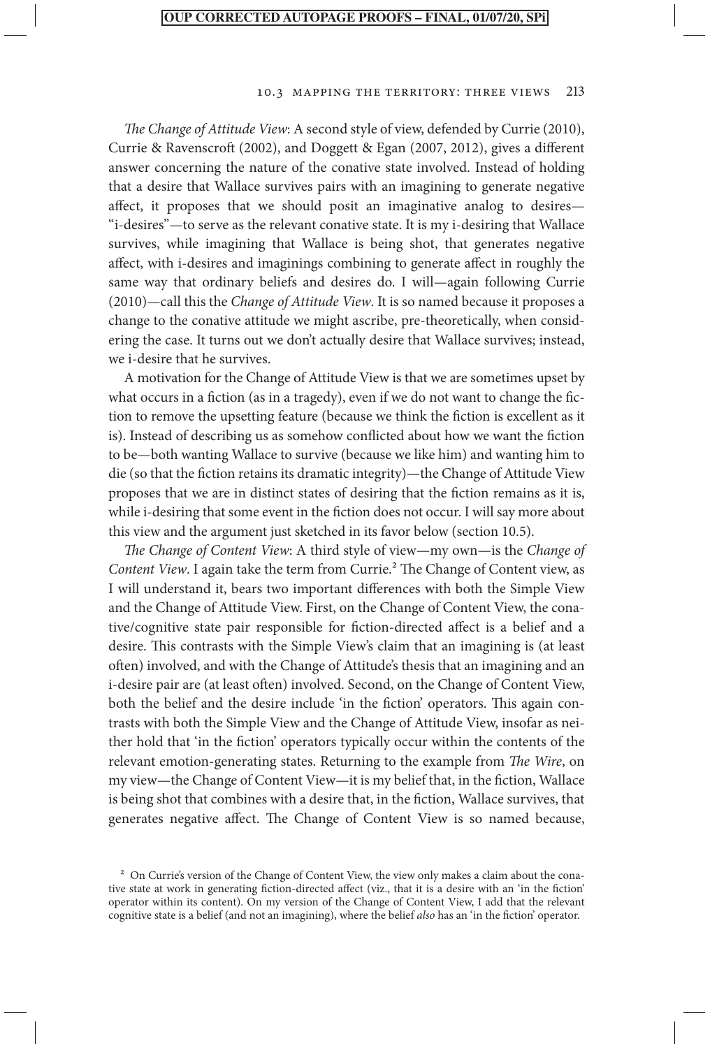*The Change of Attitude View*: A second style of view, defended by Currie (2010), Currie & Ravenscroft (2002), and Doggett & Egan (2007, 2012), gives a different answer concerning the nature of the conative state involved. Instead of holding that a desire that Wallace survives pairs with an imagining to generate negative affect, it proposes that we should posit an imaginative analog to desires—"i-desires"—to serve as the relevant conative state. It is my i-desiring that Wallace survives, while imagining that Wallace is being shot, that generates negative affect, with i-desires and imaginings combining to generate affect in roughly the same way that ordinary beliefs and desires do. I will—again following Currie (2010)—call this the *Change of Attitude View*. It is so named because it proposes a change to the conative attitude we might ascribe, pre-theoretically, when considering the case. It turns out we don't actually desire that Wallace survives; instead, we i-desire that he survives.

A motivation for the Change of Attitude View is that we are sometimes upset by what occurs in a fiction (as in a tragedy), even if we do not want to change the fiction to remove the upsetting feature (because we think the fiction is excellent as it is). Instead of describing us as somehow conflicted about how we want the fiction to be—both wanting Wallace to survive (because we like him) and wanting him to die (so that the fiction retains its dramatic integrity)—the Change of Attitude View proposes that we are in distinct states of desiring that the fiction remains as it is, while i-desiring that some event in the fiction does not occur. I will say more about this view and the argument just sketched in its favor below (section 10.5).

*The Change of Content View*: A third style of view—my own—is the *Change of Content View*. I again take the term from Currie.[2] The Change of Content view, as I will understand it, bears two important differences with both the Simple View and the Change of Attitude View. First, on the Change of Content View, the conative/cognitive state pair responsible for fiction-directed affect is a belief and a desire. This contrasts with the Simple View's claim that an imagining is (at least often) involved, and with the Change of Attitude's thesis that an imagining and an i-desire pair are (at least often) involved. Second, on the Change of Content View, both the belief and the desire include 'in the fiction' operators. This again contrasts with both the Simple View and the Change of Attitude View, insofar as neither hold that 'in the fiction' operators typically occur within the contents of the relevant emotion-generating states. Returning to the example from *The Wire*, on my view—the Change of Content View—it is my belief that, in the fiction, Wallace is being shot that combines with a desire that, in the fiction, Wallace survives, that generates negative affect. The Change of Content View is so named because,

[2] On Currie's version of the Change of Content View, the view only makes a claim about the conative state at work in generating fiction-directed affect (viz., that it is a desire with an 'in the fiction' operator within its content). On my version of the Change of Content View, I add that the relevant cognitive state is a belief (and not an imagining), where the belief *also* has an 'in the fiction' operator.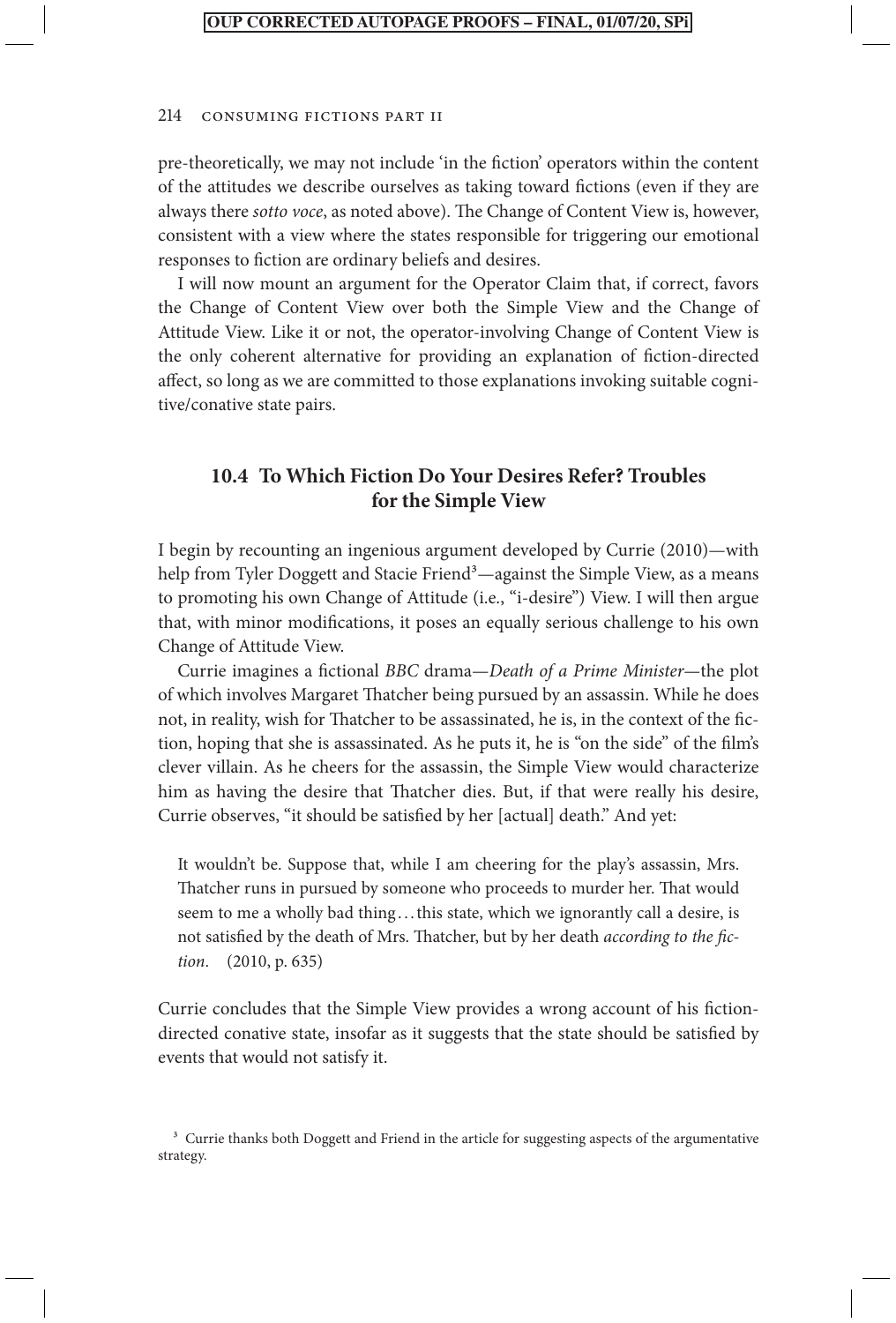pre-theoretically, we may not include 'in the fiction' operators within the content of the attitudes we describe ourselves as taking toward fictions (even if they are always there *sotto voce*, as noted above). The Change of Content View is, however, consistent with a view where the states responsible for triggering our emotional responses to fiction are ordinary beliefs and desires.

I will now mount an argument for the Operator Claim that, if correct, favors the Change of Content View over both the Simple View and the Change of Attitude View. Like it or not, the operator-involving Change of Content View is the only coherent alternative for providing an explanation of fiction-directed affect, so long as we are committed to those explanations invoking suitable cognitive/conative state pairs.

## 10.4 To Which Fiction Do Your Desires Refer? Troubles for the Simple View

I begin by recounting an ingenious argument developed by Currie (2010)—with help from Tyler Doggett and Stacie Friend[3]—against the Simple View, as a means to promoting his own Change of Attitude (i.e., "i-desire") View. I will then argue that, with minor modifications, it poses an equally serious challenge to his own Change of Attitude View.

Currie imagines a fictional *BBC* drama—*Death of a Prime Minister*—the plot of which involves Margaret Thatcher being pursued by an assassin. While he does not, in reality, wish for Thatcher to be assassinated, he is, in the context of the fiction, hoping that she is assassinated. As he puts it, he is "on the side" of the film's clever villain. As he cheers for the assassin, the Simple View would characterize him as having the desire that Thatcher dies. But, if that were really his desire, Currie observes, "it should be satisfied by her [actual] death." And yet:

> It wouldn't be. Suppose that, while I am cheering for the play's assassin, Mrs. Thatcher runs in pursued by someone who proceeds to murder her. That would seem to me a wholly bad thing…this state, which we ignorantly call a desire, is not satisfied by the death of Mrs. Thatcher, but by her death *according to the fiction*. (2010, p. 635)

Currie concludes that the Simple View provides a wrong account of his fiction-directed conative state, insofar as it suggests that the state should be satisfied by events that would not satisfy it.

[3] Currie thanks both Doggett and Friend in the article for suggesting aspects of the argumentative strategy.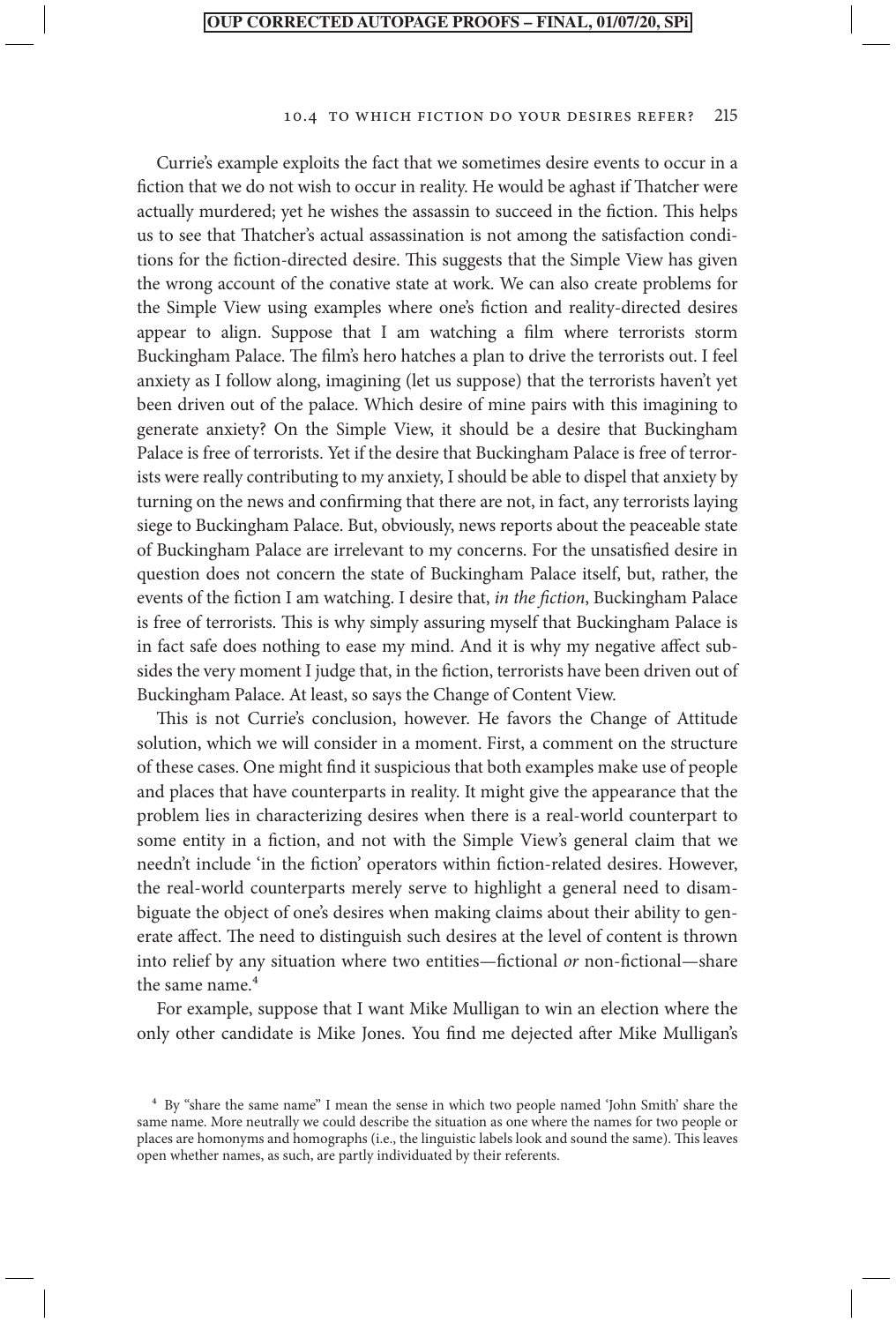Currie's example exploits the fact that we sometimes desire events to occur in a fiction that we do not wish to occur in reality. He would be aghast if Thatcher were actually murdered; yet he wishes the assassin to succeed in the fiction. This helps us to see that Thatcher's actual assassination is not among the satisfaction conditions for the fiction-directed desire. This suggests that the Simple View has given the wrong account of the conative state at work. We can also create problems for the Simple View using examples where one's fiction and reality-directed desires appear to align. Suppose that I am watching a film where terrorists storm Buckingham Palace. The film's hero hatches a plan to drive the terrorists out. I feel anxiety as I follow along, imagining (let us suppose) that the terrorists haven't yet been driven out of the palace. Which desire of mine pairs with this imagining to generate anxiety? On the Simple View, it should be a desire that Buckingham Palace is free of terrorists. Yet if the desire that Buckingham Palace is free of terrorists were really contributing to my anxiety, I should be able to dispel that anxiety by turning on the news and confirming that there are not, in fact, any terrorists laying siege to Buckingham Palace. But, obviously, news reports about the peaceable state of Buckingham Palace are irrelevant to my concerns. For the unsatisfied desire in question does not concern the state of Buckingham Palace itself, but, rather, the events of the fiction I am watching. I desire that, *in the fiction*, Buckingham Palace is free of terrorists. This is why simply assuring myself that Buckingham Palace is in fact safe does nothing to ease my mind. And it is why my negative affect subsides the very moment I judge that, in the fiction, terrorists have been driven out of Buckingham Palace. At least, so says the Change of Content View.

This is not Currie's conclusion, however. He favors the Change of Attitude solution, which we will consider in a moment. First, a comment on the structure of these cases. One might find it suspicious that both examples make use of people and places that have counterparts in reality. It might give the appearance that the problem lies in characterizing desires when there is a real-world counterpart to some entity in a fiction, and not with the Simple View's general claim that we needn't include 'in the fiction' operators within fiction-related desires. However, the real-world counterparts merely serve to highlight a general need to disambiguate the object of one's desires when making claims about their ability to generate affect. The need to distinguish such desires at the level of content is thrown into relief by any situation where two entities—fictional *or* non-fictional—share the same name.[4]

For example, suppose that I want Mike Mulligan to win an election where the only other candidate is Mike Jones. You find me dejected after Mike Mulligan's

[4] By "share the same name" I mean the sense in which two people named 'John Smith' share the same name. More neutrally we could describe the situation as one where the names for two people or places are homonyms and homographs (i.e., the linguistic labels look and sound the same). This leaves open whether names, as such, are partly individuated by their referents.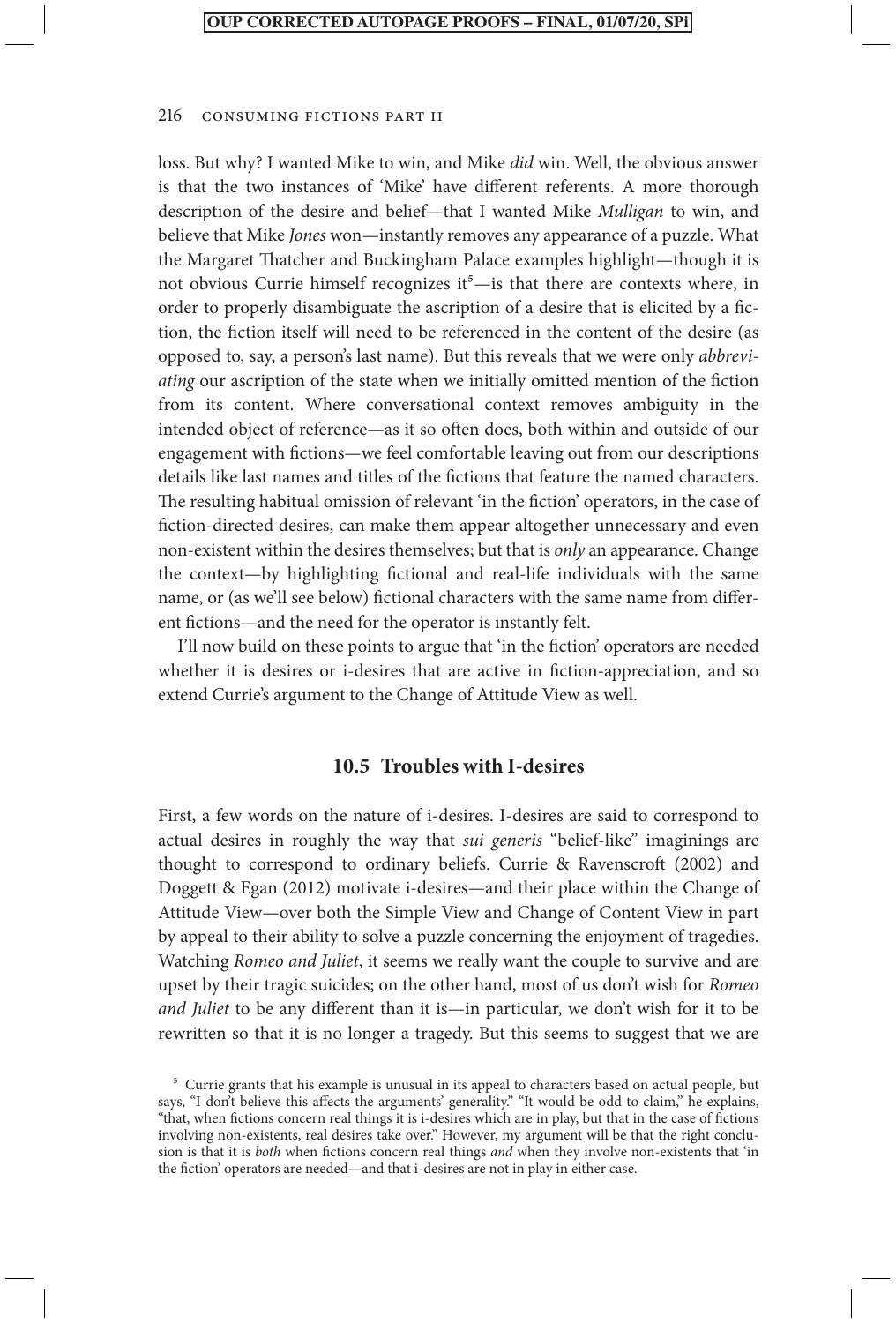loss. But why? I wanted Mike to win, and Mike *did* win. Well, the obvious answer is that the two instances of 'Mike' have different referents. A more thorough description of the desire and belief—that I wanted Mike *Mulligan* to win, and believe that Mike *Jones* won—instantly removes any appearance of a puzzle. What the Margaret Thatcher and Buckingham Palace examples highlight—though it is not obvious Currie himself recognizes it[5]—is that there are contexts where, in order to properly disambiguate the ascription of a desire that is elicited by a fiction, the fiction itself will need to be referenced in the content of the desire (as opposed to, say, a person's last name). But this reveals that we were only *abbreviating* our ascription of the state when we initially omitted mention of the fiction from its content. Where conversational context removes ambiguity in the intended object of reference—as it so often does, both within and outside of our engagement with fictions—we feel comfortable leaving out from our descriptions details like last names and titles of the fictions that feature the named characters. The resulting habitual omission of relevant 'in the fiction' operators, in the case of fiction-directed desires, can make them appear altogether unnecessary and even non-existent within the desires themselves; but that is *only* an appearance. Change the context—by highlighting fictional and real-life individuals with the same name, or (as we'll see below) fictional characters with the same name from different fictions—and the need for the operator is instantly felt.

I'll now build on these points to argue that 'in the fiction' operators are needed whether it is desires or i-desires that are active in fiction-appreciation, and so extend Currie's argument to the Change of Attitude View as well.

## 10.5 Troubles with I-desires

First, a few words on the nature of i-desires. I-desires are said to correspond to actual desires in roughly the way that *sui generis* "belief-like" imaginings are thought to correspond to ordinary beliefs. Currie & Ravenscroft (2002) and Doggett & Egan (2012) motivate i-desires—and their place within the Change of Attitude View—over both the Simple View and Change of Content View in part by appeal to their ability to solve a puzzle concerning the enjoyment of tragedies. Watching *Romeo and Juliet*, it seems we really want the couple to survive and are upset by their tragic suicides; on the other hand, most of us don't wish for *Romeo and Juliet* to be any different than it is—in particular, we don't wish for it to be rewritten so that it is no longer a tragedy. But this seems to suggest that we are

[5] Currie grants that his example is unusual in its appeal to characters based on actual people, but says, "I don't believe this affects the arguments' generality." "It would be odd to claim," he explains, "that, when fictions concern real things it is i-desires which are in play, but that in the case of fictions involving non-existents, real desires take over." However, my argument will be that the right conclusion is that it is *both* when fictions concern real things *and* when they involve non-existents that 'in the fiction' operators are needed—and that i-desires are not in play in either case.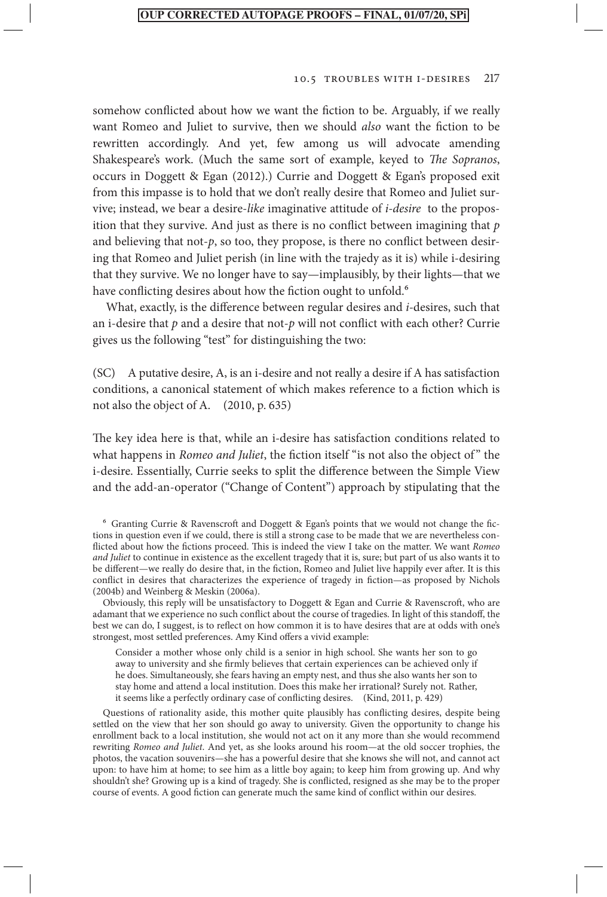somehow conflicted about how we want the fiction to be. Arguably, if we really want Romeo and Juliet to survive, then we should *also* want the fiction to be rewritten accordingly. And yet, few among us will advocate amending Shakespeare's work. (Much the same sort of example, keyed to *The Sopranos*, occurs in Doggett & Egan (2012).) Currie and Doggett & Egan's proposed exit from this impasse is to hold that we don't really desire that Romeo and Juliet survive; instead, we bear a desire-*like* imaginative attitude of *i-desire* to the proposition that they survive. And just as there is no conflict between imagining that *p* and believing that not-*p*, so too, they propose, is there no conflict between desiring that Romeo and Juliet perish (in line with the trajedy as it is) while i-desiring that they survive. We no longer have to say—implausibly, by their lights—that we have conflicting desires about how the fiction ought to unfold.[6]

What, exactly, is the difference between regular desires and *i*-desires, such that an i-desire that *p* and a desire that not-*p* will not conflict with each other? Currie gives us the following "test" for distinguishing the two:

(SC) A putative desire, A, is an i-desire and not really a desire if A has satisfaction conditions, a canonical statement of which makes reference to a fiction which is not also the object of A. (2010, p. 635)

The key idea here is that, while an i-desire has satisfaction conditions related to what happens in *Romeo and Juliet*, the fiction itself "is not also the object of" the i-desire. Essentially, Currie seeks to split the difference between the Simple View and the add-an-operator ("Change of Content") approach by stipulating that the

[6] Granting Currie & Ravenscroft and Doggett & Egan's points that we would not change the fictions in question even if we could, there is still a strong case to be made that we are nevertheless conflicted about how the fictions proceed. This is indeed the view I take on the matter. We want *Romeo and Juliet* to continue in existence as the excellent tragedy that it is, sure; but part of us also wants it to be different—we really do desire that, in the fiction, Romeo and Juliet live happily ever after. It is this conflict in desires that characterizes the experience of tragedy in fiction—as proposed by Nichols (2004b) and Weinberg & Meskin (2006a).

Obviously, this reply will be unsatisfactory to Doggett & Egan and Currie & Ravenscroft, who are adamant that we experience no such conflict about the course of tragedies. In light of this standoff, the best we can do, I suggest, is to reflect on how common it is to have desires that are at odds with one's strongest, most settled preferences. Amy Kind offers a vivid example:

> Consider a mother whose only child is a senior in high school. She wants her son to go away to university and she firmly believes that certain experiences can be achieved only if he does. Simultaneously, she fears having an empty nest, and thus she also wants her son to stay home and attend a local institution. Does this make her irrational? Surely not. Rather, it seems like a perfectly ordinary case of conflicting desires. (Kind, 2011, p. 429)

Questions of rationality aside, this mother quite plausibly has conflicting desires, despite being settled on the view that her son should go away to university. Given the opportunity to change his enrollment back to a local institution, she would not act on it any more than she would recommend rewriting *Romeo and Juliet*. And yet, as she looks around his room—at the old soccer trophies, the photos, the vacation souvenirs—she has a powerful desire that she knows she will not, and cannot act upon: to have him at home; to see him as a little boy again; to keep him from growing up. And why shouldn't she? Growing up is a kind of tragedy. She is conflicted, resigned as she may be to the proper course of events. A good fiction can generate much the same kind of conflict within our desires.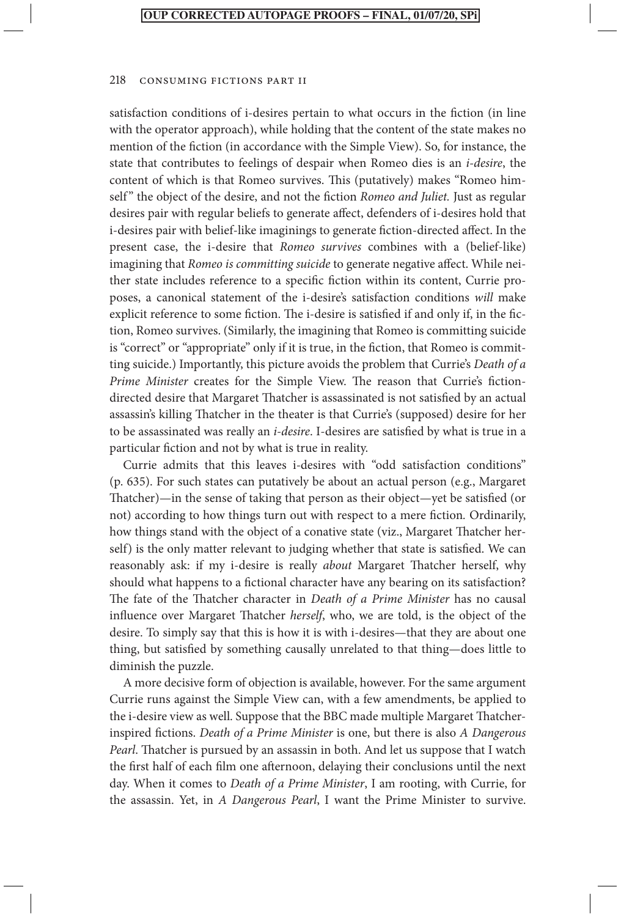satisfaction conditions of i-desires pertain to what occurs in the fiction (in line with the operator approach), while holding that the content of the state makes no mention of the fiction (in accordance with the Simple View). So, for instance, the state that contributes to feelings of despair when Romeo dies is an *i-desire*, the content of which is that Romeo survives. This (putatively) makes "Romeo himself" the object of the desire, and not the fiction *Romeo and Juliet.* Just as regular desires pair with regular beliefs to generate affect, defenders of i-desires hold that i-desires pair with belief-like imaginings to generate fiction-directed affect. In the present case, the i-desire that *Romeo survives* combines with a (belief-like) imagining that *Romeo is committing suicide* to generate negative affect. While neither state includes reference to a specific fiction within its content, Currie proposes, a canonical statement of the i-desire's satisfaction conditions *will* make explicit reference to some fiction. The i-desire is satisfied if and only if, in the fiction, Romeo survives. (Similarly, the imagining that Romeo is committing suicide is "correct" or "appropriate" only if it is true, in the fiction, that Romeo is committing suicide.) Importantly, this picture avoids the problem that Currie's *Death of a Prime Minister* creates for the Simple View. The reason that Currie's fiction-directed desire that Margaret Thatcher is assassinated is not satisfied by an actual assassin's killing Thatcher in the theater is that Currie's (supposed) desire for her to be assassinated was really an *i-desire*. I-desires are satisfied by what is true in a particular fiction and not by what is true in reality.

Currie admits that this leaves i-desires with "odd satisfaction conditions" (p. 635). For such states can putatively be about an actual person (e.g., Margaret Thatcher)—in the sense of taking that person as their object—yet be satisfied (or not) according to how things turn out with respect to a mere fiction. Ordinarily, how things stand with the object of a conative state (viz., Margaret Thatcher herself) is the only matter relevant to judging whether that state is satisfied. We can reasonably ask: if my i-desire is really *about* Margaret Thatcher herself, why should what happens to a fictional character have any bearing on its satisfaction? The fate of the Thatcher character in *Death of a Prime Minister* has no causal influence over Margaret Thatcher *herself*, who, we are told, is the object of the desire. To simply say that this is how it is with i-desires—that they are about one thing, but satisfied by something causally unrelated to that thing—does little to diminish the puzzle.

A more decisive form of objection is available, however. For the same argument Currie runs against the Simple View can, with a few amendments, be applied to the i-desire view as well. Suppose that the BBC made multiple Margaret Thatcher-inspired fictions. *Death of a Prime Minister* is one, but there is also *A Dangerous Pearl*. Thatcher is pursued by an assassin in both. And let us suppose that I watch the first half of each film one afternoon, delaying their conclusions until the next day. When it comes to *Death of a Prime Minister*, I am rooting, with Currie, for the assassin. Yet, in *A Dangerous Pearl*, I want the Prime Minister to survive.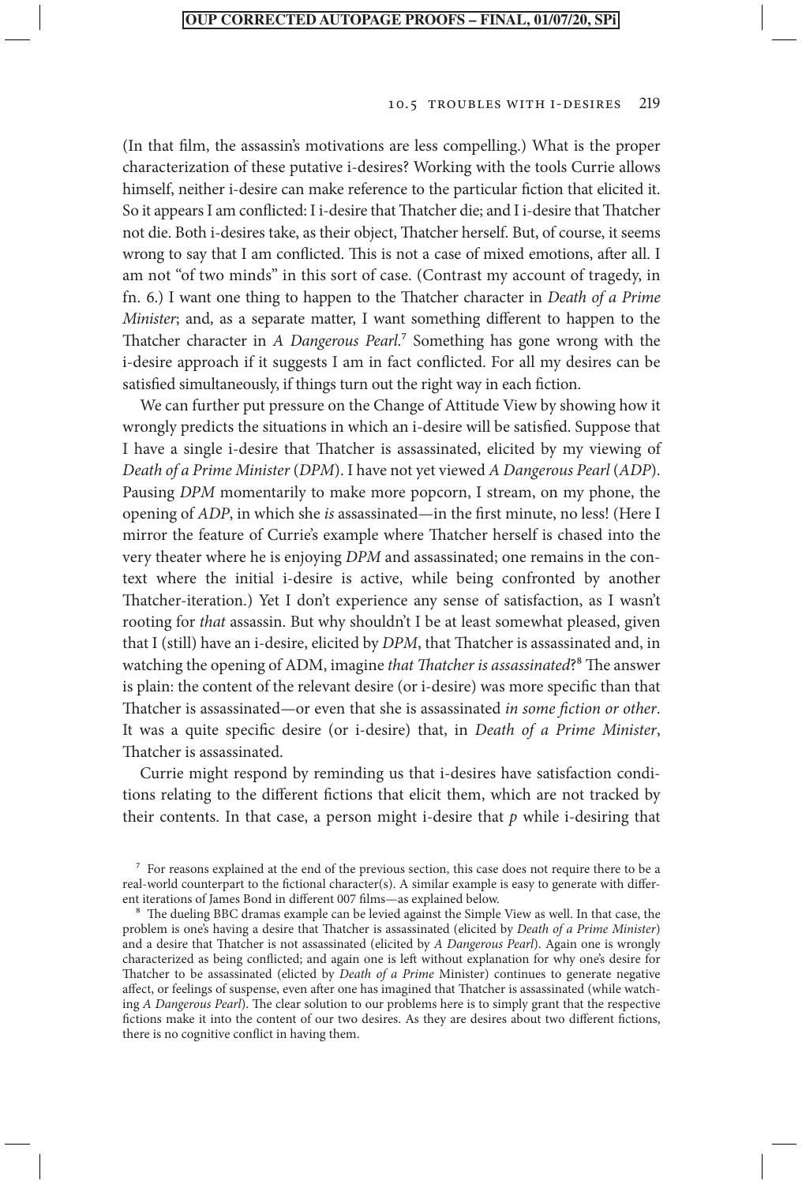(In that film, the assassin's motivations are less compelling.) What is the proper characterization of these putative i-desires? Working with the tools Currie allows himself, neither i-desire can make reference to the particular fiction that elicited it. So it appears I am conflicted: I i-desire that Thatcher die; and I i-desire that Thatcher not die. Both i-desires take, as their object, Thatcher herself. But, of course, it seems wrong to say that I am conflicted. This is not a case of mixed emotions, after all. I am not "of two minds" in this sort of case. (Contrast my account of tragedy, in fn. 6.) I want one thing to happen to the Thatcher character in *Death of a Prime Minister*; and, as a separate matter, I want something different to happen to the Thatcher character in *A Dangerous Pearl*.[7] Something has gone wrong with the i-desire approach if it suggests I am in fact conflicted. For all my desires can be satisfied simultaneously, if things turn out the right way in each fiction.

We can further put pressure on the Change of Attitude View by showing how it wrongly predicts the situations in which an i-desire will be satisfied. Suppose that I have a single i-desire that Thatcher is assassinated, elicited by my viewing of *Death of a Prime Minister* (*DPM*). I have not yet viewed *A Dangerous Pearl* (*ADP*). Pausing *DPM* momentarily to make more popcorn, I stream, on my phone, the opening of *ADP*, in which she *is* assassinated—in the first minute, no less! (Here I mirror the feature of Currie's example where Thatcher herself is chased into the very theater where he is enjoying *DPM* and assassinated; one remains in the context where the initial i-desire is active, while being confronted by another Thatcher-iteration.) Yet I don't experience any sense of satisfaction, as I wasn't rooting for *that* assassin. But why shouldn't I be at least somewhat pleased, given that I (still) have an i-desire, elicited by *DPM*, that Thatcher is assassinated and, in watching the opening of ADM, imagine *that Thatcher is assassinated*?[8] The answer is plain: the content of the relevant desire (or i-desire) was more specific than that Thatcher is assassinated—or even that she is assassinated *in some fiction or other*. It was a quite specific desire (or i-desire) that, in *Death of a Prime Minister*, Thatcher is assassinated.

Currie might respond by reminding us that i-desires have satisfaction conditions relating to the different fictions that elicit them, which are not tracked by their contents. In that case, a person might i-desire that *p* while i-desiring that

[7] For reasons explained at the end of the previous section, this case does not require there to be a real-world counterpart to the fictional character(s). A similar example is easy to generate with different iterations of James Bond in different 007 films—as explained below.

[8] The dueling BBC dramas example can be levied against the Simple View as well. In that case, the problem is one's having a desire that Thatcher is assassinated (elicited by *Death of a Prime Minister*) and a desire that Thatcher is not assassinated (elicited by *A Dangerous Pearl*). Again one is wrongly characterized as being conflicted; and again one is left without explanation for why one's desire for Thatcher to be assassinated (elicted by *Death of a Prime* Minister) continues to generate negative affect, or feelings of suspense, even after one has imagined that Thatcher is assassinated (while watching *A Dangerous Pearl*). The clear solution to our problems here is to simply grant that the respective fictions make it into the content of our two desires. As they are desires about two different fictions, there is no cognitive conflict in having them.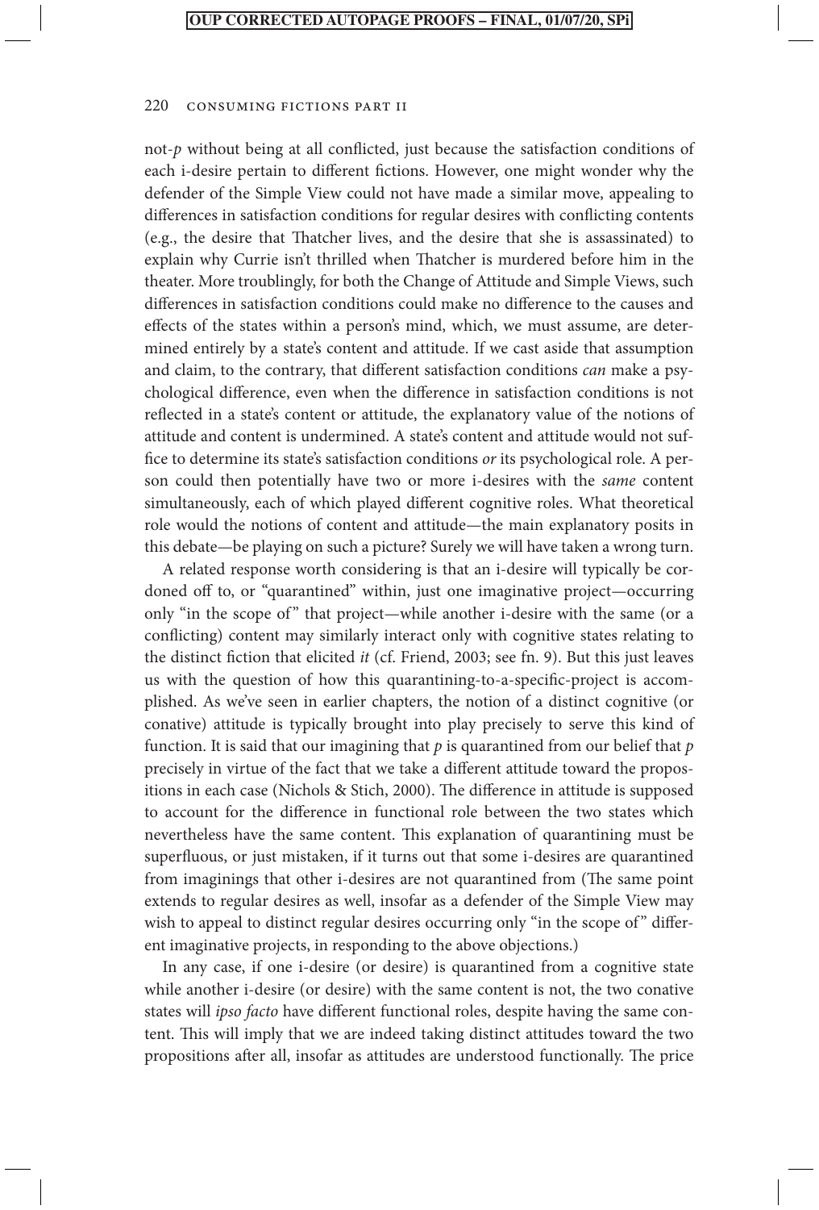not-*p* without being at all conflicted, just because the satisfaction conditions of each i-desire pertain to different fictions. However, one might wonder why the defender of the Simple View could not have made a similar move, appealing to differences in satisfaction conditions for regular desires with conflicting contents (e.g., the desire that Thatcher lives, and the desire that she is assassinated) to explain why Currie isn't thrilled when Thatcher is murdered before him in the theater. More troublingly, for both the Change of Attitude and Simple Views, such differences in satisfaction conditions could make no difference to the causes and effects of the states within a person's mind, which, we must assume, are determined entirely by a state's content and attitude. If we cast aside that assumption and claim, to the contrary, that different satisfaction conditions *can* make a psychological difference, even when the difference in satisfaction conditions is not reflected in a state's content or attitude, the explanatory value of the notions of attitude and content is undermined. A state's content and attitude would not suffice to determine its state's satisfaction conditions *or* its psychological role. A person could then potentially have two or more i-desires with the *same* content simultaneously, each of which played different cognitive roles. What theoretical role would the notions of content and attitude—the main explanatory posits in this debate—be playing on such a picture? Surely we will have taken a wrong turn.

A related response worth considering is that an i-desire will typically be cordoned off to, or "quarantined" within, just one imaginative project—occurring only "in the scope of" that project—while another i-desire with the same (or a conflicting) content may similarly interact only with cognitive states relating to the distinct fiction that elicited *it* (cf. Friend, 2003; see fn. 9). But this just leaves us with the question of how this quarantining-to-a-specific-project is accomplished. As we've seen in earlier chapters, the notion of a distinct cognitive (or conative) attitude is typically brought into play precisely to serve this kind of function. It is said that our imagining that *p* is quarantined from our belief that *p* precisely in virtue of the fact that we take a different attitude toward the propositions in each case (Nichols & Stich, 2000). The difference in attitude is supposed to account for the difference in functional role between the two states which nevertheless have the same content. This explanation of quarantining must be superfluous, or just mistaken, if it turns out that some i-desires are quarantined from imaginings that other i-desires are not quarantined from (The same point extends to regular desires as well, insofar as a defender of the Simple View may wish to appeal to distinct regular desires occurring only "in the scope of" different imaginative projects, in responding to the above objections.)

In any case, if one i-desire (or desire) is quarantined from a cognitive state while another i-desire (or desire) with the same content is not, the two conative states will *ipso facto* have different functional roles, despite having the same content. This will imply that we are indeed taking distinct attitudes toward the two propositions after all, insofar as attitudes are understood functionally. The price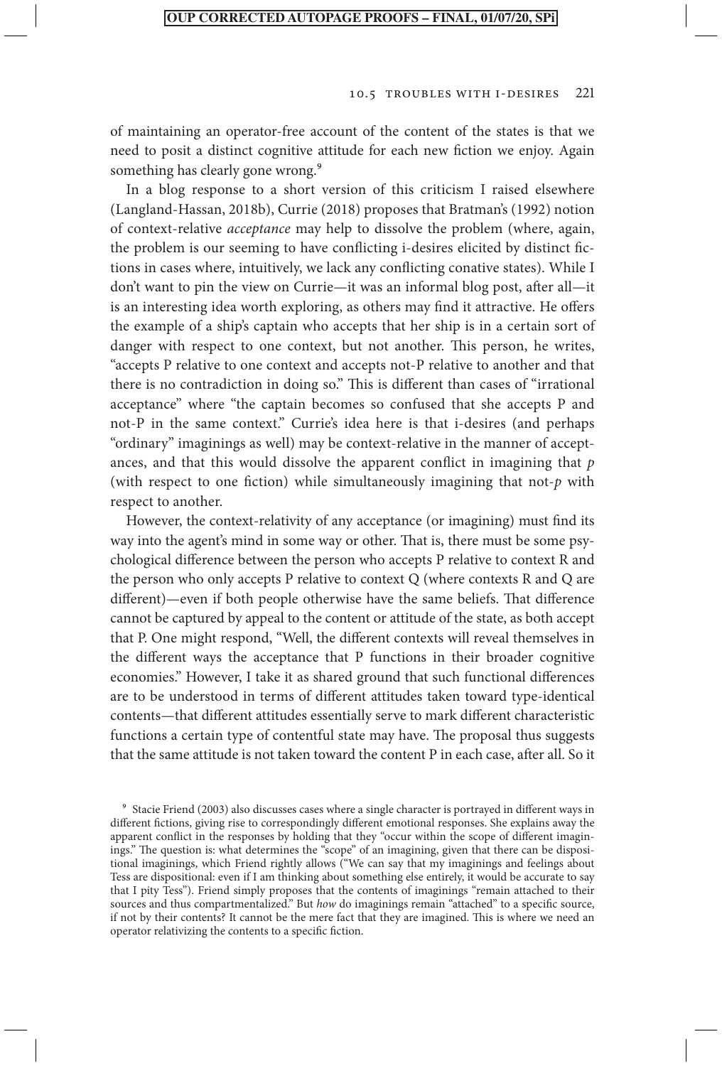of maintaining an operator-free account of the content of the states is that we need to posit a distinct cognitive attitude for each new fiction we enjoy. Again something has clearly gone wrong.[9]

In a blog response to a short version of this criticism I raised elsewhere (Langland-Hassan, 2018b), Currie (2018) proposes that Bratman's (1992) notion of context-relative *acceptance* may help to dissolve the problem (where, again, the problem is our seeming to have conflicting i-desires elicited by distinct fictions in cases where, intuitively, we lack any conflicting conative states). While I don't want to pin the view on Currie—it was an informal blog post, after all—it is an interesting idea worth exploring, as others may find it attractive. He offers the example of a ship's captain who accepts that her ship is in a certain sort of danger with respect to one context, but not another. This person, he writes, "accepts P relative to one context and accepts not-P relative to another and that there is no contradiction in doing so." This is different than cases of "irrational acceptance" where "the captain becomes so confused that she accepts P and not-P in the same context." Currie's idea here is that i-desires (and perhaps "ordinary" imaginings as well) may be context-relative in the manner of acceptances, and that this would dissolve the apparent conflict in imagining that *p* (with respect to one fiction) while simultaneously imagining that not-*p* with respect to another.

However, the context-relativity of any acceptance (or imagining) must find its way into the agent's mind in some way or other. That is, there must be some psychological difference between the person who accepts P relative to context R and the person who only accepts P relative to context Q (where contexts R and Q are different)—even if both people otherwise have the same beliefs. That difference cannot be captured by appeal to the content or attitude of the state, as both accept that P. One might respond, "Well, the different contexts will reveal themselves in the different ways the acceptance that P functions in their broader cognitive economies." However, I take it as shared ground that such functional differences are to be understood in terms of different attitudes taken toward type-identical contents—that different attitudes essentially serve to mark different characteristic functions a certain type of contentful state may have. The proposal thus suggests that the same attitude is not taken toward the content P in each case, after all. So it

[9] Stacie Friend (2003) also discusses cases where a single character is portrayed in different ways in different fictions, giving rise to correspondingly different emotional responses. She explains away the apparent conflict in the responses by holding that they "occur within the scope of different imaginings." The question is: what determines the "scope" of an imagining, given that there can be dispositional imaginings, which Friend rightly allows ("We can say that my imaginings and feelings about Tess are dispositional: even if I am thinking about something else entirely, it would be accurate to say that I pity Tess"). Friend simply proposes that the contents of imaginings "remain attached to their sources and thus compartmentalized." But *how* do imaginings remain "attached" to a specific source, if not by their contents? It cannot be the mere fact that they are imagined. This is where we need an operator relativizing the contents to a specific fiction.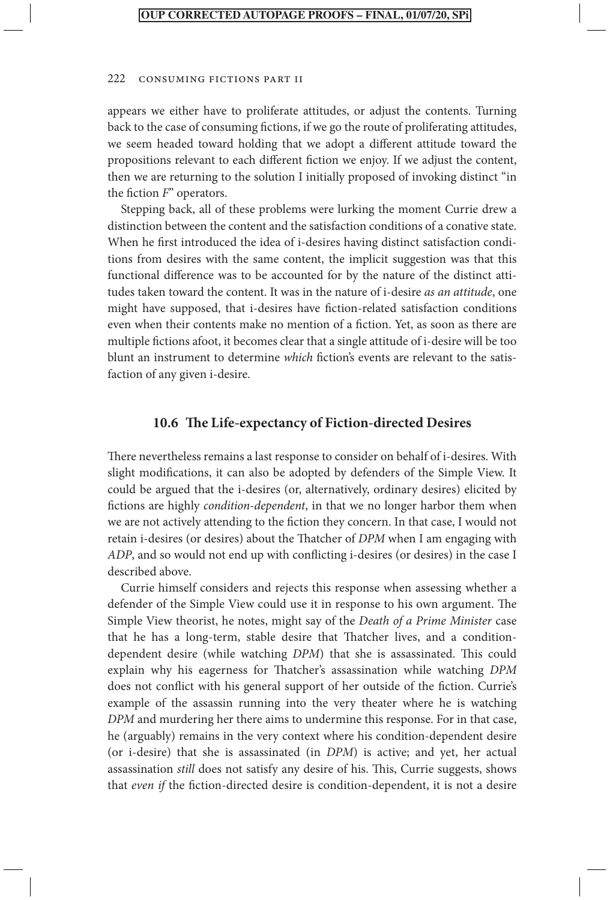appears we either have to proliferate attitudes, or adjust the contents. Turning back to the case of consuming fictions, if we go the route of proliferating attitudes, we seem headed toward holding that we adopt a different attitude toward the propositions relevant to each different fiction we enjoy. If we adjust the content, then we are returning to the solution I initially proposed of invoking distinct "in the fiction *F*" operators.

Stepping back, all of these problems were lurking the moment Currie drew a distinction between the content and the satisfaction conditions of a conative state. When he first introduced the idea of i-desires having distinct satisfaction conditions from desires with the same content, the implicit suggestion was that this functional difference was to be accounted for by the nature of the distinct attitudes taken toward the content. It was in the nature of i-desire *as an attitude*, one might have supposed, that i-desires have fiction-related satisfaction conditions even when their contents make no mention of a fiction. Yet, as soon as there are multiple fictions afoot, it becomes clear that a single attitude of i-desire will be too blunt an instrument to determine *which* fiction's events are relevant to the satisfaction of any given i-desire.

## 10.6 The Life-expectancy of Fiction-directed Desires

There nevertheless remains a last response to consider on behalf of i-desires. With slight modifications, it can also be adopted by defenders of the Simple View. It could be argued that the i-desires (or, alternatively, ordinary desires) elicited by fictions are highly *condition-dependent*, in that we no longer harbor them when we are not actively attending to the fiction they concern. In that case, I would not retain i-desires (or desires) about the Thatcher of *DPM* when I am engaging with *ADP*, and so would not end up with conflicting i-desires (or desires) in the case I described above.

Currie himself considers and rejects this response when assessing whether a defender of the Simple View could use it in response to his own argument. The Simple View theorist, he notes, might say of the *Death of a Prime Minister* case that he has a long-term, stable desire that Thatcher lives, and a condition-dependent desire (while watching *DPM*) that she is assassinated. This could explain why his eagerness for Thatcher's assassination while watching *DPM* does not conflict with his general support of her outside of the fiction. Currie's example of the assassin running into the very theater where he is watching *DPM* and murdering her there aims to undermine this response. For in that case, he (arguably) remains in the very context where his condition-dependent desire (or i-desire) that she is assassinated (in *DPM*) is active; and yet, her actual assassination *still* does not satisfy any desire of his. This, Currie suggests, shows that *even if* the fiction-directed desire is condition-dependent, it is not a desire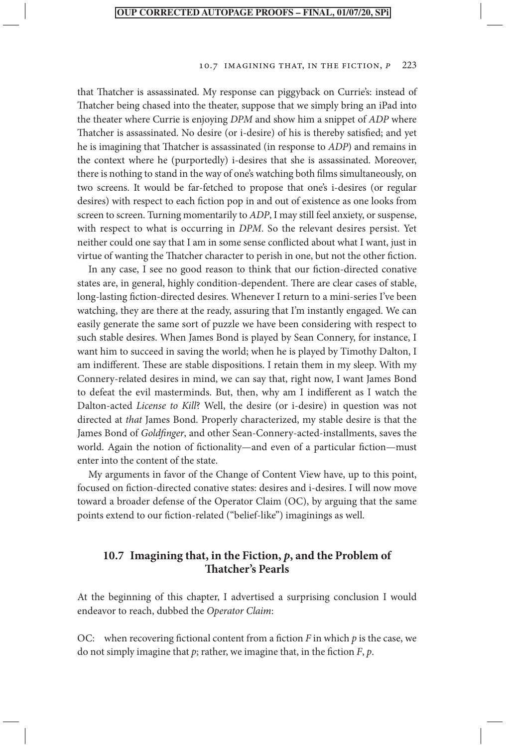that Thatcher is assassinated. My response can piggyback on Currie's: instead of Thatcher being chased into the theater, suppose that we simply bring an iPad into the theater where Currie is enjoying *DPM* and show him a snippet of *ADP* where Thatcher is assassinated. No desire (or i-desire) of his is thereby satisfied; and yet he is imagining that Thatcher is assassinated (in response to *ADP*) and remains in the context where he (purportedly) i-desires that she is assassinated. Moreover, there is nothing to stand in the way of one's watching both films simultaneously, on two screens. It would be far-fetched to propose that one's i-desires (or regular desires) with respect to each fiction pop in and out of existence as one looks from screen to screen. Turning momentarily to *ADP*, I may still feel anxiety, or suspense, with respect to what is occurring in *DPM*. So the relevant desires persist. Yet neither could one say that I am in some sense conflicted about what I want, just in virtue of wanting the Thatcher character to perish in one, but not the other fiction.

In any case, I see no good reason to think that our fiction-directed conative states are, in general, highly condition-dependent. There are clear cases of stable, long-lasting fiction-directed desires. Whenever I return to a mini-series I've been watching, they are there at the ready, assuring that I'm instantly engaged. We can easily generate the same sort of puzzle we have been considering with respect to such stable desires. When James Bond is played by Sean Connery, for instance, I want him to succeed in saving the world; when he is played by Timothy Dalton, I am indifferent. These are stable dispositions. I retain them in my sleep. With my Connery-related desires in mind, we can say that, right now, I want James Bond to defeat the evil masterminds. But, then, why am I indifferent as I watch the Dalton-acted *License to Kill*? Well, the desire (or i-desire) in question was not directed at *that* James Bond. Properly characterized, my stable desire is that the James Bond of *Goldfinger*, and other Sean-Connery-acted-installments, saves the world. Again the notion of fictionality—and even of a particular fiction—must enter into the content of the state.

My arguments in favor of the Change of Content View have, up to this point, focused on fiction-directed conative states: desires and i-desires. I will now move toward a broader defense of the Operator Claim (OC), by arguing that the same points extend to our fiction-related ("belief-like") imaginings as well.

## 10.7 Imagining that, in the Fiction, *p*, and the Problem of Thatcher's Pearls

At the beginning of this chapter, I advertised a surprising conclusion I would endeavor to reach, dubbed the *Operator Claim*:

OC: when recovering fictional content from a fiction *F* in which *p* is the case, we do not simply imagine that *p*; rather, we imagine that, in the fiction *F*, *p*.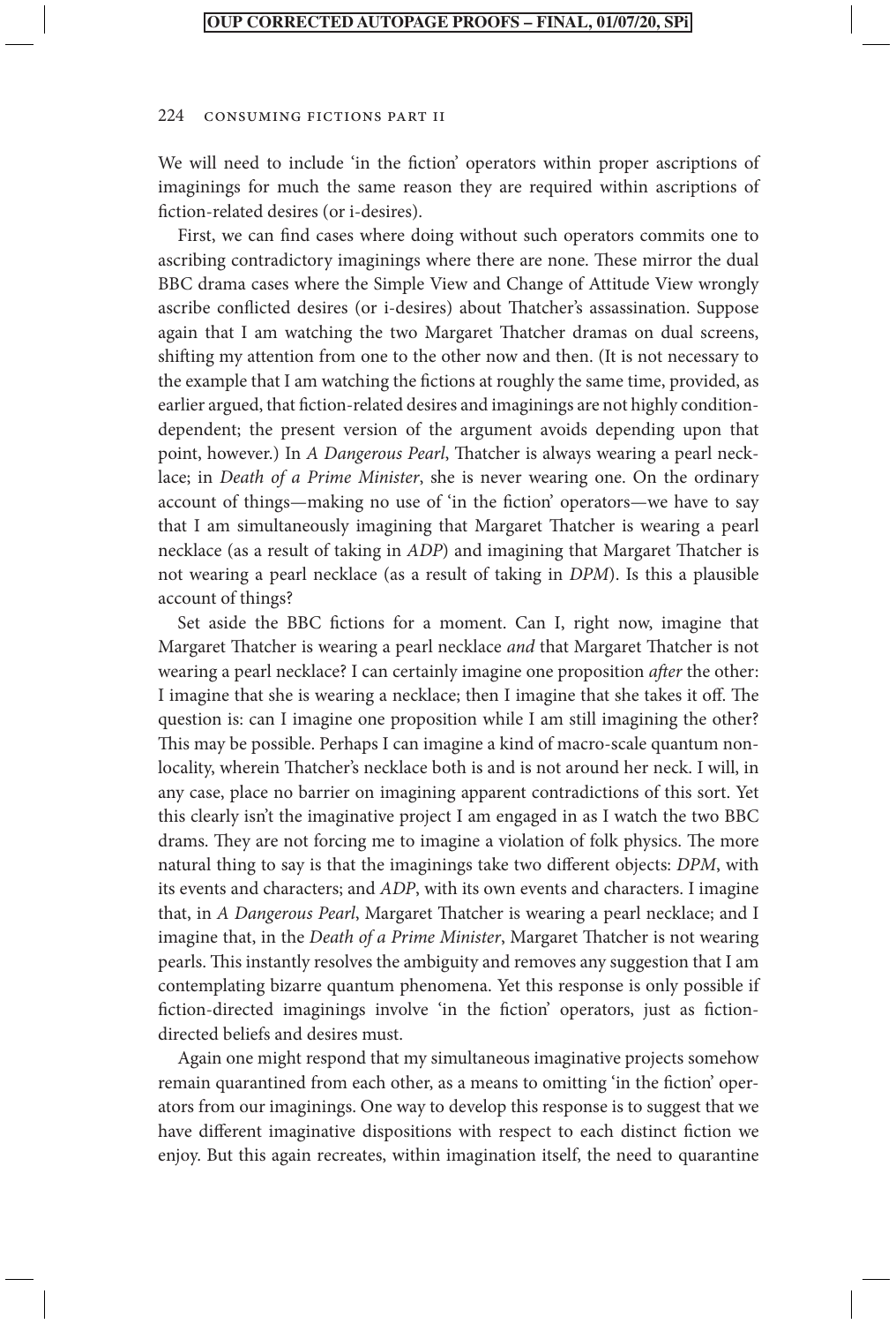We will need to include 'in the fiction' operators within proper ascriptions of imaginings for much the same reason they are required within ascriptions of fiction-related desires (or i-desires).

First, we can find cases where doing without such operators commits one to ascribing contradictory imaginings where there are none. These mirror the dual BBC drama cases where the Simple View and Change of Attitude View wrongly ascribe conflicted desires (or i-desires) about Thatcher's assassination. Suppose again that I am watching the two Margaret Thatcher dramas on dual screens, shifting my attention from one to the other now and then. (It is not necessary to the example that I am watching the fictions at roughly the same time, provided, as earlier argued, that fiction-related desires and imaginings are not highly condition-dependent; the present version of the argument avoids depending upon that point, however.) In *A Dangerous Pearl*, Thatcher is always wearing a pearl necklace; in *Death of a Prime Minister*, she is never wearing one. On the ordinary account of things—making no use of 'in the fiction' operators—we have to say that I am simultaneously imagining that Margaret Thatcher is wearing a pearl necklace (as a result of taking in *ADP*) and imagining that Margaret Thatcher is not wearing a pearl necklace (as a result of taking in *DPM*). Is this a plausible account of things?

Set aside the BBC fictions for a moment. Can I, right now, imagine that Margaret Thatcher is wearing a pearl necklace *and* that Margaret Thatcher is not wearing a pearl necklace? I can certainly imagine one proposition *after* the other: I imagine that she is wearing a necklace; then I imagine that she takes it off. The question is: can I imagine one proposition while I am still imagining the other? This may be possible. Perhaps I can imagine a kind of macro-scale quantum non-locality, wherein Thatcher's necklace both is and is not around her neck. I will, in any case, place no barrier on imagining apparent contradictions of this sort. Yet this clearly isn't the imaginative project I am engaged in as I watch the two BBC drams. They are not forcing me to imagine a violation of folk physics. The more natural thing to say is that the imaginings take two different objects: *DPM*, with its events and characters; and *ADP*, with its own events and characters. I imagine that, in *A Dangerous Pearl*, Margaret Thatcher is wearing a pearl necklace; and I imagine that, in the *Death of a Prime Minister*, Margaret Thatcher is not wearing pearls. This instantly resolves the ambiguity and removes any suggestion that I am contemplating bizarre quantum phenomena. Yet this response is only possible if fiction-directed imaginings involve 'in the fiction' operators, just as fiction-directed beliefs and desires must.

Again one might respond that my simultaneous imaginative projects somehow remain quarantined from each other, as a means to omitting 'in the fiction' operators from our imaginings. One way to develop this response is to suggest that we have different imaginative dispositions with respect to each distinct fiction we enjoy. But this again recreates, within imagination itself, the need to quarantine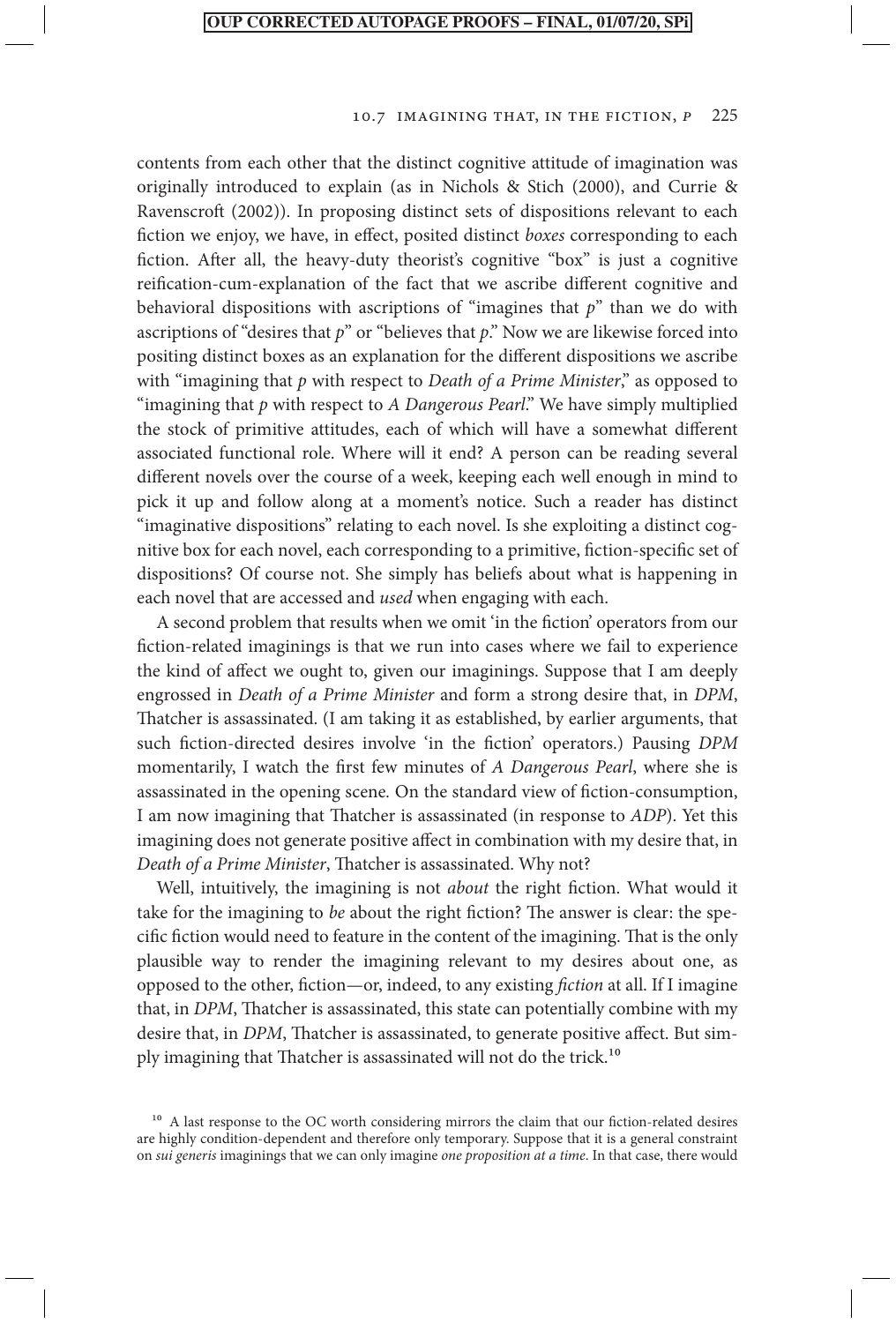contents from each other that the distinct cognitive attitude of imagination was originally introduced to explain (as in Nichols & Stich (2000), and Currie & Ravenscroft (2002)). In proposing distinct sets of dispositions relevant to each fiction we enjoy, we have, in effect, posited distinct *boxes* corresponding to each fiction. After all, the heavy-duty theorist's cognitive "box" is just a cognitive reification-cum-explanation of the fact that we ascribe different cognitive and behavioral dispositions with ascriptions of "imagines that *p*" than we do with ascriptions of "desires that *p*" or "believes that *p*." Now we are likewise forced into positing distinct boxes as an explanation for the different dispositions we ascribe with "imagining that *p* with respect to *Death of a Prime Minister*," as opposed to "imagining that *p* with respect to *A Dangerous Pearl*." We have simply multiplied the stock of primitive attitudes, each of which will have a somewhat different associated functional role. Where will it end? A person can be reading several different novels over the course of a week, keeping each well enough in mind to pick it up and follow along at a moment's notice. Such a reader has distinct "imaginative dispositions" relating to each novel. Is she exploiting a distinct cognitive box for each novel, each corresponding to a primitive, fiction-specific set of dispositions? Of course not. She simply has beliefs about what is happening in each novel that are accessed and *used* when engaging with each.

A second problem that results when we omit 'in the fiction' operators from our fiction-related imaginings is that we run into cases where we fail to experience the kind of affect we ought to, given our imaginings. Suppose that I am deeply engrossed in *Death of a Prime Minister* and form a strong desire that, in *DPM*, Thatcher is assassinated. (I am taking it as established, by earlier arguments, that such fiction-directed desires involve 'in the fiction' operators.) Pausing *DPM* momentarily, I watch the first few minutes of *A Dangerous Pearl*, where she is assassinated in the opening scene. On the standard view of fiction-consumption, I am now imagining that Thatcher is assassinated (in response to *ADP*). Yet this imagining does not generate positive affect in combination with my desire that, in *Death of a Prime Minister*, Thatcher is assassinated. Why not?

Well, intuitively, the imagining is not *about* the right fiction. What would it take for the imagining to *be* about the right fiction? The answer is clear: the specific fiction would need to feature in the content of the imagining. That is the only plausible way to render the imagining relevant to my desires about one, as opposed to the other, fiction—or, indeed, to any existing *fiction* at all. If I imagine that, in *DPM*, Thatcher is assassinated, this state can potentially combine with my desire that, in *DPM*, Thatcher is assassinated, to generate positive affect. But simply imagining that Thatcher is assassinated will not do the trick.[10]

[10] A last response to the OC worth considering mirrors the claim that our fiction-related desires are highly condition-dependent and therefore only temporary. Suppose that it is a general constraint on *sui generis* imaginings that we can only imagine *one proposition at a time*. In that case, there would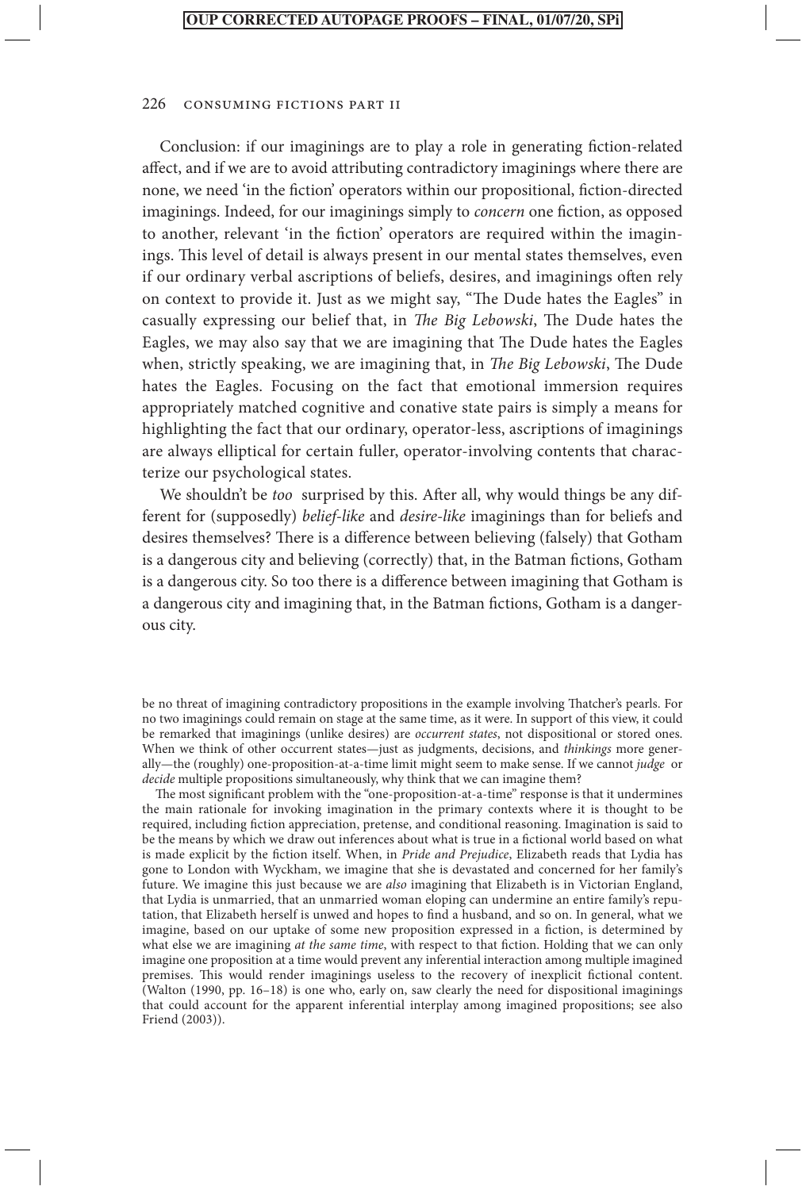Conclusion: if our imaginings are to play a role in generating fiction-related affect, and if we are to avoid attributing contradictory imaginings where there are none, we need 'in the fiction' operators within our propositional, fiction-directed imaginings. Indeed, for our imaginings simply to *concern* one fiction, as opposed to another, relevant 'in the fiction' operators are required within the imaginings. This level of detail is always present in our mental states themselves, even if our ordinary verbal ascriptions of beliefs, desires, and imaginings often rely on context to provide it. Just as we might say, "The Dude hates the Eagles" in casually expressing our belief that, in *The Big Lebowski*, The Dude hates the Eagles, we may also say that we are imagining that The Dude hates the Eagles when, strictly speaking, we are imagining that, in *The Big Lebowski*, The Dude hates the Eagles. Focusing on the fact that emotional immersion requires appropriately matched cognitive and conative state pairs is simply a means for highlighting the fact that our ordinary, operator-less, ascriptions of imaginings are always elliptical for certain fuller, operator-involving contents that characterize our psychological states.

We shouldn't be *too* surprised by this. After all, why would things be any different for (supposedly) *belief-like* and *desire-like* imaginings than for beliefs and desires themselves? There is a difference between believing (falsely) that Gotham is a dangerous city and believing (correctly) that, in the Batman fictions, Gotham is a dangerous city. So too there is a difference between imagining that Gotham is a dangerous city and imagining that, in the Batman fictions, Gotham is a dangerous city.

be no threat of imagining contradictory propositions in the example involving Thatcher's pearls. For no two imaginings could remain on stage at the same time, as it were. In support of this view, it could be remarked that imaginings (unlike desires) are *occurrent states*, not dispositional or stored ones. When we think of other occurrent states—just as judgments, decisions, and *thinkings* more generally—the (roughly) one-proposition-at-a-time limit might seem to make sense. If we cannot *judge* or *decide* multiple propositions simultaneously, why think that we can imagine them?

The most significant problem with the "one-proposition-at-a-time" response is that it undermines the main rationale for invoking imagination in the primary contexts where it is thought to be required, including fiction appreciation, pretense, and conditional reasoning. Imagination is said to be the means by which we draw out inferences about what is true in a fictional world based on what is made explicit by the fiction itself. When, in *Pride and Prejudice*, Elizabeth reads that Lydia has gone to London with Wyckham, we imagine that she is devastated and concerned for her family's future. We imagine this just because we are *also* imagining that Elizabeth is in Victorian England, that Lydia is unmarried, that an unmarried woman eloping can undermine an entire family's reputation, that Elizabeth herself is unwed and hopes to find a husband, and so on. In general, what we imagine, based on our uptake of some new proposition expressed in a fiction, is determined by what else we are imagining *at the same time*, with respect to that fiction. Holding that we can only imagine one proposition at a time would prevent any inferential interaction among multiple imagined premises. This would render imaginings useless to the recovery of inexplicit fictional content. (Walton (1990, pp. 16–18) is one who, early on, saw clearly the need for dispositional imaginings that could account for the apparent inferential interplay among imagined propositions; see also Friend (2003)).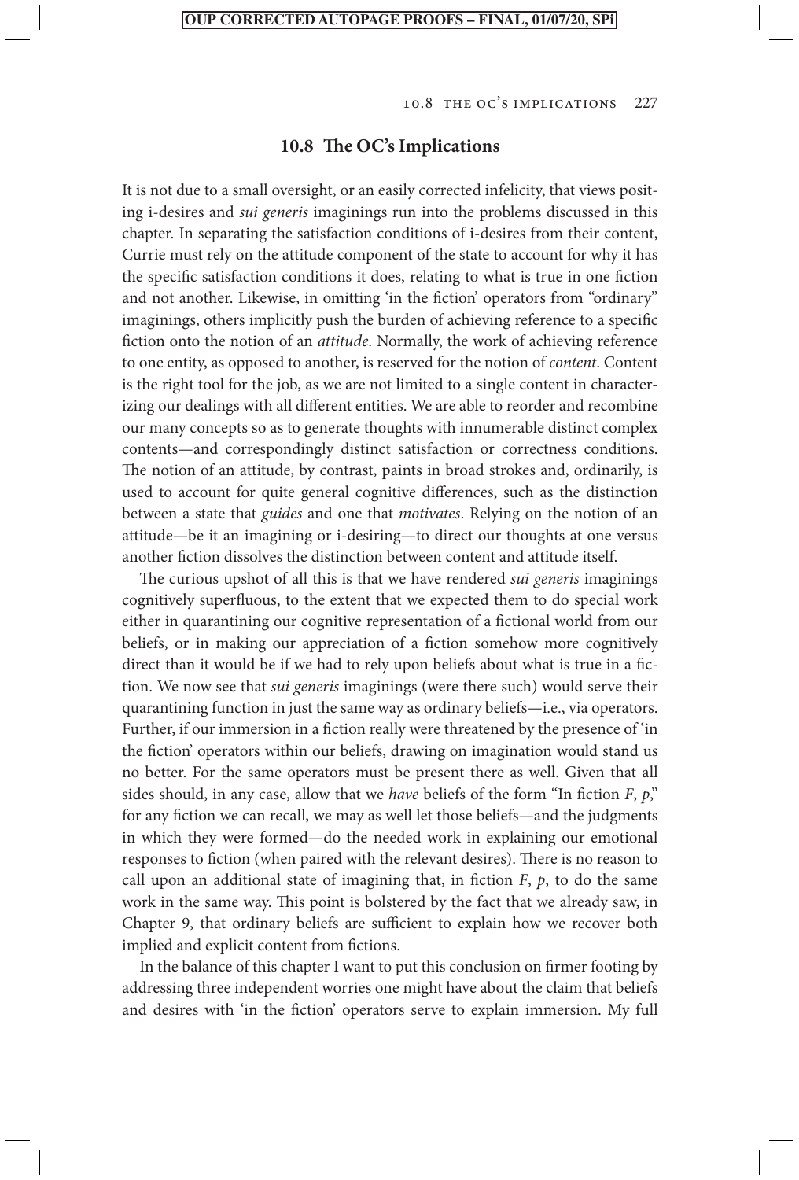## 10.8 The OC's Implications

It is not due to a small oversight, or an easily corrected infelicity, that views positing i-desires and *sui generis* imaginings run into the problems discussed in this chapter. In separating the satisfaction conditions of i-desires from their content, Currie must rely on the attitude component of the state to account for why it has the specific satisfaction conditions it does, relating to what is true in one fiction and not another. Likewise, in omitting 'in the fiction' operators from "ordinary" imaginings, others implicitly push the burden of achieving reference to a specific fiction onto the notion of an *attitude*. Normally, the work of achieving reference to one entity, as opposed to another, is reserved for the notion of *content*. Content is the right tool for the job, as we are not limited to a single content in characterizing our dealings with all different entities. We are able to reorder and recombine our many concepts so as to generate thoughts with innumerable distinct complex contents—and correspondingly distinct satisfaction or correctness conditions. The notion of an attitude, by contrast, paints in broad strokes and, ordinarily, is used to account for quite general cognitive differences, such as the distinction between a state that *guides* and one that *motivates*. Relying on the notion of an attitude—be it an imagining or i-desiring—to direct our thoughts at one versus another fiction dissolves the distinction between content and attitude itself.

The curious upshot of all this is that we have rendered *sui generis* imaginings cognitively superfluous, to the extent that we expected them to do special work either in quarantining our cognitive representation of a fictional world from our beliefs, or in making our appreciation of a fiction somehow more cognitively direct than it would be if we had to rely upon beliefs about what is true in a fiction. We now see that *sui generis* imaginings (were there such) would serve their quarantining function in just the same way as ordinary beliefs—i.e., via operators. Further, if our immersion in a fiction really were threatened by the presence of 'in the fiction' operators within our beliefs, drawing on imagination would stand us no better. For the same operators must be present there as well. Given that all sides should, in any case, allow that we *have* beliefs of the form "In fiction *F*, *p*," for any fiction we can recall, we may as well let those beliefs—and the judgments in which they were formed—do the needed work in explaining our emotional responses to fiction (when paired with the relevant desires). There is no reason to call upon an additional state of imagining that, in fiction *F*, *p*, to do the same work in the same way. This point is bolstered by the fact that we already saw, in Chapter 9, that ordinary beliefs are sufficient to explain how we recover both implied and explicit content from fictions.

In the balance of this chapter I want to put this conclusion on firmer footing by addressing three independent worries one might have about the claim that beliefs and desires with 'in the fiction' operators serve to explain immersion. My full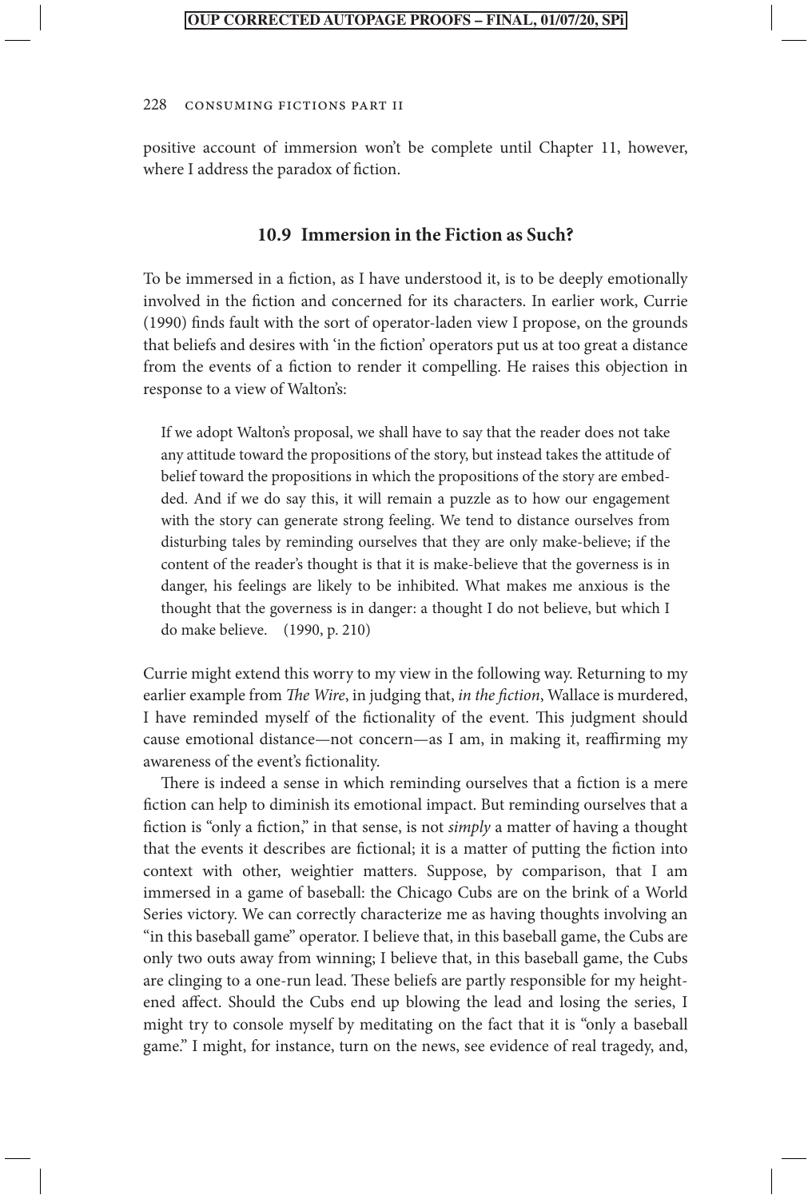positive account of immersion won't be complete until Chapter 11, however, where I address the paradox of fiction.

## 10.9 Immersion in the Fiction as Such?

To be immersed in a fiction, as I have understood it, is to be deeply emotionally involved in the fiction and concerned for its characters. In earlier work, Currie (1990) finds fault with the sort of operator-laden view I propose, on the grounds that beliefs and desires with 'in the fiction' operators put us at too great a distance from the events of a fiction to render it compelling. He raises this objection in response to a view of Walton's:

> If we adopt Walton's proposal, we shall have to say that the reader does not take any attitude toward the propositions of the story, but instead takes the attitude of belief toward the propositions in which the propositions of the story are embedded. And if we do say this, it will remain a puzzle as to how our engagement with the story can generate strong feeling. We tend to distance ourselves from disturbing tales by reminding ourselves that they are only make-believe; if the content of the reader's thought is that it is make-believe that the governess is in danger, his feelings are likely to be inhibited. What makes me anxious is the thought that the governess is in danger: a thought I do not believe, but which I do make believe. (1990, p. 210)

Currie might extend this worry to my view in the following way. Returning to my earlier example from *The Wire*, in judging that, *in the fiction*, Wallace is murdered, I have reminded myself of the fictionality of the event. This judgment should cause emotional distance—not concern—as I am, in making it, reaffirming my awareness of the event's fictionality.

There is indeed a sense in which reminding ourselves that a fiction is a mere fiction can help to diminish its emotional impact. But reminding ourselves that a fiction is "only a fiction," in that sense, is not *simply* a matter of having a thought that the events it describes are fictional; it is a matter of putting the fiction into context with other, weightier matters. Suppose, by comparison, that I am immersed in a game of baseball: the Chicago Cubs are on the brink of a World Series victory. We can correctly characterize me as having thoughts involving an "in this baseball game" operator. I believe that, in this baseball game, the Cubs are only two outs away from winning; I believe that, in this baseball game, the Cubs are clinging to a one-run lead. These beliefs are partly responsible for my heightened affect. Should the Cubs end up blowing the lead and losing the series, I might try to console myself by meditating on the fact that it is "only a baseball game." I might, for instance, turn on the news, see evidence of real tragedy, and,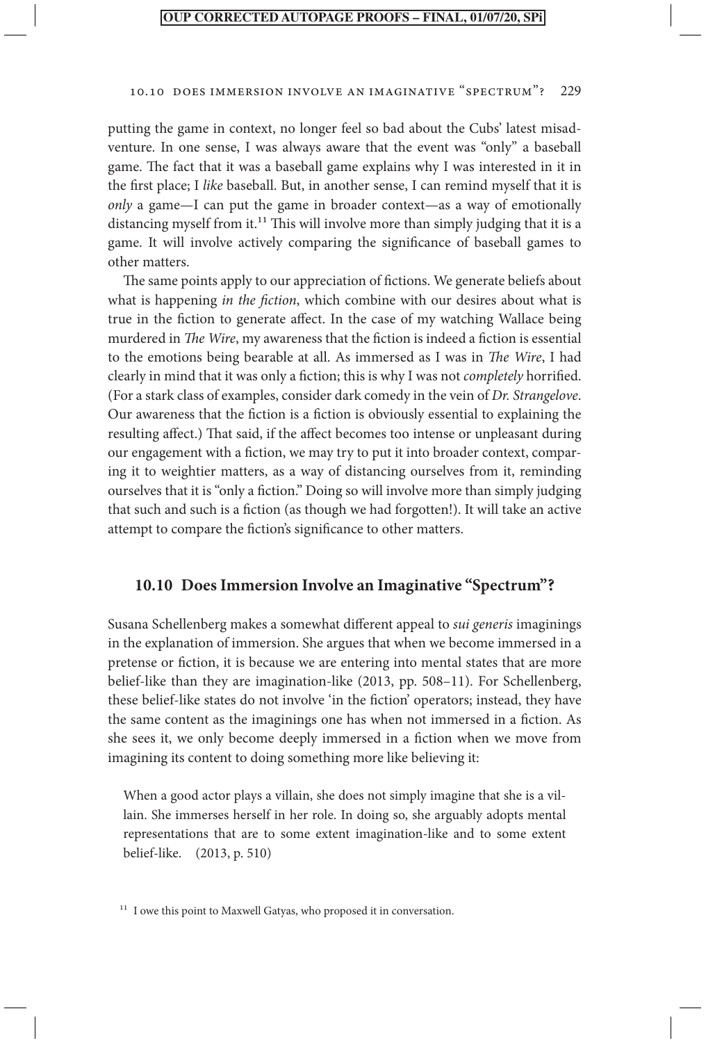putting the game in context, no longer feel so bad about the Cubs' latest misadventure. In one sense, I was always aware that the event was "only" a baseball game. The fact that it was a baseball game explains why I was interested in it in the first place; I *like* baseball. But, in another sense, I can remind myself that it is *only* a game—I can put the game in broader context—as a way of emotionally distancing myself from it.[11] This will involve more than simply judging that it is a game. It will involve actively comparing the significance of baseball games to other matters.

The same points apply to our appreciation of fictions. We generate beliefs about what is happening *in the fiction*, which combine with our desires about what is true in the fiction to generate affect. In the case of my watching Wallace being murdered in *The Wire*, my awareness that the fiction is indeed a fiction is essential to the emotions being bearable at all. As immersed as I was in *The Wire*, I had clearly in mind that it was only a fiction; this is why I was not *completely* horrified. (For a stark class of examples, consider dark comedy in the vein of *Dr. Strangelove*. Our awareness that the fiction is a fiction is obviously essential to explaining the resulting affect.) That said, if the affect becomes too intense or unpleasant during our engagement with a fiction, we may try to put it into broader context, comparing it to weightier matters, as a way of distancing ourselves from it, reminding ourselves that it is "only a fiction." Doing so will involve more than simply judging that such and such is a fiction (as though we had forgotten!). It will take an active attempt to compare the fiction's significance to other matters.

## 10.10 Does Immersion Involve an Imaginative "Spectrum"?

Susana Schellenberg makes a somewhat different appeal to *sui generis* imaginings in the explanation of immersion. She argues that when we become immersed in a pretense or fiction, it is because we are entering into mental states that are more belief-like than they are imagination-like (2013, pp. 508–11). For Schellenberg, these belief-like states do not involve 'in the fiction' operators; instead, they have the same content as the imaginings one has when not immersed in a fiction. As she sees it, we only become deeply immersed in a fiction when we move from imagining its content to doing something more like believing it:

> When a good actor plays a villain, she does not simply imagine that she is a villain. She immerses herself in her role. In doing so, she arguably adopts mental representations that are to some extent imagination-like and to some extent belief-like. (2013, p. 510)

[11] I owe this point to Maxwell Gatyas, who proposed it in conversation.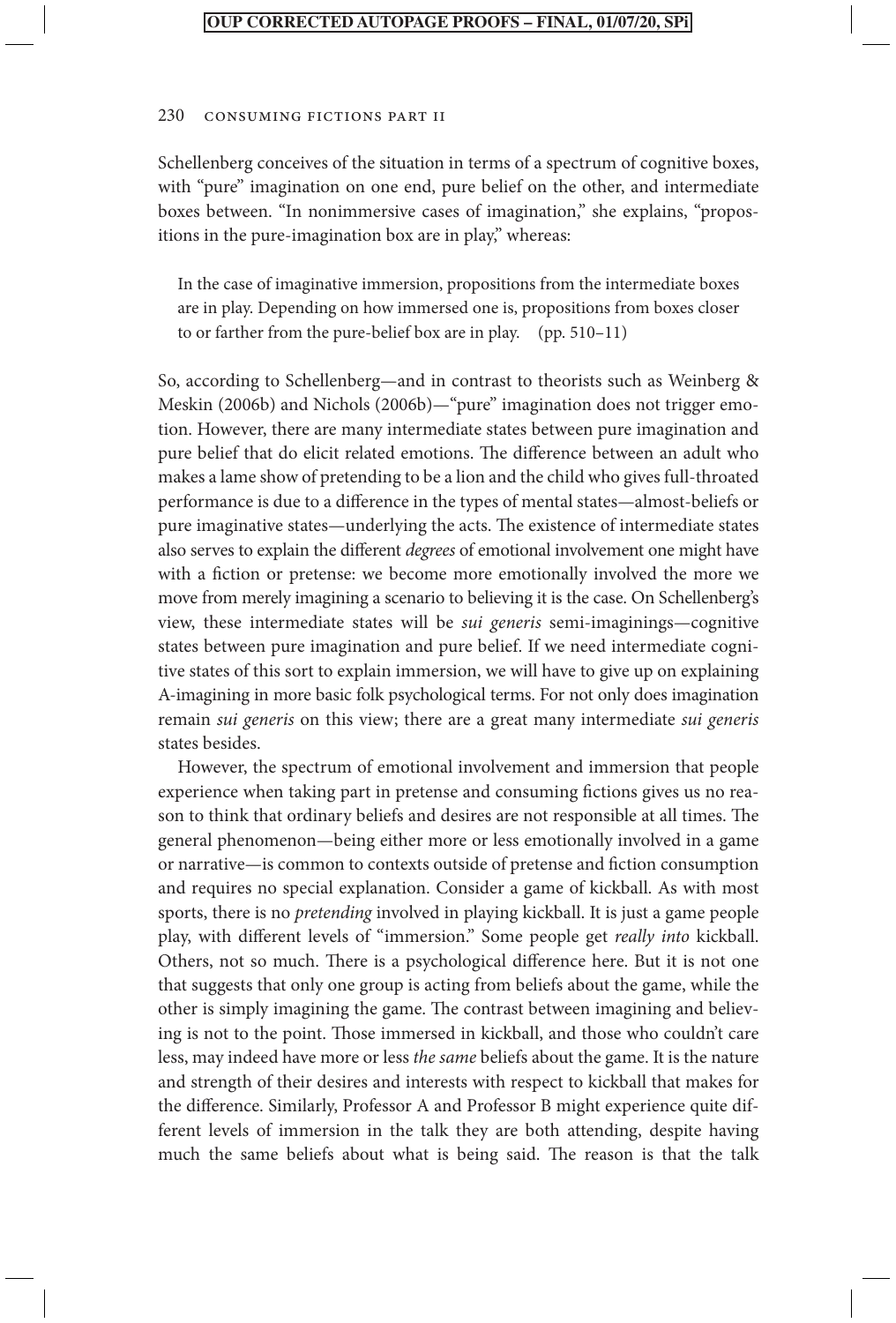Schellenberg conceives of the situation in terms of a spectrum of cognitive boxes, with "pure" imagination on one end, pure belief on the other, and intermediate boxes between. "In nonimmersive cases of imagination," she explains, "propositions in the pure-imagination box are in play," whereas:

> In the case of imaginative immersion, propositions from the intermediate boxes are in play. Depending on how immersed one is, propositions from boxes closer to or farther from the pure-belief box are in play. (pp. 510–11)

So, according to Schellenberg—and in contrast to theorists such as Weinberg & Meskin (2006b) and Nichols (2006b)—"pure" imagination does not trigger emotion. However, there are many intermediate states between pure imagination and pure belief that do elicit related emotions. The difference between an adult who makes a lame show of pretending to be a lion and the child who gives full-throated performance is due to a difference in the types of mental states—almost-beliefs or pure imaginative states—underlying the acts. The existence of intermediate states also serves to explain the different *degrees* of emotional involvement one might have with a fiction or pretense: we become more emotionally involved the more we move from merely imagining a scenario to believing it is the case. On Schellenberg's view, these intermediate states will be *sui generis* semi-imaginings—cognitive states between pure imagination and pure belief. If we need intermediate cognitive states of this sort to explain immersion, we will have to give up on explaining A-imagining in more basic folk psychological terms. For not only does imagination remain *sui generis* on this view; there are a great many intermediate *sui generis* states besides.

However, the spectrum of emotional involvement and immersion that people experience when taking part in pretense and consuming fictions gives us no reason to think that ordinary beliefs and desires are not responsible at all times. The general phenomenon—being either more or less emotionally involved in a game or narrative—is common to contexts outside of pretense and fiction consumption and requires no special explanation. Consider a game of kickball. As with most sports, there is no *pretending* involved in playing kickball. It is just a game people play, with different levels of "immersion." Some people get *really into* kickball. Others, not so much. There is a psychological difference here. But it is not one that suggests that only one group is acting from beliefs about the game, while the other is simply imagining the game. The contrast between imagining and believing is not to the point. Those immersed in kickball, and those who couldn't care less, may indeed have more or less *the same* beliefs about the game. It is the nature and strength of their desires and interests with respect to kickball that makes for the difference. Similarly, Professor A and Professor B might experience quite different levels of immersion in the talk they are both attending, despite having much the same beliefs about what is being said. The reason is that the talk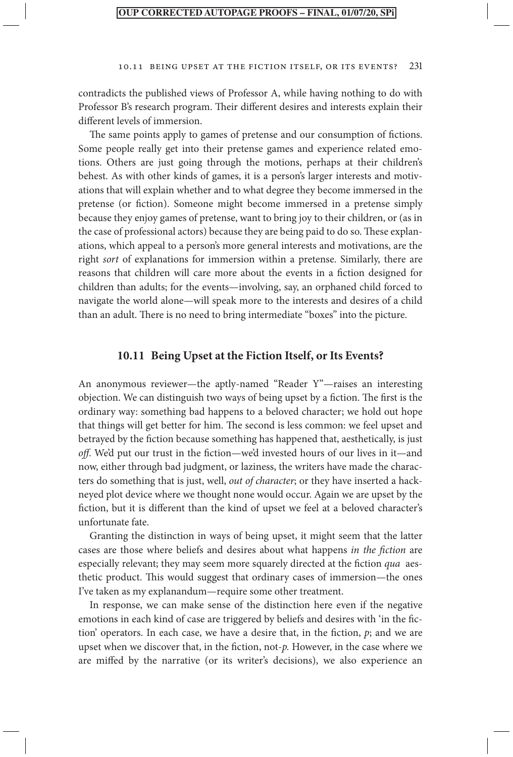contradicts the published views of Professor A, while having nothing to do with Professor B's research program. Their different desires and interests explain their different levels of immersion.

The same points apply to games of pretense and our consumption of fictions. Some people really get into their pretense games and experience related emotions. Others are just going through the motions, perhaps at their children's behest. As with other kinds of games, it is a person's larger interests and motivations that will explain whether and to what degree they become immersed in the pretense (or fiction). Someone might become immersed in a pretense simply because they enjoy games of pretense, want to bring joy to their children, or (as in the case of professional actors) because they are being paid to do so. These explanations, which appeal to a person's more general interests and motivations, are the right *sort* of explanations for immersion within a pretense. Similarly, there are reasons that children will care more about the events in a fiction designed for children than adults; for the events—involving, say, an orphaned child forced to navigate the world alone—will speak more to the interests and desires of a child than an adult. There is no need to bring intermediate "boxes" into the picture.

## 10.11 Being Upset at the Fiction Itself, or Its Events?

An anonymous reviewer—the aptly-named "Reader Y"—raises an interesting objection. We can distinguish two ways of being upset by a fiction. The first is the ordinary way: something bad happens to a beloved character; we hold out hope that things will get better for him. The second is less common: we feel upset and betrayed by the fiction because something has happened that, aesthetically, is just *off*. We'd put our trust in the fiction—we'd invested hours of our lives in it—and now, either through bad judgment, or laziness, the writers have made the characters do something that is just, well, *out of character*; or they have inserted a hackneyed plot device where we thought none would occur. Again we are upset by the fiction, but it is different than the kind of upset we feel at a beloved character's unfortunate fate.

Granting the distinction in ways of being upset, it might seem that the latter cases are those where beliefs and desires about what happens *in the fiction* are especially relevant; they may seem more squarely directed at the fiction *qua* aesthetic product. This would suggest that ordinary cases of immersion—the ones I've taken as my explanandum—require some other treatment.

In response, we can make sense of the distinction here even if the negative emotions in each kind of case are triggered by beliefs and desires with 'in the fiction' operators. In each case, we have a desire that, in the fiction, *p*; and we are upset when we discover that, in the fiction, not-*p*. However, in the case where we are miffed by the narrative (or its writer's decisions), we also experience an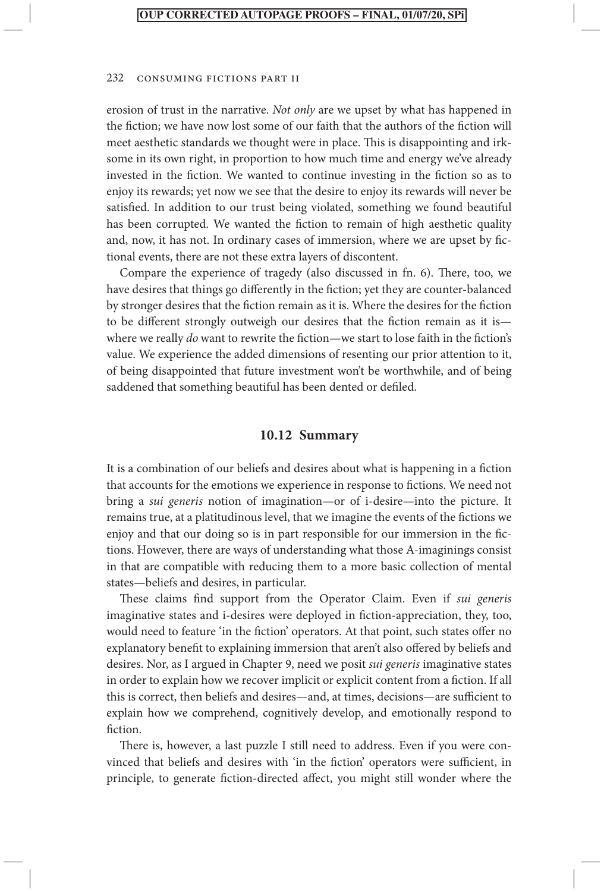erosion of trust in the narrative. *Not only* are we upset by what has happened in the fiction; we have now lost some of our faith that the authors of the fiction will meet aesthetic standards we thought were in place. This is disappointing and irksome in its own right, in proportion to how much time and energy we've already invested in the fiction. We wanted to continue investing in the fiction so as to enjoy its rewards; yet now we see that the desire to enjoy its rewards will never be satisfied. In addition to our trust being violated, something we found beautiful has been corrupted. We wanted the fiction to remain of high aesthetic quality and, now, it has not. In ordinary cases of immersion, where we are upset by fictional events, there are not these extra layers of discontent.

Compare the experience of tragedy (also discussed in fn. 6). There, too, we have desires that things go differently in the fiction; yet they are counter-balanced by stronger desires that the fiction remain as it is. Where the desires for the fiction to be different strongly outweigh our desires that the fiction remain as it is—where we really *do* want to rewrite the fiction—we start to lose faith in the fiction's value. We experience the added dimensions of resenting our prior attention to it, of being disappointed that future investment won't be worthwhile, and of being saddened that something beautiful has been dented or defiled.

## 10.12 Summary

It is a combination of our beliefs and desires about what is happening in a fiction that accounts for the emotions we experience in response to fictions. We need not bring a *sui generis* notion of imagination—or of i-desire—into the picture. It remains true, at a platitudinous level, that we imagine the events of the fictions we enjoy and that our doing so is in part responsible for our immersion in the fictions. However, there are ways of understanding what those A-imaginings consist in that are compatible with reducing them to a more basic collection of mental states—beliefs and desires, in particular.

These claims find support from the Operator Claim. Even if *sui generis* imaginative states and i-desires were deployed in fiction-appreciation, they, too, would need to feature 'in the fiction' operators. At that point, such states offer no explanatory benefit to explaining immersion that aren't also offered by beliefs and desires. Nor, as I argued in Chapter 9, need we posit *sui generis* imaginative states in order to explain how we recover implicit or explicit content from a fiction. If all this is correct, then beliefs and desires—and, at times, decisions—are sufficient to explain how we comprehend, cognitively develop, and emotionally respond to fiction.

There is, however, a last puzzle I still need to address. Even if you were convinced that beliefs and desires with 'in the fiction' operators were sufficient, in principle, to generate fiction-directed affect, you might still wonder where the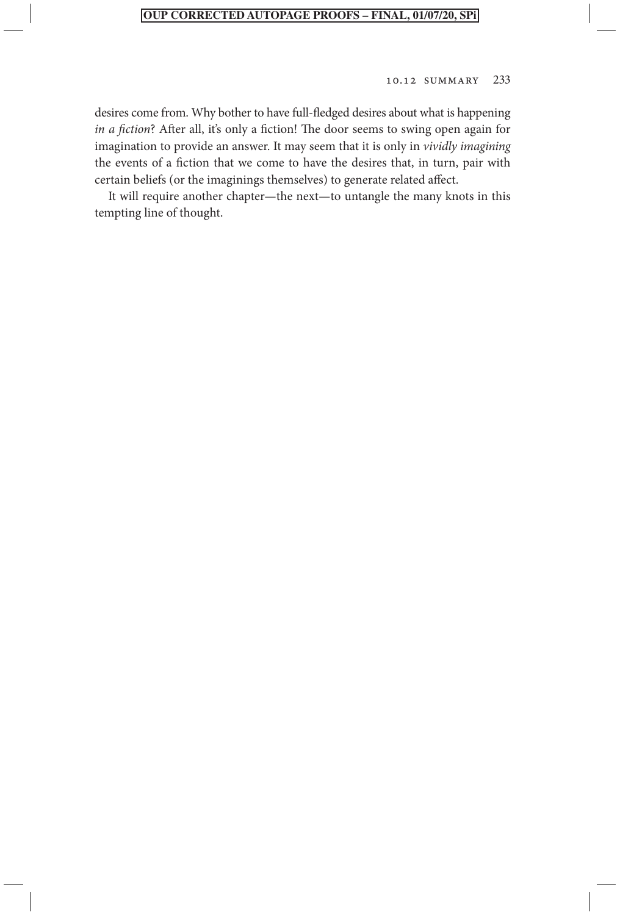desires come from. Why bother to have full-fledged desires about what is happening *in a fiction*? After all, it's only a fiction! The door seems to swing open again for imagination to provide an answer. It may seem that it is only in *vividly imagining* the events of a fiction that we come to have the desires that, in turn, pair with certain beliefs (or the imaginings themselves) to generate related affect.

It will require another chapter—the next—to untangle the many knots in this tempting line of thought.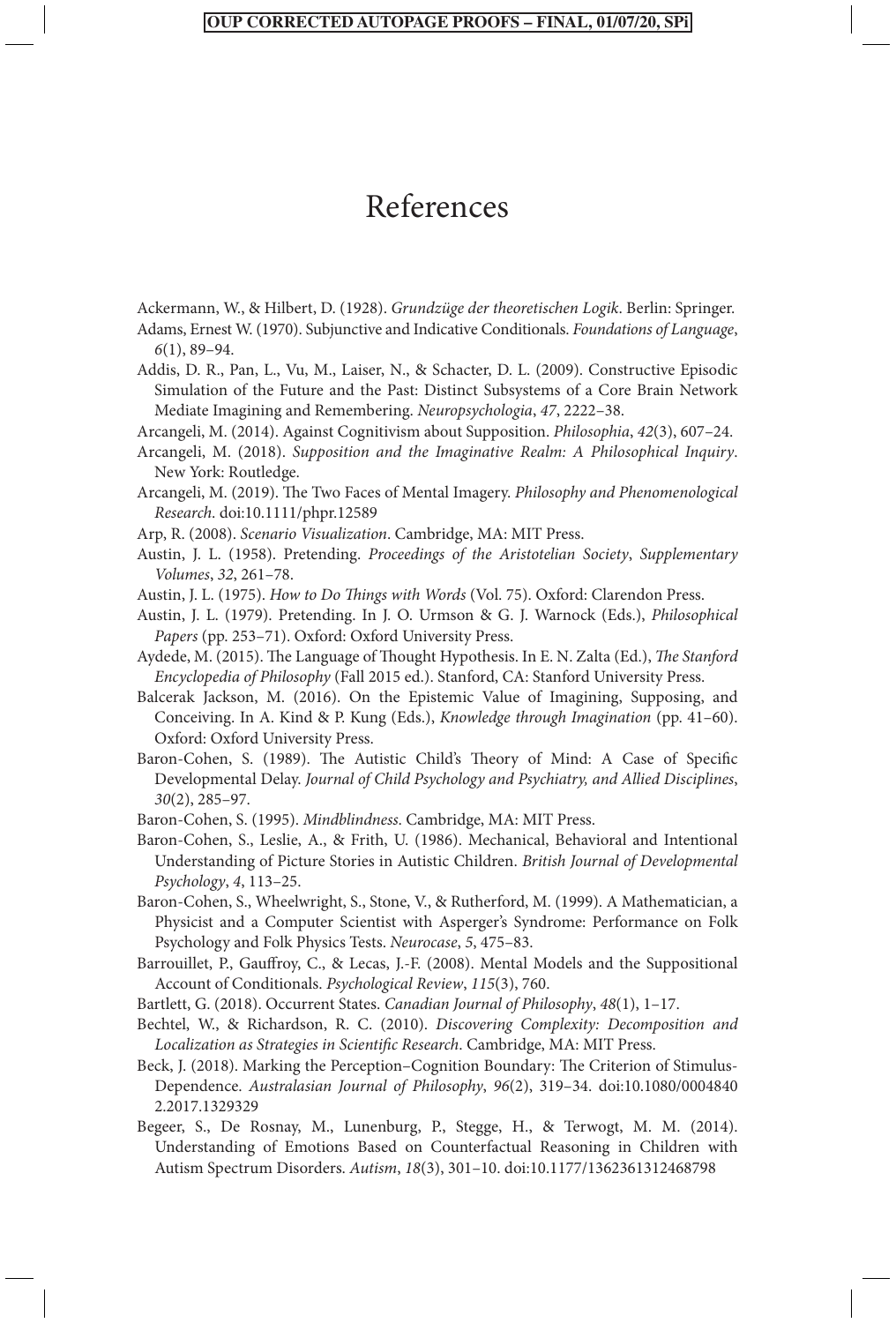# References

Ackermann, W., & Hilbert, D. (1928). *Grundzüge der theoretischen Logik*. Berlin: Springer.

Adams, Ernest W. (1970). Subjunctive and Indicative Conditionals. *Foundations of Language*, *6*(1), 89–94.

Addis, D. R., Pan, L., Vu, M., Laiser, N., & Schacter, D. L. (2009). Constructive Episodic Simulation of the Future and the Past: Distinct Subsystems of a Core Brain Network Mediate Imagining and Remembering. *Neuropsychologia*, *47*, 2222–38.

Arcangeli, M. (2014). Against Cognitivism about Supposition. *Philosophia*, *42*(3), 607–24.

Arcangeli, M. (2018). *Supposition and the Imaginative Realm: A Philosophical Inquiry*. New York: Routledge.

Arcangeli, M. (2019). The Two Faces of Mental Imagery. *Philosophy and Phenomenological Research*. doi:10.1111/phpr.12589

Arp, R. (2008). *Scenario Visualization*. Cambridge, MA: MIT Press.

Austin, J. L. (1958). Pretending. *Proceedings of the Aristotelian Society*, *Supplementary Volumes*, *32*, 261–78.

Austin, J. L. (1975). *How to Do Things with Words* (Vol. 75). Oxford: Clarendon Press.

Austin, J. L. (1979). Pretending. In J. O. Urmson & G. J. Warnock (Eds.), *Philosophical Papers* (pp. 253–71). Oxford: Oxford University Press.

Aydede, M. (2015). The Language of Thought Hypothesis. In E. N. Zalta (Ed.), *The Stanford Encyclopedia of Philosophy* (Fall 2015 ed.). Stanford, CA: Stanford University Press.

Balcerak Jackson, M. (2016). On the Epistemic Value of Imagining, Supposing, and Conceiving. In A. Kind & P. Kung (Eds.), *Knowledge through Imagination* (pp. 41–60). Oxford: Oxford University Press.

Baron-Cohen, S. (1989). The Autistic Child's Theory of Mind: A Case of Specific Developmental Delay. *Journal of Child Psychology and Psychiatry, and Allied Disciplines*, *30*(2), 285–97.

Baron-Cohen, S. (1995). *Mindblindness*. Cambridge, MA: MIT Press.

Baron-Cohen, S., Leslie, A., & Frith, U. (1986). Mechanical, Behavioral and Intentional Understanding of Picture Stories in Autistic Children. *British Journal of Developmental Psychology*, *4*, 113–25.

Baron-Cohen, S., Wheelwright, S., Stone, V., & Rutherford, M. (1999). A Mathematician, a Physicist and a Computer Scientist with Asperger's Syndrome: Performance on Folk Psychology and Folk Physics Tests. *Neurocase*, *5*, 475–83.

Barrouillet, P., Gauffroy, C., & Lecas, J.-F. (2008). Mental Models and the Suppositional Account of Conditionals. *Psychological Review*, *115*(3), 760.

Bartlett, G. (2018). Occurrent States. *Canadian Journal of Philosophy*, *48*(1), 1–17.

Bechtel, W., & Richardson, R. C. (2010). *Discovering Complexity: Decomposition and Localization as Strategies in Scientific Research*. Cambridge, MA: MIT Press.

Beck, J. (2018). Marking the Perception–Cognition Boundary: The Criterion of Stimulus-Dependence. *Australasian Journal of Philosophy*, *96*(2), 319–34. doi:10.1080/00048402.2017.1329329

Begeer, S., De Rosnay, M., Lunenburg, P., Stegge, H., & Terwogt, M. M. (2014). Understanding of Emotions Based on Counterfactual Reasoning in Children with Autism Spectrum Disorders. *Autism*, *18*(3), 301–10. doi:10.1177/1362361312468798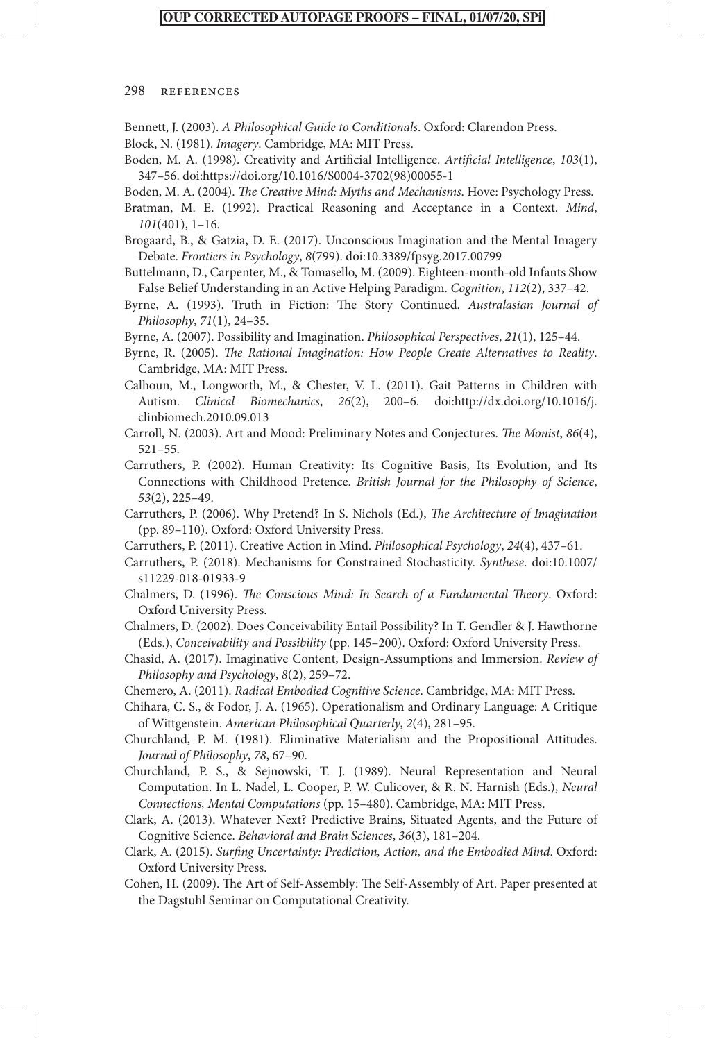Bennett, J. (2003). *A Philosophical Guide to Conditionals*. Oxford: Clarendon Press.

Block, N. (1981). *Imagery*. Cambridge, MA: MIT Press.

Boden, M. A. (1998). Creativity and Artificial Intelligence. *Artificial Intelligence*, *103*(1), 347–56. doi:https://doi.org/10.1016/S0004-3702(98)00055-1

Boden, M. A. (2004). *The Creative Mind: Myths and Mechanisms*. Hove: Psychology Press.

Bratman, M. E. (1992). Practical Reasoning and Acceptance in a Context. *Mind*, *101*(401), 1–16.

Brogaard, B., & Gatzia, D. E. (2017). Unconscious Imagination and the Mental Imagery Debate. *Frontiers in Psychology*, *8*(799). doi:10.3389/fpsyg.2017.00799

Buttelmann, D., Carpenter, M., & Tomasello, M. (2009). Eighteen-month-old Infants Show False Belief Understanding in an Active Helping Paradigm. *Cognition*, *112*(2), 337–42.

Byrne, A. (1993). Truth in Fiction: The Story Continued. *Australasian Journal of Philosophy*, *71*(1), 24–35.

Byrne, A. (2007). Possibility and Imagination. *Philosophical Perspectives*, *21*(1), 125–44.

Byrne, R. (2005). *The Rational Imagination: How People Create Alternatives to Reality*. Cambridge, MA: MIT Press.

Calhoun, M., Longworth, M., & Chester, V. L. (2011). Gait Patterns in Children with Autism. *Clinical Biomechanics*, *26*(2), 200–6. doi:http://dx.doi.org/10.1016/j.clinbiomech.2010.09.013

Carroll, N. (2003). Art and Mood: Preliminary Notes and Conjectures. *The Monist*, *86*(4), 521–55.

Carruthers, P. (2002). Human Creativity: Its Cognitive Basis, Its Evolution, and Its Connections with Childhood Pretence. *British Journal for the Philosophy of Science*, *53*(2), 225–49.

Carruthers, P. (2006). Why Pretend? In S. Nichols (Ed.), *The Architecture of Imagination* (pp. 89–110). Oxford: Oxford University Press.

Carruthers, P. (2011). Creative Action in Mind. *Philosophical Psychology*, *24*(4), 437–61.

Carruthers, P. (2018). Mechanisms for Constrained Stochasticity. *Synthese*. doi:10.1007/s11229-018-01933-9

Chalmers, D. (1996). *The Conscious Mind: In Search of a Fundamental Theory*. Oxford: Oxford University Press.

Chalmers, D. (2002). Does Conceivability Entail Possibility? In T. Gendler & J. Hawthorne (Eds.), *Conceivability and Possibility* (pp. 145–200). Oxford: Oxford University Press.

Chasid, A. (2017). Imaginative Content, Design-Assumptions and Immersion. *Review of Philosophy and Psychology*, *8*(2), 259–72.

Chemero, A. (2011). *Radical Embodied Cognitive Science*. Cambridge, MA: MIT Press.

Chihara, C. S., & Fodor, J. A. (1965). Operationalism and Ordinary Language: A Critique of Wittgenstein. *American Philosophical Quarterly*, *2*(4), 281–95.

Churchland, P. M. (1981). Eliminative Materialism and the Propositional Attitudes. *Journal of Philosophy*, *78*, 67–90.

Churchland, P. S., & Sejnowski, T. J. (1989). Neural Representation and Neural Computation. In L. Nadel, L. Cooper, P. W. Culicover, & R. N. Harnish (Eds.), *Neural Connections, Mental Computations* (pp. 15–480). Cambridge, MA: MIT Press.

Clark, A. (2013). Whatever Next? Predictive Brains, Situated Agents, and the Future of Cognitive Science. *Behavioral and Brain Sciences*, *36*(3), 181–204.

Clark, A. (2015). *Surfing Uncertainty: Prediction, Action, and the Embodied Mind*. Oxford: Oxford University Press.

Cohen, H. (2009). The Art of Self-Assembly: The Self-Assembly of Art. Paper presented at the Dagstuhl Seminar on Computational Creativity.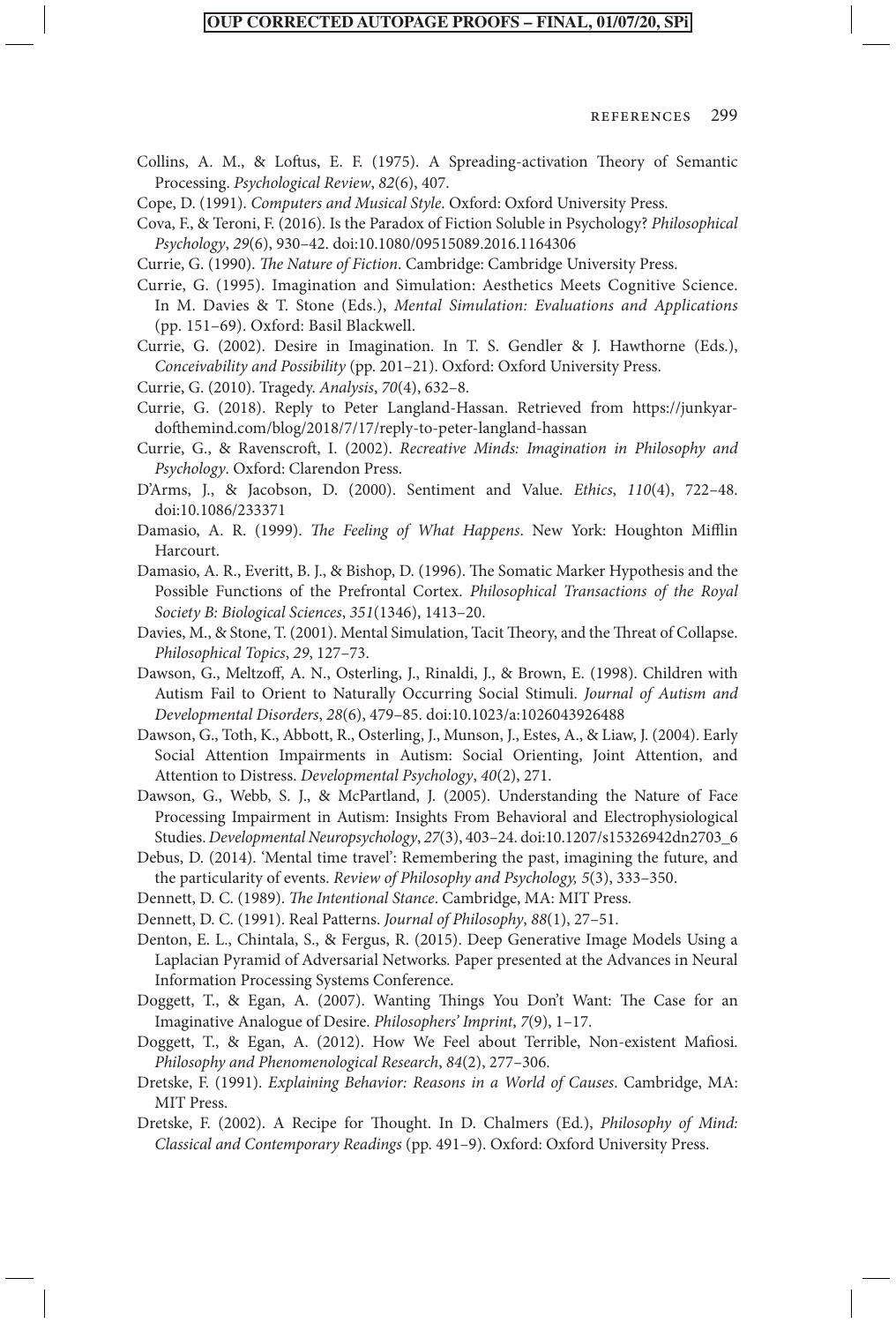Collins, A. M., & Loftus, E. F. (1975). A Spreading-activation Theory of Semantic Processing. *Psychological Review*, *82*(6), 407.

Cope, D. (1991). *Computers and Musical Style*. Oxford: Oxford University Press.

Cova, F., & Teroni, F. (2016). Is the Paradox of Fiction Soluble in Psychology? *Philosophical Psychology*, *29*(6), 930–42. doi:10.1080/09515089.2016.1164306

Currie, G. (1990). *The Nature of Fiction*. Cambridge: Cambridge University Press.

Currie, G. (1995). Imagination and Simulation: Aesthetics Meets Cognitive Science. In M. Davies & T. Stone (Eds.), *Mental Simulation: Evaluations and Applications* (pp. 151–69). Oxford: Basil Blackwell.

Currie, G. (2002). Desire in Imagination. In T. S. Gendler & J. Hawthorne (Eds.), *Conceivability and Possibility* (pp. 201–21). Oxford: Oxford University Press.

Currie, G. (2010). Tragedy. *Analysis*, *70*(4), 632–8.

Currie, G. (2018). Reply to Peter Langland-Hassan. Retrieved from https://junkyardofthemind.com/blog/2018/7/17/reply-to-peter-langland-hassan

Currie, G., & Ravenscroft, I. (2002). *Recreative Minds: Imagination in Philosophy and Psychology*. Oxford: Clarendon Press.

D'Arms, J., & Jacobson, D. (2000). Sentiment and Value. *Ethics*, *110*(4), 722–48. doi:10.1086/233371

Damasio, A. R. (1999). *The Feeling of What Happens*. New York: Houghton Mifflin Harcourt.

Damasio, A. R., Everitt, B. J., & Bishop, D. (1996). The Somatic Marker Hypothesis and the Possible Functions of the Prefrontal Cortex. *Philosophical Transactions of the Royal Society B: Biological Sciences*, *351*(1346), 1413–20.

Davies, M., & Stone, T. (2001). Mental Simulation, Tacit Theory, and the Threat of Collapse. *Philosophical Topics*, *29*, 127–73.

Dawson, G., Meltzoff, A. N., Osterling, J., Rinaldi, J., & Brown, E. (1998). Children with Autism Fail to Orient to Naturally Occurring Social Stimuli. *Journal of Autism and Developmental Disorders*, *28*(6), 479–85. doi:10.1023/a:1026043926488

Dawson, G., Toth, K., Abbott, R., Osterling, J., Munson, J., Estes, A., & Liaw, J. (2004). Early Social Attention Impairments in Autism: Social Orienting, Joint Attention, and Attention to Distress. *Developmental Psychology*, *40*(2), 271.

Dawson, G., Webb, S. J., & McPartland, J. (2005). Understanding the Nature of Face Processing Impairment in Autism: Insights From Behavioral and Electrophysiological Studies. *Developmental Neuropsychology*, *27*(3), 403–24. doi:10.1207/s15326942dn2703_6

Debus, D. (2014). 'Mental time travel': Remembering the past, imagining the future, and the particularity of events. *Review of Philosophy and Psychology, 5*(3), 333–350.

Dennett, D. C. (1989). *The Intentional Stance*. Cambridge, MA: MIT Press.

Dennett, D. C. (1991). Real Patterns. *Journal of Philosophy*, *88*(1), 27–51.

Denton, E. L., Chintala, S., & Fergus, R. (2015). Deep Generative Image Models Using a Laplacian Pyramid of Adversarial Networks*.* Paper presented at the Advances in Neural Information Processing Systems Conference.

Doggett, T., & Egan, A. (2007). Wanting Things You Don't Want: The Case for an Imaginative Analogue of Desire. *Philosophers' Imprint*, *7*(9), 1–17.

Doggett, T., & Egan, A. (2012). How We Feel about Terrible, Non-existent Mafiosi. *Philosophy and Phenomenological Research*, *84*(2), 277–306.

Dretske, F. (1991). *Explaining Behavior: Reasons in a World of Causes*. Cambridge, MA: MIT Press.

Dretske, F. (2002). A Recipe for Thought. In D. Chalmers (Ed.), *Philosophy of Mind: Classical and Contemporary Readings* (pp. 491–9). Oxford: Oxford University Press.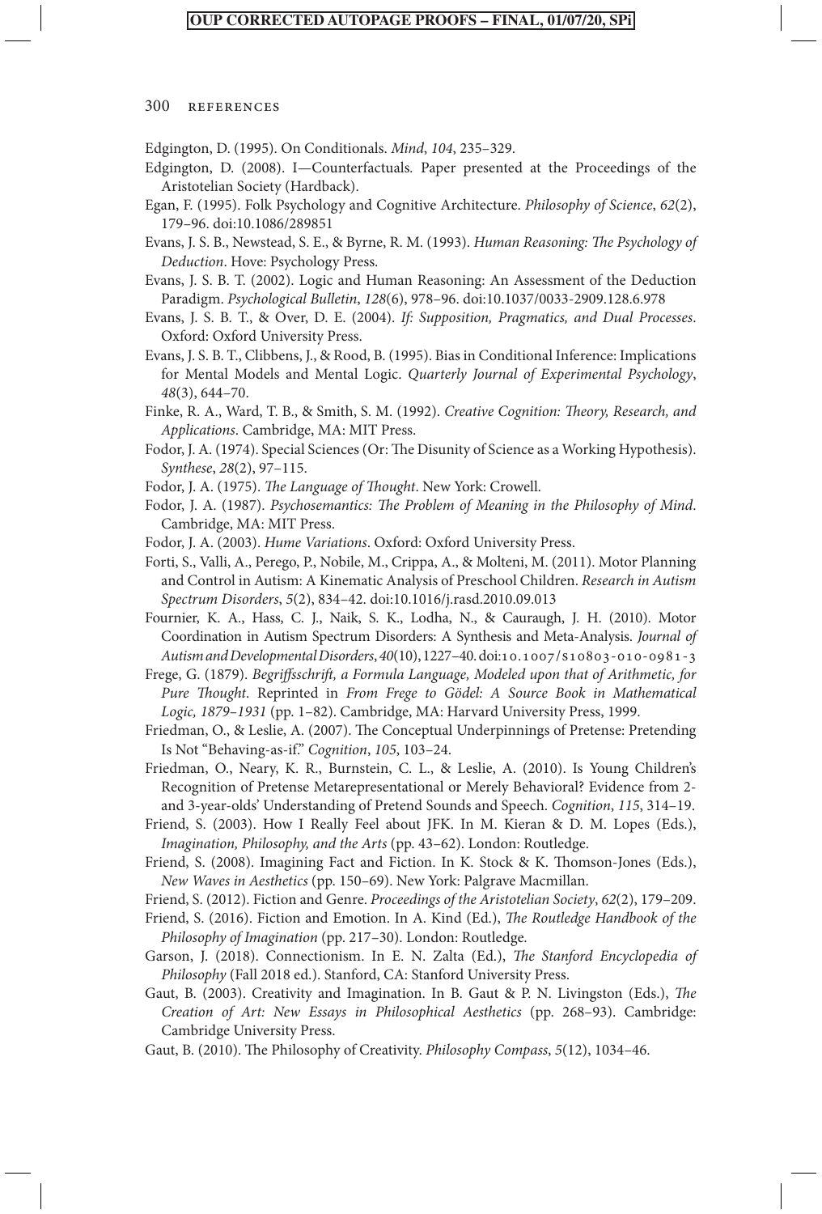Edgington, D. (1995). On Conditionals. *Mind*, *104*, 235–329.

Edgington, D. (2008). I—Counterfactuals*.* Paper presented at the Proceedings of the Aristotelian Society (Hardback).

Egan, F. (1995). Folk Psychology and Cognitive Architecture. *Philosophy of Science*, *62*(2), 179–96. doi:10.1086/289851

Evans, J. S. B., Newstead, S. E., & Byrne, R. M. (1993). *Human Reasoning: The Psychology of Deduction*. Hove: Psychology Press.

Evans, J. S. B. T. (2002). Logic and Human Reasoning: An Assessment of the Deduction Paradigm. *Psychological Bulletin*, *128*(6), 978–96. doi:10.1037/0033-2909.128.6.978

Evans, J. S. B. T., & Over, D. E. (2004). *If: Supposition, Pragmatics, and Dual Processes*. Oxford: Oxford University Press.

Evans, J. S. B. T., Clibbens, J., & Rood, B. (1995). Bias in Conditional Inference: Implications for Mental Models and Mental Logic. *Quarterly Journal of Experimental Psychology*, *48*(3), 644–70.

Finke, R. A., Ward, T. B., & Smith, S. M. (1992). *Creative Cognition: Theory, Research, and Applications*. Cambridge, MA: MIT Press.

Fodor, J. A. (1974). Special Sciences (Or: The Disunity of Science as a Working Hypothesis). *Synthese*, *28*(2), 97–115.

Fodor, J. A. (1975). *The Language of Thought*. New York: Crowell.

Fodor, J. A. (1987). *Psychosemantics: The Problem of Meaning in the Philosophy of Mind*. Cambridge, MA: MIT Press.

Fodor, J. A. (2003). *Hume Variations*. Oxford: Oxford University Press.

Forti, S., Valli, A., Perego, P., Nobile, M., Crippa, A., & Molteni, M. (2011). Motor Planning and Control in Autism: A Kinematic Analysis of Preschool Children. *Research in Autism Spectrum Disorders*, *5*(2), 834–42. doi:10.1016/j.rasd.2010.09.013

Fournier, K. A., Hass, C. J., Naik, S. K., Lodha, N., & Cauraugh, J. H. (2010). Motor Coordination in Autism Spectrum Disorders: A Synthesis and Meta-Analysis. *Journal of Autism and Developmental Disorders*, *40*(10), 1227–40. doi:10.1007/s10803-010-0981-3

Frege, G. (1879). *Begriffsschrift, a Formula Language, Modeled upon that of Arithmetic, for Pure Thought*. Reprinted in *From Frege to Gödel: A Source Book in Mathematical Logic, 1879–1931* (pp. 1–82). Cambridge, MA: Harvard University Press, 1999.

Friedman, O., & Leslie, A. (2007). The Conceptual Underpinnings of Pretense: Pretending Is Not "Behaving-as-if." *Cognition*, *105*, 103–24.

Friedman, O., Neary, K. R., Burnstein, C. L., & Leslie, A. (2010). Is Young Children's Recognition of Pretense Metarepresentational or Merely Behavioral? Evidence from 2- and 3-year-olds' Understanding of Pretend Sounds and Speech. *Cognition*, *115*, 314–19.

Friend, S. (2003). How I Really Feel about JFK. In M. Kieran & D. M. Lopes (Eds.), *Imagination, Philosophy, and the Arts* (pp. 43–62). London: Routledge.

Friend, S. (2008). Imagining Fact and Fiction. In K. Stock & K. Thomson-Jones (Eds.), *New Waves in Aesthetics* (pp. 150–69). New York: Palgrave Macmillan.

Friend, S. (2012). Fiction and Genre. *Proceedings of the Aristotelian Society*, *62*(2), 179–209.

Friend, S. (2016). Fiction and Emotion. In A. Kind (Ed.), *The Routledge Handbook of the Philosophy of Imagination* (pp. 217–30). London: Routledge.

Garson, J. (2018). Connectionism. In E. N. Zalta (Ed.), *The Stanford Encyclopedia of Philosophy* (Fall 2018 ed.). Stanford, CA: Stanford University Press.

Gaut, B. (2003). Creativity and Imagination. In B. Gaut & P. N. Livingston (Eds.), *The Creation of Art: New Essays in Philosophical Aesthetics* (pp. 268–93). Cambridge: Cambridge University Press.

Gaut, B. (2010). The Philosophy of Creativity. *Philosophy Compass*, *5*(12), 1034–46.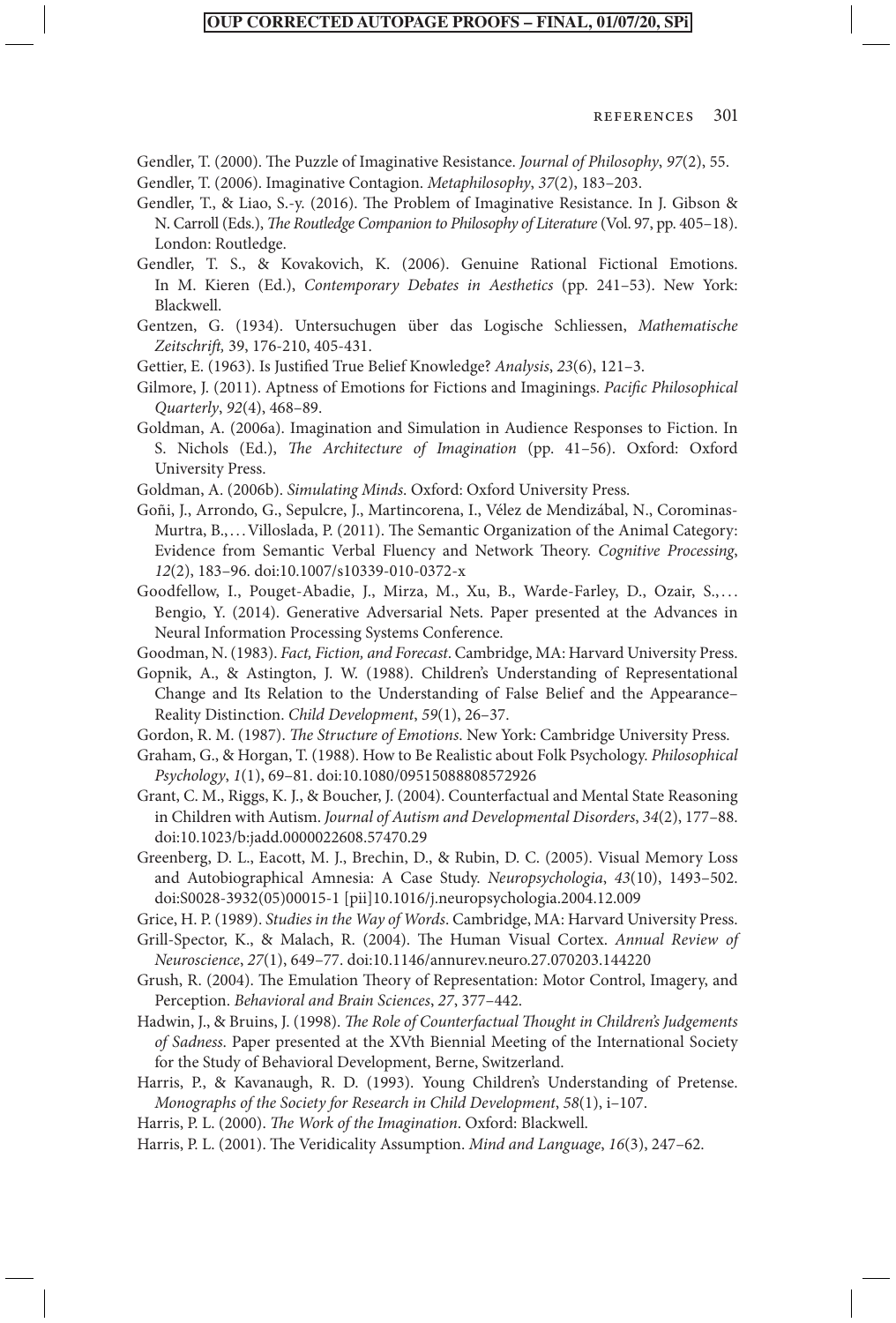Gendler, T. (2000). The Puzzle of Imaginative Resistance. *Journal of Philosophy*, *97*(2), 55.

Gendler, T. (2006). Imaginative Contagion. *Metaphilosophy*, *37*(2), 183–203.

Gendler, T., & Liao, S.-y. (2016). The Problem of Imaginative Resistance. In J. Gibson & N. Carroll (Eds.), *The Routledge Companion to Philosophy of Literature* (Vol. 97, pp. 405–18). London: Routledge.

Gendler, T. S., & Kovakovich, K. (2006). Genuine Rational Fictional Emotions. In M. Kieren (Ed.), *Contemporary Debates in Aesthetics* (pp. 241–53). New York: Blackwell.

Gentzen, G. (1934). Untersuchugen über das Logische Schliessen, *Mathematische Zeitschrift,* 39, 176-210, 405-431.

Gettier, E. (1963). Is Justified True Belief Knowledge? *Analysis*, *23*(6), 121–3.

Gilmore, J. (2011). Aptness of Emotions for Fictions and Imaginings. *Pacific Philosophical Quarterly*, *92*(4), 468–89.

Goldman, A. (2006a). Imagination and Simulation in Audience Responses to Fiction. In S. Nichols (Ed.), *The Architecture of Imagination* (pp. 41–56). Oxford: Oxford University Press.

Goldman, A. (2006b). *Simulating Minds*. Oxford: Oxford University Press.

Goñi, J., Arrondo, G., Sepulcre, J., Martincorena, I., Vélez de Mendizábal, N., Corominas-Murtra, B., . . . Villoslada, P. (2011). The Semantic Organization of the Animal Category: Evidence from Semantic Verbal Fluency and Network Theory. *Cognitive Processing*, *12*(2), 183–96. doi:10.1007/s10339-010-0372-x

Goodfellow, I., Pouget-Abadie, J., Mirza, M., Xu, B., Warde-Farley, D., Ozair, S., . . . Bengio, Y. (2014). Generative Adversarial Nets. Paper presented at the Advances in Neural Information Processing Systems Conference.

Goodman, N. (1983). *Fact, Fiction, and Forecast*. Cambridge, MA: Harvard University Press.

Gopnik, A., & Astington, J. W. (1988). Children's Understanding of Representational Change and Its Relation to the Understanding of False Belief and the Appearance–Reality Distinction. *Child Development*, *59*(1), 26–37.

Gordon, R. M. (1987). *The Structure of Emotions*. New York: Cambridge University Press.

Graham, G., & Horgan, T. (1988). How to Be Realistic about Folk Psychology. *Philosophical Psychology*, *1*(1), 69–81. doi:10.1080/09515088808572926

Grant, C. M., Riggs, K. J., & Boucher, J. (2004). Counterfactual and Mental State Reasoning in Children with Autism. *Journal of Autism and Developmental Disorders*, *34*(2), 177–88. doi:10.1023/b:jadd.0000022608.57470.29

Greenberg, D. L., Eacott, M. J., Brechin, D., & Rubin, D. C. (2005). Visual Memory Loss and Autobiographical Amnesia: A Case Study. *Neuropsychologia*, *43*(10), 1493–502. doi:S0028-3932(05)00015-1 [pii]10.1016/j.neuropsychologia.2004.12.009

Grice, H. P. (1989). *Studies in the Way of Words*. Cambridge, MA: Harvard University Press.

Grill-Spector, K., & Malach, R. (2004). The Human Visual Cortex. *Annual Review of Neuroscience*, *27*(1), 649–77. doi:10.1146/annurev.neuro.27.070203.144220

Grush, R. (2004). The Emulation Theory of Representation: Motor Control, Imagery, and Perception. *Behavioral and Brain Sciences*, *27*, 377–442.

Hadwin, J., & Bruins, J. (1998). *The Role of Counterfactual Thought in Children's Judgements of Sadness*. Paper presented at the XVth Biennial Meeting of the International Society for the Study of Behavioral Development, Berne, Switzerland.

Harris, P., & Kavanaugh, R. D. (1993). Young Children's Understanding of Pretense. *Monographs of the Society for Research in Child Development*, *58*(1), i–107.

Harris, P. L. (2000). *The Work of the Imagination*. Oxford: Blackwell.

Harris, P. L. (2001). The Veridicality Assumption. *Mind and Language*, *16*(3), 247–62.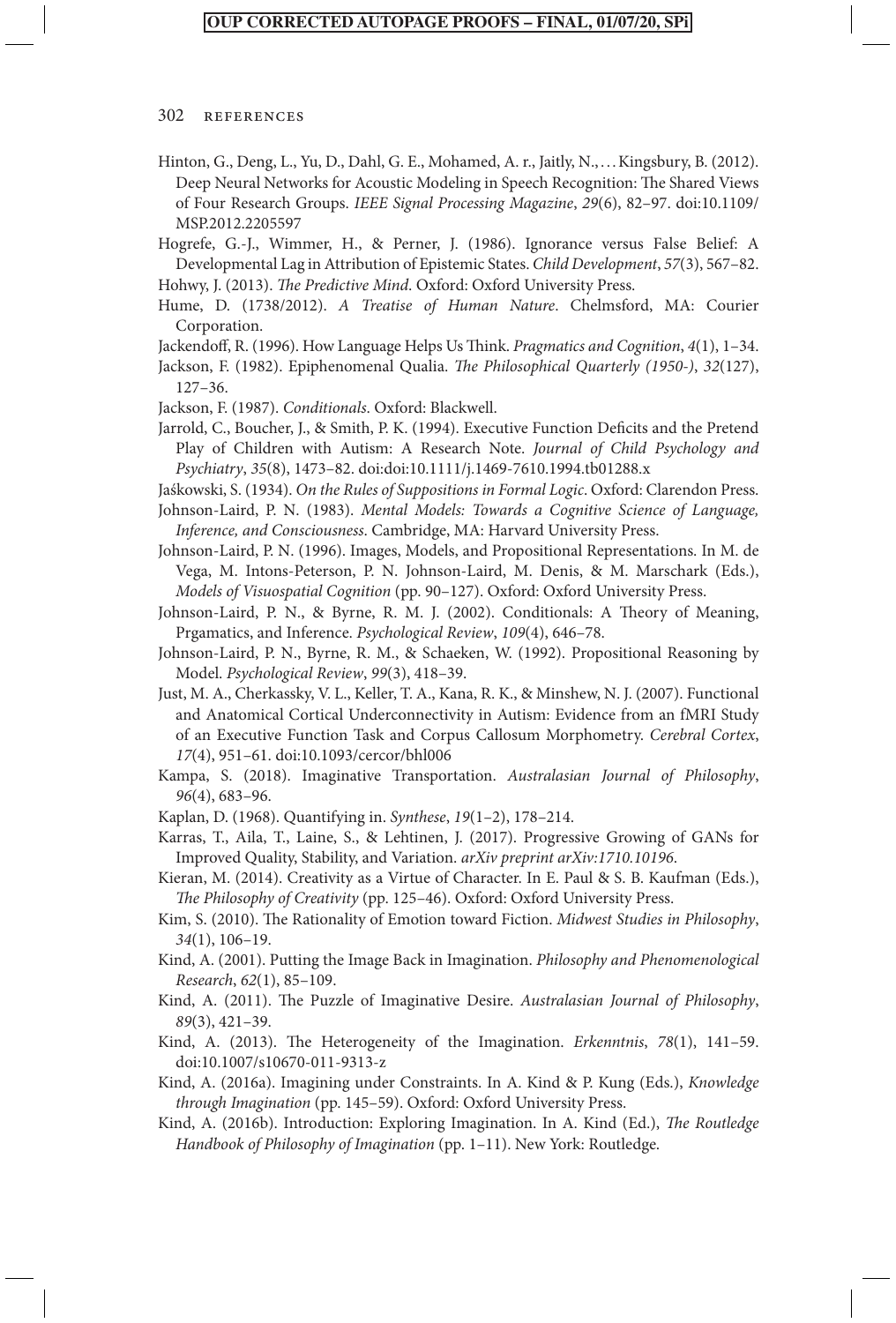Hinton, G., Deng, L., Yu, D., Dahl, G. E., Mohamed, A. r., Jaitly, N., . . . Kingsbury, B. (2012). Deep Neural Networks for Acoustic Modeling in Speech Recognition: The Shared Views of Four Research Groups. *IEEE Signal Processing Magazine*, *29*(6), 82–97. doi:10.1109/MSP.2012.2205597

Hogrefe, G.-J., Wimmer, H., & Perner, J. (1986). Ignorance versus False Belief: A Developmental Lag in Attribution of Epistemic States. *Child Development*, *57*(3), 567–82.

Hohwy, J. (2013). *The Predictive Mind*. Oxford: Oxford University Press.

Hume, D. (1738/2012). *A Treatise of Human Nature*. Chelmsford, MA: Courier Corporation.

Jackendoff, R. (1996). How Language Helps Us Think. *Pragmatics and Cognition*, *4*(1), 1–34.

Jackson, F. (1982). Epiphenomenal Qualia. *The Philosophical Quarterly (1950-)*, *32*(127), 127–36.

Jackson, F. (1987). *Conditionals*. Oxford: Blackwell.

Jarrold, C., Boucher, J., & Smith, P. K. (1994). Executive Function Deficits and the Pretend Play of Children with Autism: A Research Note. *Journal of Child Psychology and Psychiatry*, *35*(8), 1473–82. doi:doi:10.1111/j.1469-7610.1994.tb01288.x

Jaśkowski, S. (1934). *On the Rules of Suppositions in Formal Logic*. Oxford: Clarendon Press.

Johnson-Laird, P. N. (1983). *Mental Models: Towards a Cognitive Science of Language, Inference, and Consciousness*. Cambridge, MA: Harvard University Press.

Johnson-Laird, P. N. (1996). Images, Models, and Propositional Representations. In M. de Vega, M. Intons-Peterson, P. N. Johnson-Laird, M. Denis, & M. Marschark (Eds.), *Models of Visuospatial Cognition* (pp. 90–127). Oxford: Oxford University Press.

Johnson-Laird, P. N., & Byrne, R. M. J. (2002). Conditionals: A Theory of Meaning, Prgamatics, and Inference. *Psychological Review*, *109*(4), 646–78.

Johnson-Laird, P. N., Byrne, R. M., & Schaeken, W. (1992). Propositional Reasoning by Model. *Psychological Review*, *99*(3), 418–39.

Just, M. A., Cherkassky, V. L., Keller, T. A., Kana, R. K., & Minshew, N. J. (2007). Functional and Anatomical Cortical Underconnectivity in Autism: Evidence from an fMRI Study of an Executive Function Task and Corpus Callosum Morphometry. *Cerebral Cortex*, *17*(4), 951–61. doi:10.1093/cercor/bhl006

Kampa, S. (2018). Imaginative Transportation. *Australasian Journal of Philosophy*, *96*(4), 683–96.

Kaplan, D. (1968). Quantifying in. *Synthese*, *19*(1–2), 178–214.

Karras, T., Aila, T., Laine, S., & Lehtinen, J. (2017). Progressive Growing of GANs for Improved Quality, Stability, and Variation. *arXiv preprint arXiv:1710.10196*.

Kieran, M. (2014). Creativity as a Virtue of Character. In E. Paul & S. B. Kaufman (Eds.), *The Philosophy of Creativity* (pp. 125–46). Oxford: Oxford University Press.

Kim, S. (2010). The Rationality of Emotion toward Fiction. *Midwest Studies in Philosophy*, *34*(1), 106–19.

Kind, A. (2001). Putting the Image Back in Imagination. *Philosophy and Phenomenological Research*, *62*(1), 85–109.

Kind, A. (2011). The Puzzle of Imaginative Desire. *Australasian Journal of Philosophy*, *89*(3), 421–39.

Kind, A. (2013). The Heterogeneity of the Imagination. *Erkenntnis*, *78*(1), 141–59. doi:10.1007/s10670-011-9313-z

Kind, A. (2016a). Imagining under Constraints. In A. Kind & P. Kung (Eds.), *Knowledge through Imagination* (pp. 145–59). Oxford: Oxford University Press.

Kind, A. (2016b). Introduction: Exploring Imagination. In A. Kind (Ed.), *The Routledge Handbook of Philosophy of Imagination* (pp. 1–11). New York: Routledge.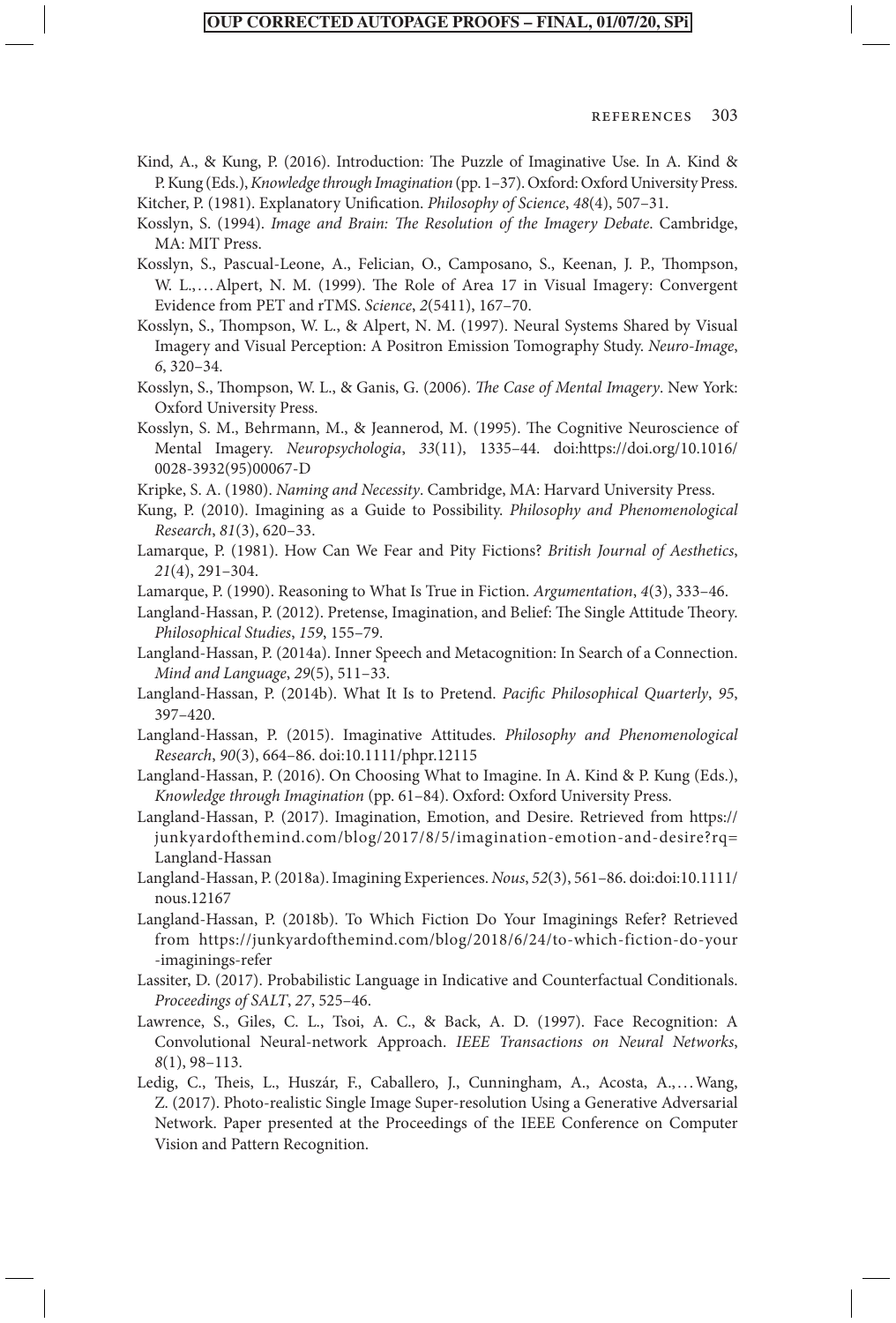Kind, A., & Kung, P. (2016). Introduction: The Puzzle of Imaginative Use. In A. Kind & P. Kung (Eds.), *Knowledge through Imagination* (pp. 1–37). Oxford: Oxford University Press.

Kitcher, P. (1981). Explanatory Unification. *Philosophy of Science*, *48*(4), 507–31.

Kosslyn, S. (1994). *Image and Brain: The Resolution of the Imagery Debate*. Cambridge, MA: MIT Press.

Kosslyn, S., Pascual-Leone, A., Felician, O., Camposano, S., Keenan, J. P., Thompson, W. L., . . . Alpert, N. M. (1999). The Role of Area 17 in Visual Imagery: Convergent Evidence from PET and rTMS. *Science*, *2*(5411), 167–70.

Kosslyn, S., Thompson, W. L., & Alpert, N. M. (1997). Neural Systems Shared by Visual Imagery and Visual Perception: A Positron Emission Tomography Study. *Neuro-Image*, *6*, 320–34.

Kosslyn, S., Thompson, W. L., & Ganis, G. (2006). *The Case of Mental Imagery*. New York: Oxford University Press.

Kosslyn, S. M., Behrmann, M., & Jeannerod, M. (1995). The Cognitive Neuroscience of Mental Imagery. *Neuropsychologia*, *33*(11), 1335–44. doi:https://doi.org/10.1016/0028-3932(95)00067-D

Kripke, S. A. (1980). *Naming and Necessity*. Cambridge, MA: Harvard University Press.

Kung, P. (2010). Imagining as a Guide to Possibility. *Philosophy and Phenomenological Research*, *81*(3), 620–33.

Lamarque, P. (1981). How Can We Fear and Pity Fictions? *British Journal of Aesthetics*, *21*(4), 291–304.

Lamarque, P. (1990). Reasoning to What Is True in Fiction. *Argumentation*, *4*(3), 333–46.

Langland-Hassan, P. (2012). Pretense, Imagination, and Belief: The Single Attitude Theory. *Philosophical Studies*, *159*, 155–79.

Langland-Hassan, P. (2014a). Inner Speech and Metacognition: In Search of a Connection. *Mind and Language*, *29*(5), 511–33.

Langland-Hassan, P. (2014b). What It Is to Pretend. *Pacific Philosophical Quarterly*, *95*, 397–420.

Langland-Hassan, P. (2015). Imaginative Attitudes. *Philosophy and Phenomenological Research*, *90*(3), 664–86. doi:10.1111/phpr.12115

Langland-Hassan, P. (2016). On Choosing What to Imagine. In A. Kind & P. Kung (Eds.), *Knowledge through Imagination* (pp. 61–84). Oxford: Oxford University Press.

Langland-Hassan, P. (2017). Imagination, Emotion, and Desire. Retrieved from https://junkyardofthemind.com/blog/2017/8/5/imagination-emotion-and-desire?rq=Langland-Hassan

Langland-Hassan, P. (2018a). Imagining Experiences. *Nous*, *52*(3), 561–86. doi:doi:10.1111/nous.12167

Langland-Hassan, P. (2018b). To Which Fiction Do Your Imaginings Refer? Retrieved from https://junkyardofthemind.com/blog/2018/6/24/to-which-fiction-do-your-imaginings-refer

Lassiter, D. (2017). Probabilistic Language in Indicative and Counterfactual Conditionals. *Proceedings of SALT*, *27*, 525–46.

Lawrence, S., Giles, C. L., Tsoi, A. C., & Back, A. D. (1997). Face Recognition: A Convolutional Neural-network Approach. *IEEE Transactions on Neural Networks*, *8*(1), 98–113.

Ledig, C., Theis, L., Huszár, F., Caballero, J., Cunningham, A., Acosta, A., . . . Wang, Z. (2017). Photo-realistic Single Image Super-resolution Using a Generative Adversarial Network. Paper presented at the Proceedings of the IEEE Conference on Computer Vision and Pattern Recognition.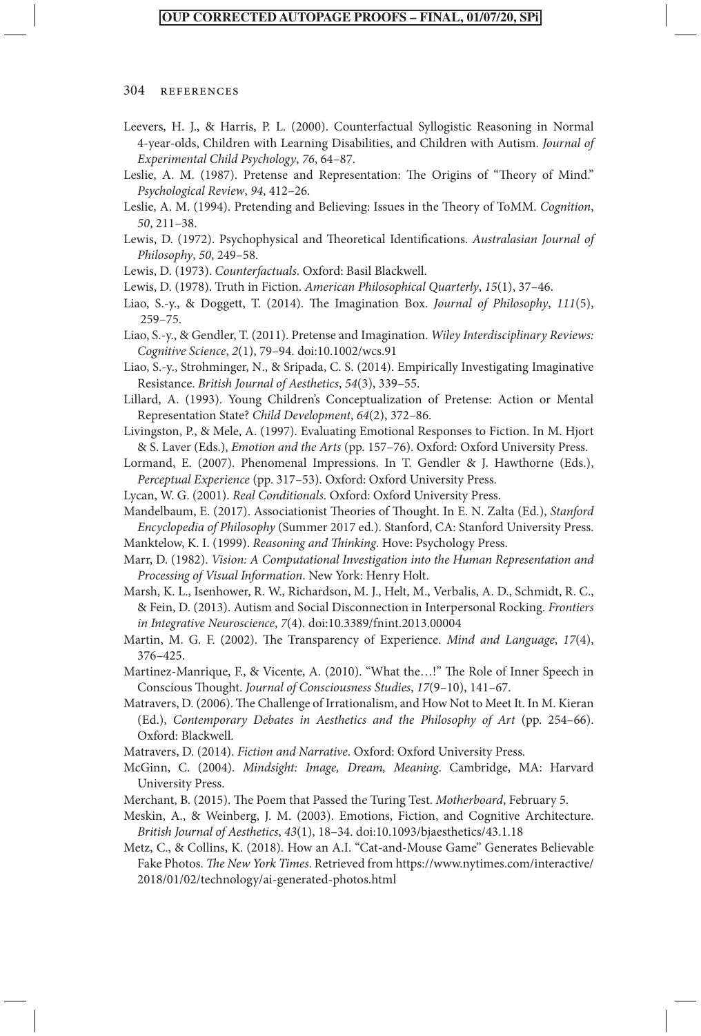Leevers, H. J., & Harris, P. L. (2000). Counterfactual Syllogistic Reasoning in Normal 4-year-olds, Children with Learning Disabilities, and Children with Autism. *Journal of Experimental Child Psychology*, *76*, 64–87.

Leslie, A. M. (1987). Pretense and Representation: The Origins of "Theory of Mind." *Psychological Review*, *94*, 412–26.

Leslie, A. M. (1994). Pretending and Believing: Issues in the Theory of ToMM. *Cognition*, *50*, 211–38.

Lewis, D. (1972). Psychophysical and Theoretical Identifications. *Australasian Journal of Philosophy*, *50*, 249–58.

Lewis, D. (1973). *Counterfactuals*. Oxford: Basil Blackwell.

Lewis, D. (1978). Truth in Fiction. *American Philosophical Quarterly*, *15*(1), 37–46.

Liao, S.-y., & Doggett, T. (2014). The Imagination Box. *Journal of Philosophy*, *111*(5), 259–75.

Liao, S.-y., & Gendler, T. (2011). Pretense and Imagination. *Wiley Interdisciplinary Reviews: Cognitive Science*, *2*(1), 79–94. doi:10.1002/wcs.91

Liao, S.-y., Strohminger, N., & Sripada, C. S. (2014). Empirically Investigating Imaginative Resistance. *British Journal of Aesthetics*, *54*(3), 339–55.

Lillard, A. (1993). Young Children's Conceptualization of Pretense: Action or Mental Representation State? *Child Development*, *64*(2), 372–86.

Livingston, P., & Mele, A. (1997). Evaluating Emotional Responses to Fiction. In M. Hjort & S. Laver (Eds.), *Emotion and the Arts* (pp. 157–76). Oxford: Oxford University Press.

Lormand, E. (2007). Phenomenal Impressions. In T. Gendler & J. Hawthorne (Eds.), *Perceptual Experience* (pp. 317–53). Oxford: Oxford University Press.

Lycan, W. G. (2001). *Real Conditionals*. Oxford: Oxford University Press.

Mandelbaum, E. (2017). Associationist Theories of Thought. In E. N. Zalta (Ed.), *Stanford Encyclopedia of Philosophy* (Summer 2017 ed.). Stanford, CA: Stanford University Press.

Manktelow, K. I. (1999). *Reasoning and Thinking*. Hove: Psychology Press.

Marr, D. (1982). *Vision: A Computational Investigation into the Human Representation and Processing of Visual Information*. New York: Henry Holt.

Marsh, K. L., Isenhower, R. W., Richardson, M. J., Helt, M., Verbalis, A. D., Schmidt, R. C., & Fein, D. (2013). Autism and Social Disconnection in Interpersonal Rocking. *Frontiers in Integrative Neuroscience*, *7*(4). doi:10.3389/fnint.2013.00004

Martin, M. G. F. (2002). The Transparency of Experience. *Mind and Language*, *17*(4), 376–425.

Martinez-Manrique, F., & Vicente, A. (2010). "What the…!" The Role of Inner Speech in Conscious Thought. *Journal of Consciousness Studies*, *17*(9–10), 141–67.

Matravers, D. (2006). The Challenge of Irrationalism, and How Not to Meet It. In M. Kieran (Ed.), *Contemporary Debates in Aesthetics and the Philosophy of Art* (pp. 254–66). Oxford: Blackwell.

Matravers, D. (2014). *Fiction and Narrative*. Oxford: Oxford University Press.

McGinn, C. (2004). *Mindsight: Image, Dream, Meaning*. Cambridge, MA: Harvard University Press.

Merchant, B. (2015). The Poem that Passed the Turing Test. *Motherboard*, February 5.

Meskin, A., & Weinberg, J. M. (2003). Emotions, Fiction, and Cognitive Architecture. *British Journal of Aesthetics*, *43*(1), 18–34. doi:10.1093/bjaesthetics/43.1.18

Metz, C., & Collins, K. (2018). How an A.I. "Cat-and-Mouse Game" Generates Believable Fake Photos. *The New York Times*. Retrieved from https://www.nytimes.com/interactive/2018/01/02/technology/ai-generated-photos.html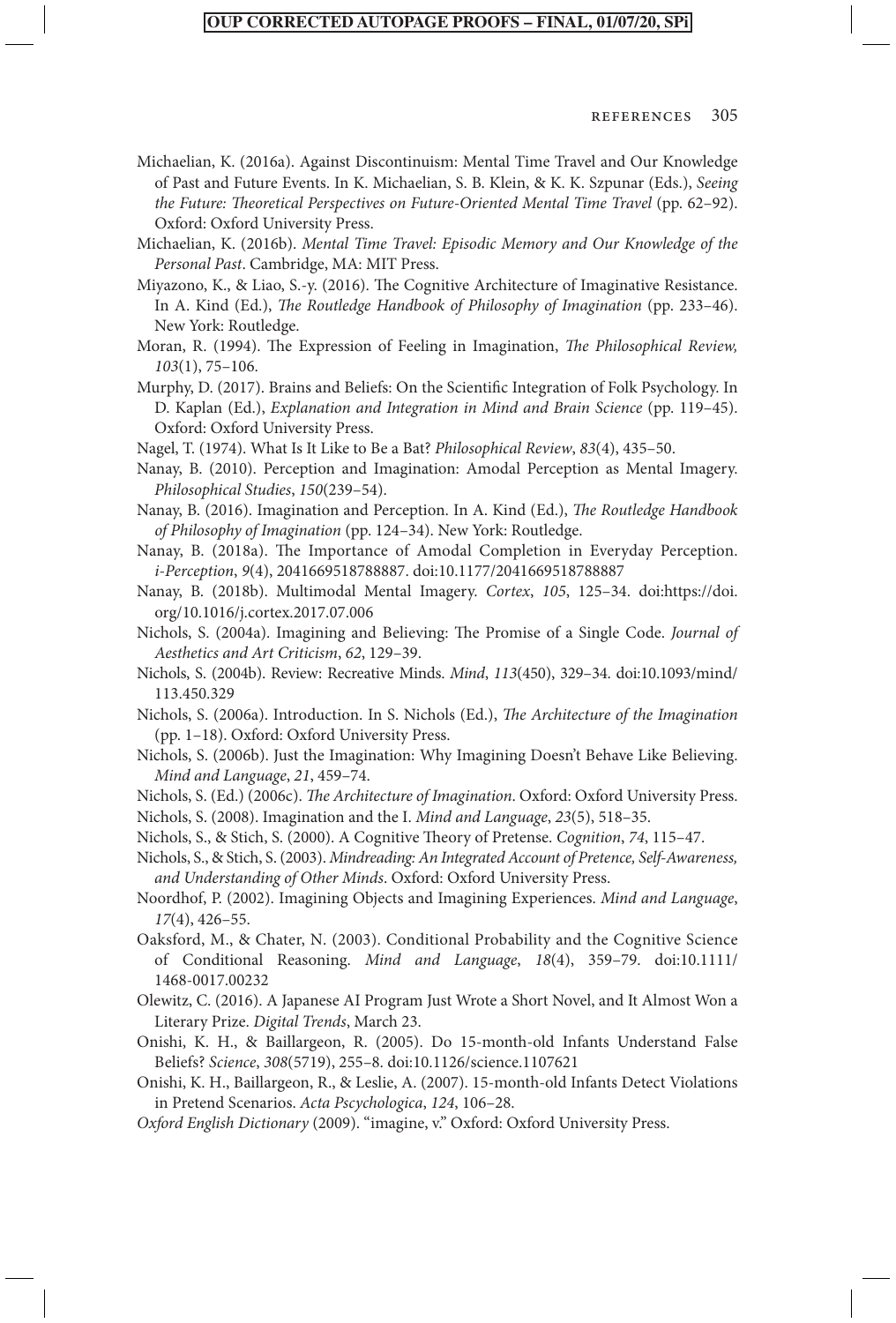Michaelian, K. (2016a). Against Discontinuism: Mental Time Travel and Our Knowledge of Past and Future Events. In K. Michaelian, S. B. Klein, & K. K. Szpunar (Eds.), *Seeing the Future: Theoretical Perspectives on Future-Oriented Mental Time Travel* (pp. 62–92). Oxford: Oxford University Press.

Michaelian, K. (2016b). *Mental Time Travel: Episodic Memory and Our Knowledge of the Personal Past*. Cambridge, MA: MIT Press.

Miyazono, K., & Liao, S.-y. (2016). The Cognitive Architecture of Imaginative Resistance. In A. Kind (Ed.), *The Routledge Handbook of Philosophy of Imagination* (pp. 233–46). New York: Routledge.

Moran, R. (1994). The Expression of Feeling in Imagination, *The Philosophical Review, 103*(1), 75–106.

Murphy, D. (2017). Brains and Beliefs: On the Scientific Integration of Folk Psychology. In D. Kaplan (Ed.), *Explanation and Integration in Mind and Brain Science* (pp. 119–45). Oxford: Oxford University Press.

Nagel, T. (1974). What Is It Like to Be a Bat? *Philosophical Review*, *83*(4), 435–50.

Nanay, B. (2010). Perception and Imagination: Amodal Perception as Mental Imagery. *Philosophical Studies*, *150*(239–54).

Nanay, B. (2016). Imagination and Perception. In A. Kind (Ed.), *The Routledge Handbook of Philosophy of Imagination* (pp. 124–34). New York: Routledge.

Nanay, B. (2018a). The Importance of Amodal Completion in Everyday Perception. *i-Perception*, *9*(4), 2041669518788887. doi:10.1177/2041669518788887

Nanay, B. (2018b). Multimodal Mental Imagery. *Cortex*, *105*, 125–34. doi:https://doi.org/10.1016/j.cortex.2017.07.006

Nichols, S. (2004a). Imagining and Believing: The Promise of a Single Code. *Journal of Aesthetics and Art Criticism*, *62*, 129–39.

Nichols, S. (2004b). Review: Recreative Minds. *Mind*, *113*(450), 329–34. doi:10.1093/mind/113.450.329

Nichols, S. (2006a). Introduction. In S. Nichols (Ed.), *The Architecture of the Imagination* (pp. 1–18). Oxford: Oxford University Press.

Nichols, S. (2006b). Just the Imagination: Why Imagining Doesn't Behave Like Believing. *Mind and Language*, *21*, 459–74.

Nichols, S. (Ed.) (2006c). *The Architecture of Imagination*. Oxford: Oxford University Press.

Nichols, S. (2008). Imagination and the I. *Mind and Language*, *23*(5), 518–35.

Nichols, S., & Stich, S. (2000). A Cognitive Theory of Pretense. *Cognition*, *74*, 115–47.

Nichols, S., & Stich, S. (2003). *Mindreading: An Integrated Account of Pretence, Self-Awareness, and Understanding of Other Minds*. Oxford: Oxford University Press.

Noordhof, P. (2002). Imagining Objects and Imagining Experiences. *Mind and Language*, *17*(4), 426–55.

Oaksford, M., & Chater, N. (2003). Conditional Probability and the Cognitive Science of Conditional Reasoning. *Mind and Language*, *18*(4), 359–79. doi:10.1111/1468-0017.00232

Olewitz, C. (2016). A Japanese AI Program Just Wrote a Short Novel, and It Almost Won a Literary Prize. *Digital Trends*, March 23.

Onishi, K. H., & Baillargeon, R. (2005). Do 15-month-old Infants Understand False Beliefs? *Science*, *308*(5719), 255–8. doi:10.1126/science.1107621

Onishi, K. H., Baillargeon, R., & Leslie, A. (2007). 15-month-old Infants Detect Violations in Pretend Scenarios. *Acta Pscychologica*, *124*, 106–28.

*Oxford English Dictionary* (2009). "imagine, v." Oxford: Oxford University Press.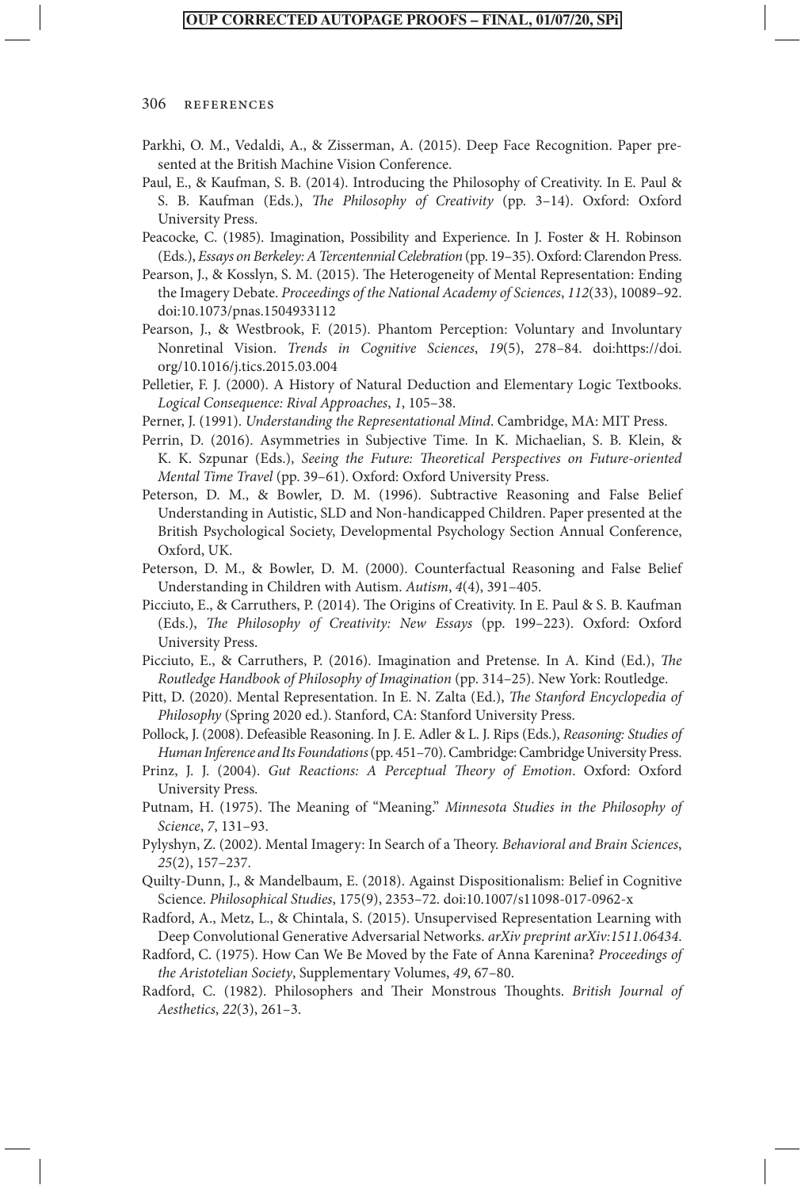Parkhi, O. M., Vedaldi, A., & Zisserman, A. (2015). Deep Face Recognition. Paper presented at the British Machine Vision Conference.

Paul, E., & Kaufman, S. B. (2014). Introducing the Philosophy of Creativity. In E. Paul & S. B. Kaufman (Eds.), *The Philosophy of Creativity* (pp. 3–14). Oxford: Oxford University Press.

Peacocke, C. (1985). Imagination, Possibility and Experience. In J. Foster & H. Robinson (Eds.), *Essays on Berkeley: A Tercentennial Celebration* (pp. 19–35). Oxford: Clarendon Press.

Pearson, J., & Kosslyn, S. M. (2015). The Heterogeneity of Mental Representation: Ending the Imagery Debate. *Proceedings of the National Academy of Sciences*, *112*(33), 10089–92. doi:10.1073/pnas.1504933112

Pearson, J., & Westbrook, F. (2015). Phantom Perception: Voluntary and Involuntary Nonretinal Vision. *Trends in Cognitive Sciences*, *19*(5), 278–84. doi:https://doi.org/10.1016/j.tics.2015.03.004

Pelletier, F. J. (2000). A History of Natural Deduction and Elementary Logic Textbooks. *Logical Consequence: Rival Approaches*, *1*, 105–38.

Perner, J. (1991). *Understanding the Representational Mind*. Cambridge, MA: MIT Press.

Perrin, D. (2016). Asymmetries in Subjective Time. In K. Michaelian, S. B. Klein, & K. K. Szpunar (Eds.), *Seeing the Future: Theoretical Perspectives on Future-oriented Mental Time Travel* (pp. 39–61). Oxford: Oxford University Press.

Peterson, D. M., & Bowler, D. M. (1996). Subtractive Reasoning and False Belief Understanding in Autistic, SLD and Non-handicapped Children. Paper presented at the British Psychological Society, Developmental Psychology Section Annual Conference, Oxford, UK.

Peterson, D. M., & Bowler, D. M. (2000). Counterfactual Reasoning and False Belief Understanding in Children with Autism. *Autism*, *4*(4), 391–405.

Picciuto, E., & Carruthers, P. (2014). The Origins of Creativity. In E. Paul & S. B. Kaufman (Eds.), *The Philosophy of Creativity: New Essays* (pp. 199–223). Oxford: Oxford University Press.

Picciuto, E., & Carruthers, P. (2016). Imagination and Pretense. In A. Kind (Ed.), *The Routledge Handbook of Philosophy of Imagination* (pp. 314–25). New York: Routledge.

Pitt, D. (2020). Mental Representation. In E. N. Zalta (Ed.), *The Stanford Encyclopedia of Philosophy* (Spring 2020 ed.). Stanford, CA: Stanford University Press.

Pollock, J. (2008). Defeasible Reasoning. In J. E. Adler & L. J. Rips (Eds.), *Reasoning: Studies of Human Inference and Its Foundations* (pp. 451–70). Cambridge: Cambridge University Press.

Prinz, J. J. (2004). *Gut Reactions: A Perceptual Theory of Emotion*. Oxford: Oxford University Press.

Putnam, H. (1975). The Meaning of "Meaning." *Minnesota Studies in the Philosophy of Science*, *7*, 131–93.

Pylyshyn, Z. (2002). Mental Imagery: In Search of a Theory. *Behavioral and Brain Sciences*, *25*(2), 157–237.

Quilty-Dunn, J., & Mandelbaum, E. (2018). Against Dispositionalism: Belief in Cognitive Science. *Philosophical Studies*, 175(9), 2353–72. doi:10.1007/s11098-017-0962-x

Radford, A., Metz, L., & Chintala, S. (2015). Unsupervised Representation Learning with Deep Convolutional Generative Adversarial Networks. *arXiv preprint arXiv:1511.06434*.

Radford, C. (1975). How Can We Be Moved by the Fate of Anna Karenina? *Proceedings of the Aristotelian Society*, Supplementary Volumes, *49*, 67–80.

Radford, C. (1982). Philosophers and Their Monstrous Thoughts. *British Journal of Aesthetics*, *22*(3), 261–3.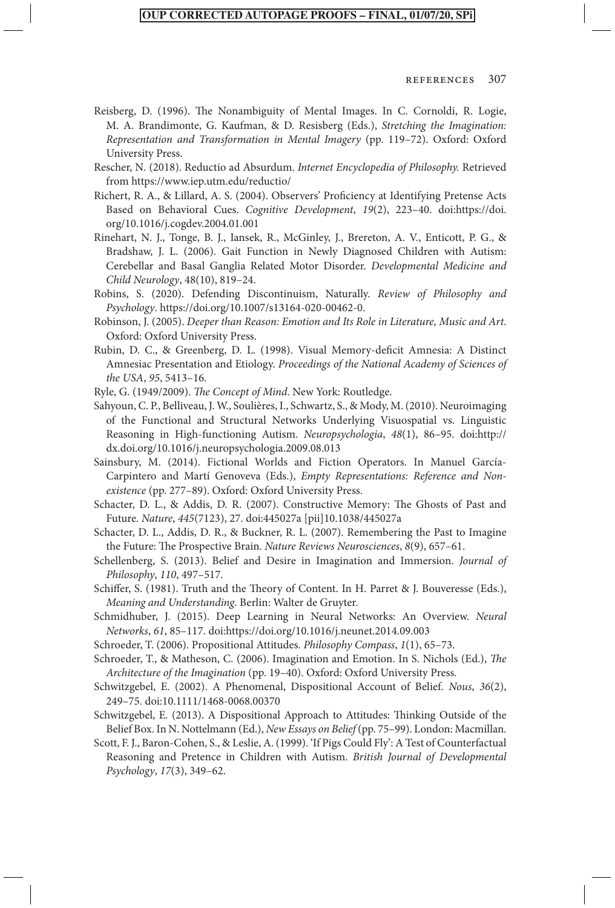Reisberg, D. (1996). The Nonambiguity of Mental Images. In C. Cornoldi, R. Logie, M. A. Brandimonte, G. Kaufman, & D. Resisberg (Eds.), *Stretching the Imagination: Representation and Transformation in Mental Imagery* (pp. 119–72). Oxford: Oxford University Press.

Rescher, N. (2018). Reductio ad Absurdum. *Internet Encyclopedia of Philosophy.* Retrieved from https://www.iep.utm.edu/reductio/

Richert, R. A., & Lillard, A. S. (2004). Observers' Proficiency at Identifying Pretense Acts Based on Behavioral Cues. *Cognitive Development*, *19*(2), 223–40. doi:https://doi.org/10.1016/j.cogdev.2004.01.001

Rinehart, N. J., Tonge, B. J., Iansek, R., McGinley, J., Brereton, A. V., Enticott, P. G., & Bradshaw, J. L. (2006). Gait Function in Newly Diagnosed Children with Autism: Cerebellar and Basal Ganglia Related Motor Disorder. *Developmental Medicine and Child Neurology*, 48(10), 819–24.

Robins, S. (2020). Defending Discontinuism, Naturally. *Review of Philosophy and Psychology*. https://doi.org/10.1007/s13164-020-00462-0.

Robinson, J. (2005). *Deeper than Reason: Emotion and Its Role in Literature, Music and Art*. Oxford: Oxford University Press.

Rubin, D. C., & Greenberg, D. L. (1998). Visual Memory-deficit Amnesia: A Distinct Amnesiac Presentation and Etiology. *Proceedings of the National Academy of Sciences of the USA*, *95*, 5413–16.

Ryle, G. (1949/2009). *The Concept of Mind*. New York: Routledge.

Sahyoun, C. P., Belliveau, J. W., Soulières, I., Schwartz, S., & Mody, M. (2010). Neuroimaging of the Functional and Structural Networks Underlying Visuospatial vs. Linguistic Reasoning in High-functioning Autism. *Neuropsychologia*, *48*(1), 86–95. doi:http://dx.doi.org/10.1016/j.neuropsychologia.2009.08.013

Sainsbury, M. (2014). Fictional Worlds and Fiction Operators. In Manuel García-Carpintero and Martí Genoveva (Eds.), *Empty Representations: Reference and Non-existence* (pp. 277–89). Oxford: Oxford University Press.

Schacter, D. L., & Addis, D. R. (2007). Constructive Memory: The Ghosts of Past and Future. *Nature*, *445*(7123), 27. doi:445027a [pii]10.1038/445027a

Schacter, D. L., Addis, D. R., & Buckner, R. L. (2007). Remembering the Past to Imagine the Future: The Prospective Brain. *Nature Reviews Neurosciences*, *8*(9), 657–61.

Schellenberg, S. (2013). Belief and Desire in Imagination and Immersion. *Journal of Philosophy*, *110*, 497–517.

Schiffer, S. (1981). Truth and the Theory of Content. In H. Parret & J. Bouveresse (Eds.), *Meaning and Understanding*. Berlin: Walter de Gruyter.

Schmidhuber, J. (2015). Deep Learning in Neural Networks: An Overview. *Neural Networks*, *61*, 85–117. doi:https://doi.org/10.1016/j.neunet.2014.09.003

Schroeder, T. (2006). Propositional Attitudes. *Philosophy Compass*, *1*(1), 65–73.

Schroeder, T., & Matheson, C. (2006). Imagination and Emotion. In S. Nichols (Ed.), *The Architecture of the Imagination* (pp. 19–40). Oxford: Oxford University Press.

Schwitzgebel, E. (2002). A Phenomenal, Dispositional Account of Belief. *Nous*, *36*(2), 249–75. doi:10.1111/1468-0068.00370

Schwitzgebel, E. (2013). A Dispositional Approach to Attitudes: Thinking Outside of the Belief Box. In N. Nottelmann (Ed.), *New Essays on Belief* (pp. 75–99). London: Macmillan.

Scott, F. J., Baron-Cohen, S., & Leslie, A. (1999). 'If Pigs Could Fly': A Test of Counterfactual Reasoning and Pretence in Children with Autism. *British Journal of Developmental Psychology*, *17*(3), 349–62.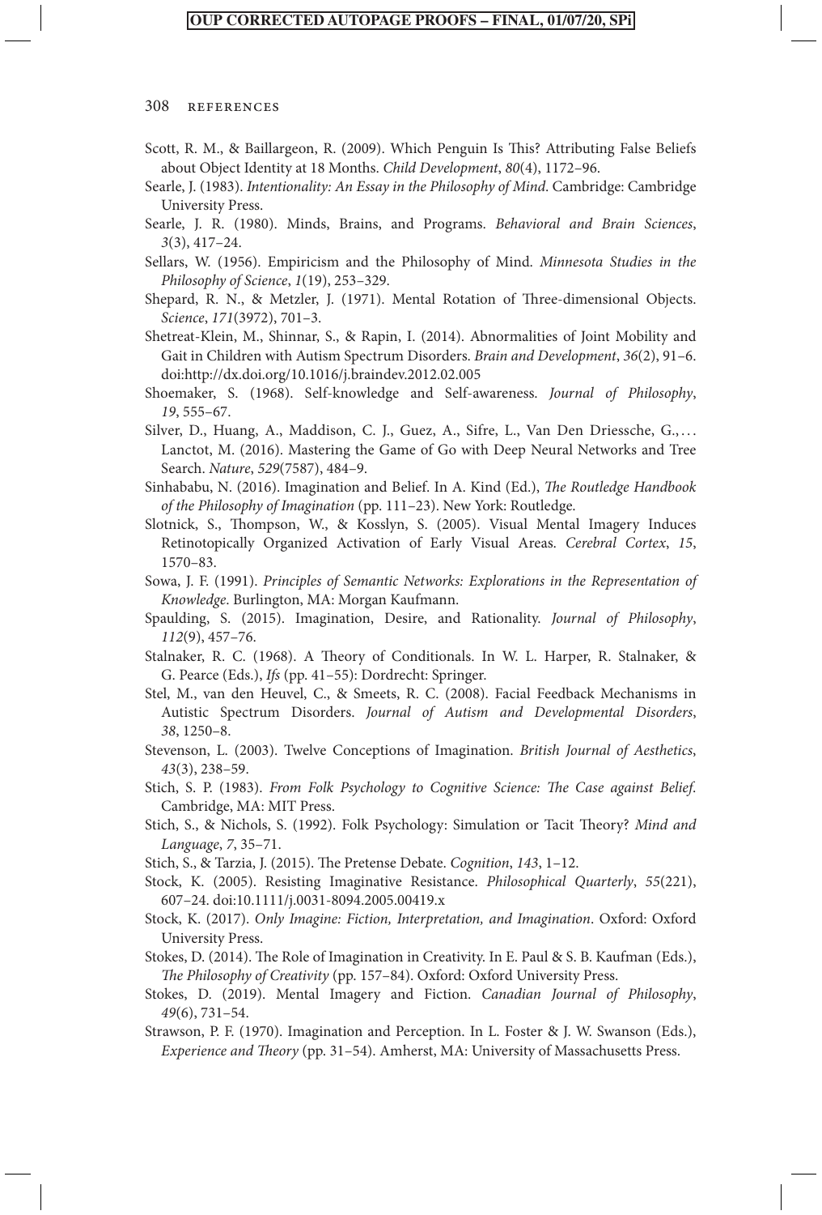Scott, R. M., & Baillargeon, R. (2009). Which Penguin Is This? Attributing False Beliefs about Object Identity at 18 Months. *Child Development*, *80*(4), 1172–96.

Searle, J. (1983). *Intentionality: An Essay in the Philosophy of Mind*. Cambridge: Cambridge University Press.

Searle, J. R. (1980). Minds, Brains, and Programs. *Behavioral and Brain Sciences*, *3*(3), 417–24.

Sellars, W. (1956). Empiricism and the Philosophy of Mind. *Minnesota Studies in the Philosophy of Science*, *1*(19), 253–329.

Shepard, R. N., & Metzler, J. (1971). Mental Rotation of Three-dimensional Objects. *Science*, *171*(3972), 701–3.

Shetreat-Klein, M., Shinnar, S., & Rapin, I. (2014). Abnormalities of Joint Mobility and Gait in Children with Autism Spectrum Disorders. *Brain and Development*, *36*(2), 91–6. doi:http://dx.doi.org/10.1016/j.braindev.2012.02.005

Shoemaker, S. (1968). Self-knowledge and Self-awareness. *Journal of Philosophy*, *19*, 555–67.

Silver, D., Huang, A., Maddison, C. J., Guez, A., Sifre, L., Van Den Driessche, G., . . . Lanctot, M. (2016). Mastering the Game of Go with Deep Neural Networks and Tree Search. *Nature*, *529*(7587), 484–9.

Sinhababu, N. (2016). Imagination and Belief. In A. Kind (Ed.), *The Routledge Handbook of the Philosophy of Imagination* (pp. 111–23). New York: Routledge.

Slotnick, S., Thompson, W., & Kosslyn, S. (2005). Visual Mental Imagery Induces Retinotopically Organized Activation of Early Visual Areas. *Cerebral Cortex*, *15*, 1570–83.

Sowa, J. F. (1991). *Principles of Semantic Networks: Explorations in the Representation of Knowledge*. Burlington, MA: Morgan Kaufmann.

Spaulding, S. (2015). Imagination, Desire, and Rationality. *Journal of Philosophy*, *112*(9), 457–76.

Stalnaker, R. C. (1968). A Theory of Conditionals. In W. L. Harper, R. Stalnaker, & G. Pearce (Eds.), *Ifs* (pp. 41–55): Dordrecht: Springer.

Stel, M., van den Heuvel, C., & Smeets, R. C. (2008). Facial Feedback Mechanisms in Autistic Spectrum Disorders. *Journal of Autism and Developmental Disorders*, *38*, 1250–8.

Stevenson, L. (2003). Twelve Conceptions of Imagination. *British Journal of Aesthetics*, *43*(3), 238–59.

Stich, S. P. (1983). *From Folk Psychology to Cognitive Science: The Case against Belief*. Cambridge, MA: MIT Press.

Stich, S., & Nichols, S. (1992). Folk Psychology: Simulation or Tacit Theory? *Mind and Language*, *7*, 35–71.

Stich, S., & Tarzia, J. (2015). The Pretense Debate. *Cognition*, *143*, 1–12.

Stock, K. (2005). Resisting Imaginative Resistance. *Philosophical Quarterly*, *55*(221), 607–24. doi:10.1111/j.0031-8094.2005.00419.x

Stock, K. (2017). *Only Imagine: Fiction, Interpretation, and Imagination*. Oxford: Oxford University Press.

Stokes, D. (2014). The Role of Imagination in Creativity. In E. Paul & S. B. Kaufman (Eds.), *The Philosophy of Creativity* (pp. 157–84). Oxford: Oxford University Press.

Stokes, D. (2019). Mental Imagery and Fiction. *Canadian Journal of Philosophy*, *49*(6), 731–54.

Strawson, P. F. (1970). Imagination and Perception. In L. Foster & J. W. Swanson (Eds.), *Experience and Theory* (pp. 31–54). Amherst, MA: University of Massachusetts Press.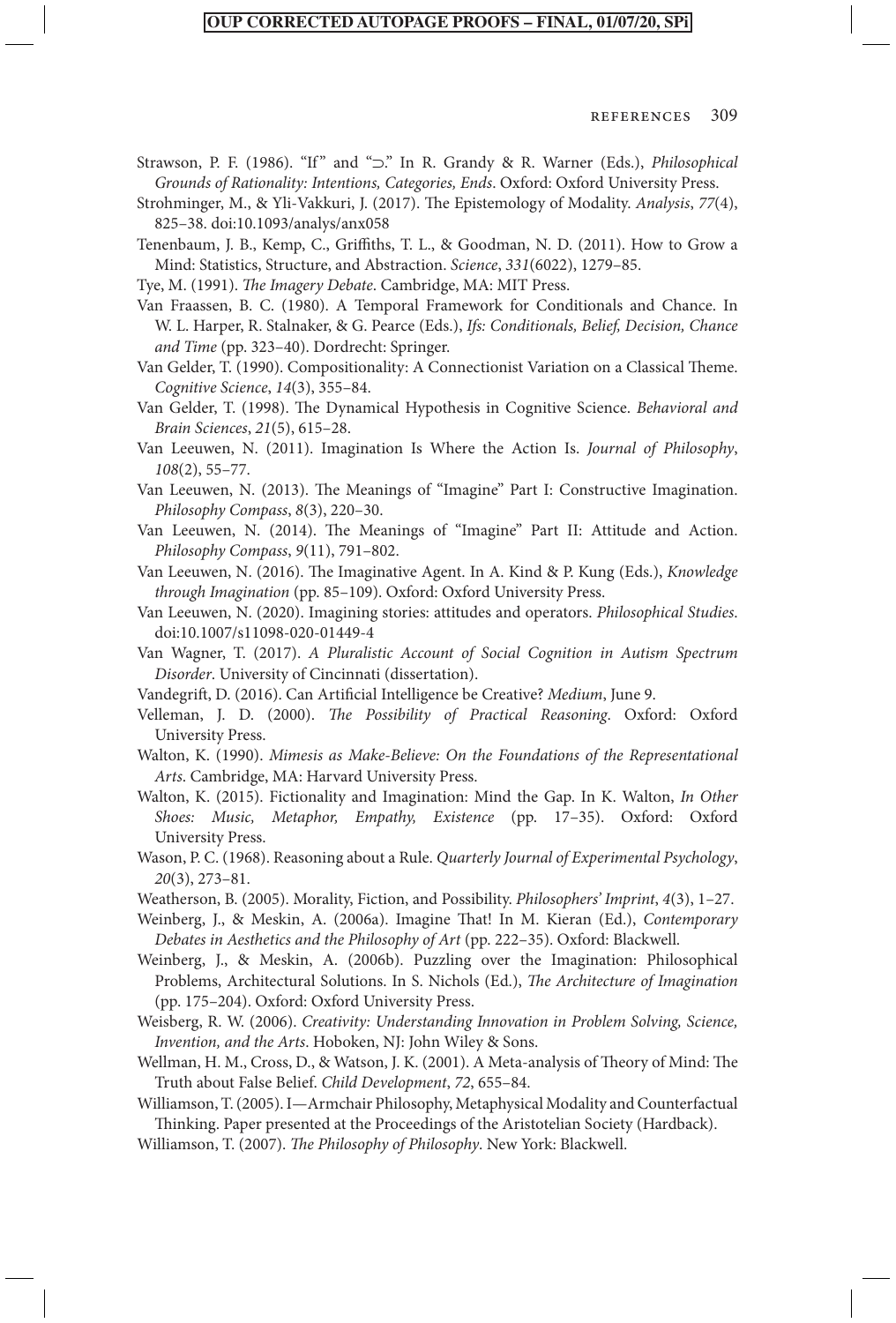Strawson, P. F. (1986). "If" and "⊃." In R. Grandy & R. Warner (Eds.), *Philosophical Grounds of Rationality: Intentions, Categories, Ends*. Oxford: Oxford University Press.

Strohminger, M., & Yli-Vakkuri, J. (2017). The Epistemology of Modality. *Analysis*, *77*(4), 825–38. doi:10.1093/analys/anx058

Tenenbaum, J. B., Kemp, C., Griffiths, T. L., & Goodman, N. D. (2011). How to Grow a Mind: Statistics, Structure, and Abstraction. *Science*, *331*(6022), 1279–85.

Tye, M. (1991). *The Imagery Debate*. Cambridge, MA: MIT Press.

Van Fraassen, B. C. (1980). A Temporal Framework for Conditionals and Chance. In W. L. Harper, R. Stalnaker, & G. Pearce (Eds.), *Ifs: Conditionals, Belief, Decision, Chance and Time* (pp. 323–40). Dordrecht: Springer.

Van Gelder, T. (1990). Compositionality: A Connectionist Variation on a Classical Theme. *Cognitive Science*, *14*(3), 355–84.

Van Gelder, T. (1998). The Dynamical Hypothesis in Cognitive Science. *Behavioral and Brain Sciences*, *21*(5), 615–28.

Van Leeuwen, N. (2011). Imagination Is Where the Action Is. *Journal of Philosophy*, *108*(2), 55–77.

Van Leeuwen, N. (2013). The Meanings of "Imagine" Part I: Constructive Imagination. *Philosophy Compass*, *8*(3), 220–30.

Van Leeuwen, N. (2014). The Meanings of "Imagine" Part II: Attitude and Action. *Philosophy Compass*, *9*(11), 791–802.

Van Leeuwen, N. (2016). The Imaginative Agent. In A. Kind & P. Kung (Eds.), *Knowledge through Imagination* (pp. 85–109). Oxford: Oxford University Press.

Van Leeuwen, N. (2020). Imagining stories: attitudes and operators. *Philosophical Studies*. doi:10.1007/s11098-020-01449-4

Van Wagner, T. (2017). *A Pluralistic Account of Social Cognition in Autism Spectrum Disorder*. University of Cincinnati (dissertation).

Vandegrift, D. (2016). Can Artificial Intelligence be Creative? *Medium*, June 9.

Velleman, J. D. (2000). *The Possibility of Practical Reasoning*. Oxford: Oxford University Press.

Walton, K. (1990). *Mimesis as Make-Believe: On the Foundations of the Representational Arts*. Cambridge, MA: Harvard University Press.

Walton, K. (2015). Fictionality and Imagination: Mind the Gap. In K. Walton, *In Other Shoes: Music, Metaphor, Empathy, Existence* (pp. 17–35). Oxford: Oxford University Press.

Wason, P. C. (1968). Reasoning about a Rule. *Quarterly Journal of Experimental Psychology*, *20*(3), 273–81.

Weatherson, B. (2005). Morality, Fiction, and Possibility. *Philosophers' Imprint*, *4*(3), 1–27.

Weinberg, J., & Meskin, A. (2006a). Imagine That! In M. Kieran (Ed.), *Contemporary Debates in Aesthetics and the Philosophy of Art* (pp. 222–35). Oxford: Blackwell.

Weinberg, J., & Meskin, A. (2006b). Puzzling over the Imagination: Philosophical Problems, Architectural Solutions. In S. Nichols (Ed.), *The Architecture of Imagination* (pp. 175–204). Oxford: Oxford University Press.

Weisberg, R. W. (2006). *Creativity: Understanding Innovation in Problem Solving, Science, Invention, and the Arts*. Hoboken, NJ: John Wiley & Sons.

Wellman, H. M., Cross, D., & Watson, J. K. (2001). A Meta-analysis of Theory of Mind: The Truth about False Belief. *Child Development*, *72*, 655–84.

Williamson, T. (2005). I—Armchair Philosophy, Metaphysical Modality and Counterfactual Thinking. Paper presented at the Proceedings of the Aristotelian Society (Hardback).

Williamson, T. (2007). *The Philosophy of Philosophy*. New York: Blackwell.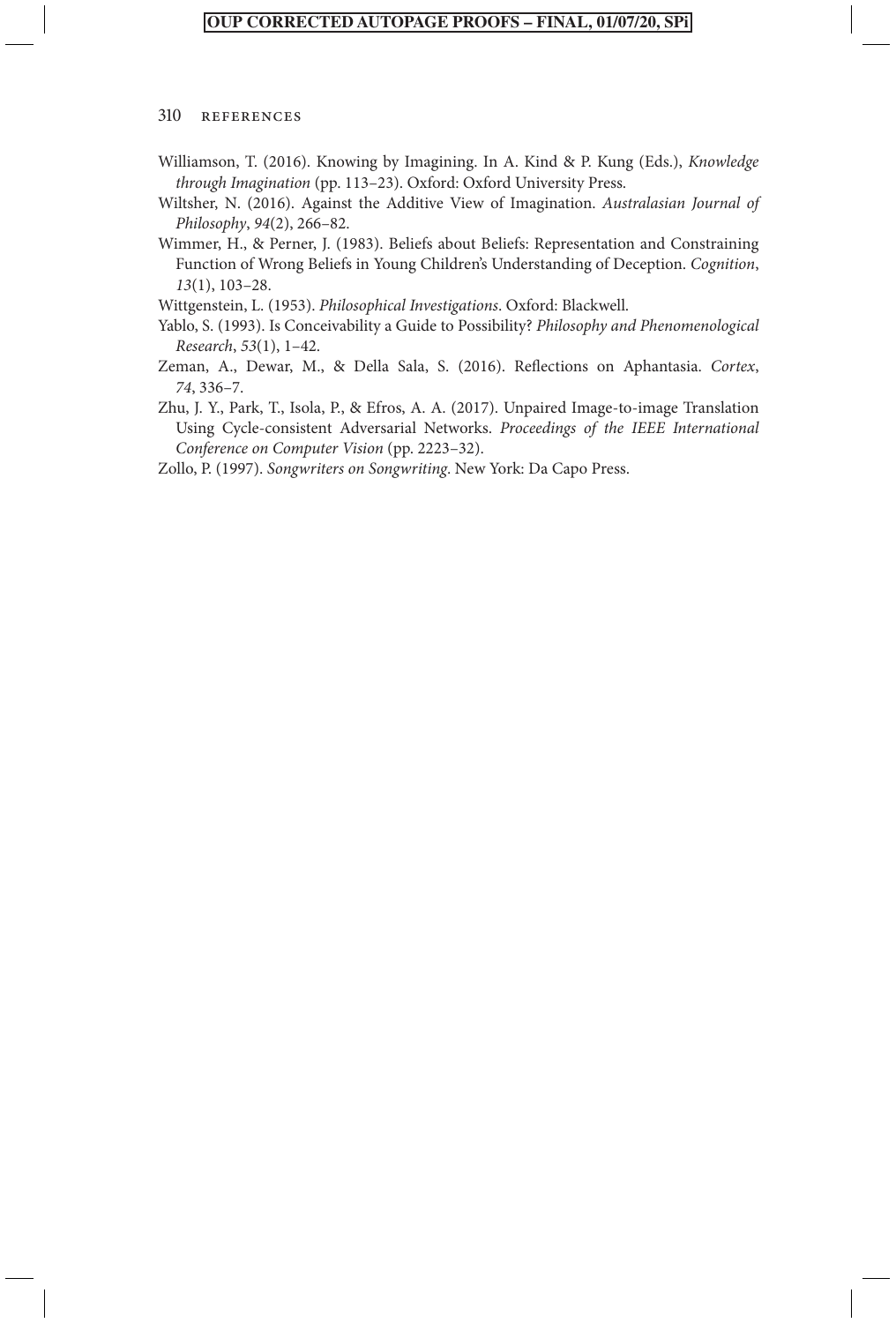Williamson, T. (2016). Knowing by Imagining. In A. Kind & P. Kung (Eds.), *Knowledge through Imagination* (pp. 113–23). Oxford: Oxford University Press.

Wiltsher, N. (2016). Against the Additive View of Imagination. *Australasian Journal of Philosophy*, *94*(2), 266–82.

Wimmer, H., & Perner, J. (1983). Beliefs about Beliefs: Representation and Constraining Function of Wrong Beliefs in Young Children's Understanding of Deception. *Cognition*, *13*(1), 103–28.

Wittgenstein, L. (1953). *Philosophical Investigations*. Oxford: Blackwell.

Yablo, S. (1993). Is Conceivability a Guide to Possibility? *Philosophy and Phenomenological Research*, *53*(1), 1–42.

Zeman, A., Dewar, M., & Della Sala, S. (2016). Reflections on Aphantasia. *Cortex*, *74*, 336–7.

Zhu, J. Y., Park, T., Isola, P., & Efros, A. A. (2017). Unpaired Image-to-image Translation Using Cycle-consistent Adversarial Networks. *Proceedings of the IEEE International Conference on Computer Vision* (pp. 2223–32).

Zollo, P. (1997). *Songwriters on Songwriting*. New York: Da Capo Press.